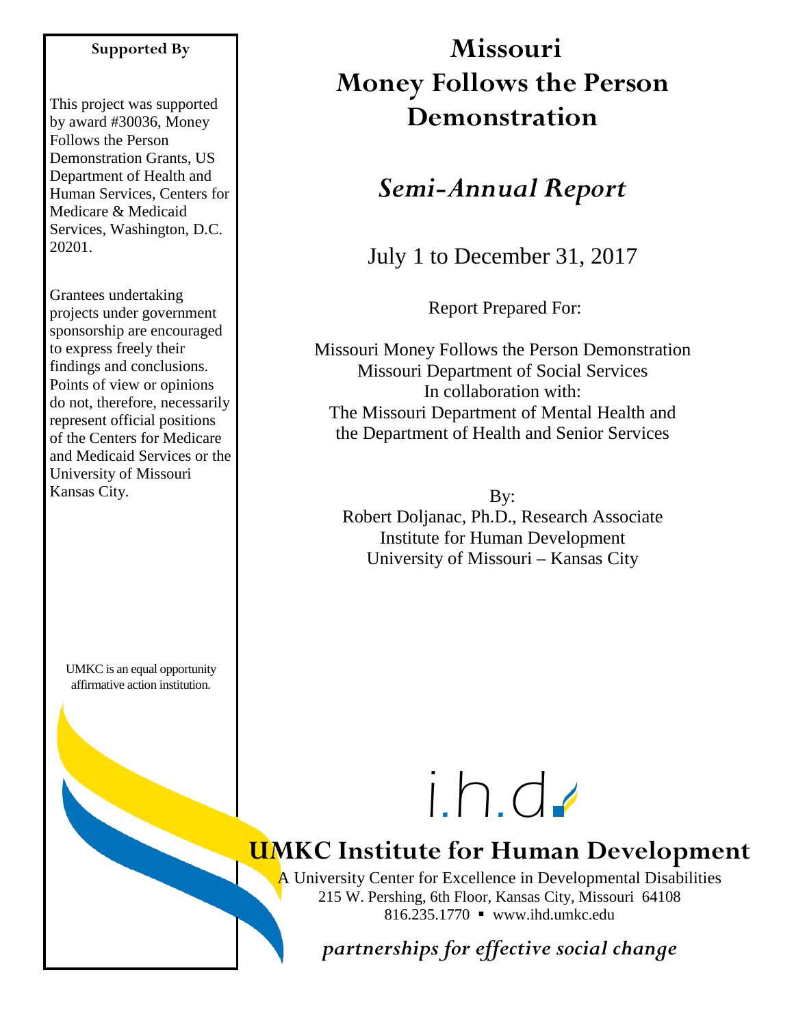# Missouri Money Follows the Person Demonstration

## *Semi-Annual Report*

July 1 to December 31, 2017

Report Prepared For:

Missouri Money Follows the Person Demonstration
Missouri Department of Social Services
In collaboration with:
The Missouri Department of Mental Health and
the Department of Health and Senior Services

By:
Robert Doljanac, Ph.D., Research Associate
Institute for Human Development
University of Missouri – Kansas City

**Supported By**

This project was supported by award #30036, Money Follows the Person Demonstration Grants, US Department of Health and Human Services, Centers for Medicare & Medicaid Services, Washington, D.C. 20201.

Grantees undertaking projects under government sponsorship are encouraged to express freely their findings and conclusions. Points of view or opinions do not, therefore, necessarily represent official positions of the Centers for Medicare and Medicaid Services or the University of Missouri Kansas City.

UMKC is an equal opportunity affirmative action institution.

i.h.d.

**UMKC Institute for Human Development**

A University Center for Excellence in Developmental Disabilities
215 W. Pershing, 6th Floor, Kansas City, Missouri 64108
816.235.1770 ▪ www.ihd.umkc.edu

*partnerships for effective social change*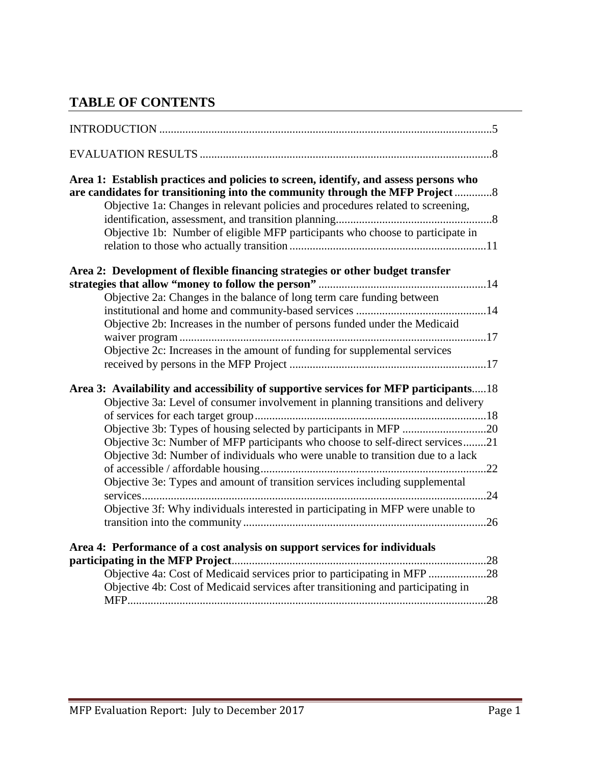## TABLE OF CONTENTS

INTRODUCTION ....................................................................................................................5

EVALUATION RESULTS .....................................................................................................8

**Area 1: Establish practices and policies to screen, identify, and assess persons who are candidates for transitioning into the community through the MFP Project** .............8

- Objective 1a: Changes in relevant policies and procedures related to screening, identification, assessment, and transition planning......................................................8
- Objective 1b: Number of eligible MFP participants who choose to participate in relation to those who actually transition ....................................................................11

**Area 2: Development of flexible financing strategies or other budget transfer strategies that allow "money to follow the person"** ..........................................................14

- Objective 2a: Changes in the balance of long term care funding between institutional and home and community-based services .............................................14
- Objective 2b: Increases in the number of persons funded under the Medicaid waiver program ..........................................................................................................17
- Objective 2c: Increases in the amount of funding for supplemental services received by persons in the MFP Project ....................................................................17

**Area 3: Availability and accessibility of supportive services for MFP participants**.....18

- Objective 3a: Level of consumer involvement in planning transitions and delivery of services for each target group................................................................................18
- Objective 3b: Types of housing selected by participants in MFP .............................20
- Objective 3c: Number of MFP participants who choose to self-direct services.........21
- Objective 3d: Number of individuals who were unable to transition due to a lack of accessible / affordable housing...............................................................................22
- Objective 3e: Types and amount of transition services including supplemental services.........................................................................................................................24
- Objective 3f: Why individuals interested in participating in MFP were unable to transition into the community ....................................................................................26

**Area 4: Performance of a cost analysis on support services for individuals participating in the MFP Project**.........................................................................................28

- Objective 4a: Cost of Medicaid services prior to participating in MFP ....................28
- Objective 4b: Cost of Medicaid services after transitioning and participating in MFP.............................................................................................................................28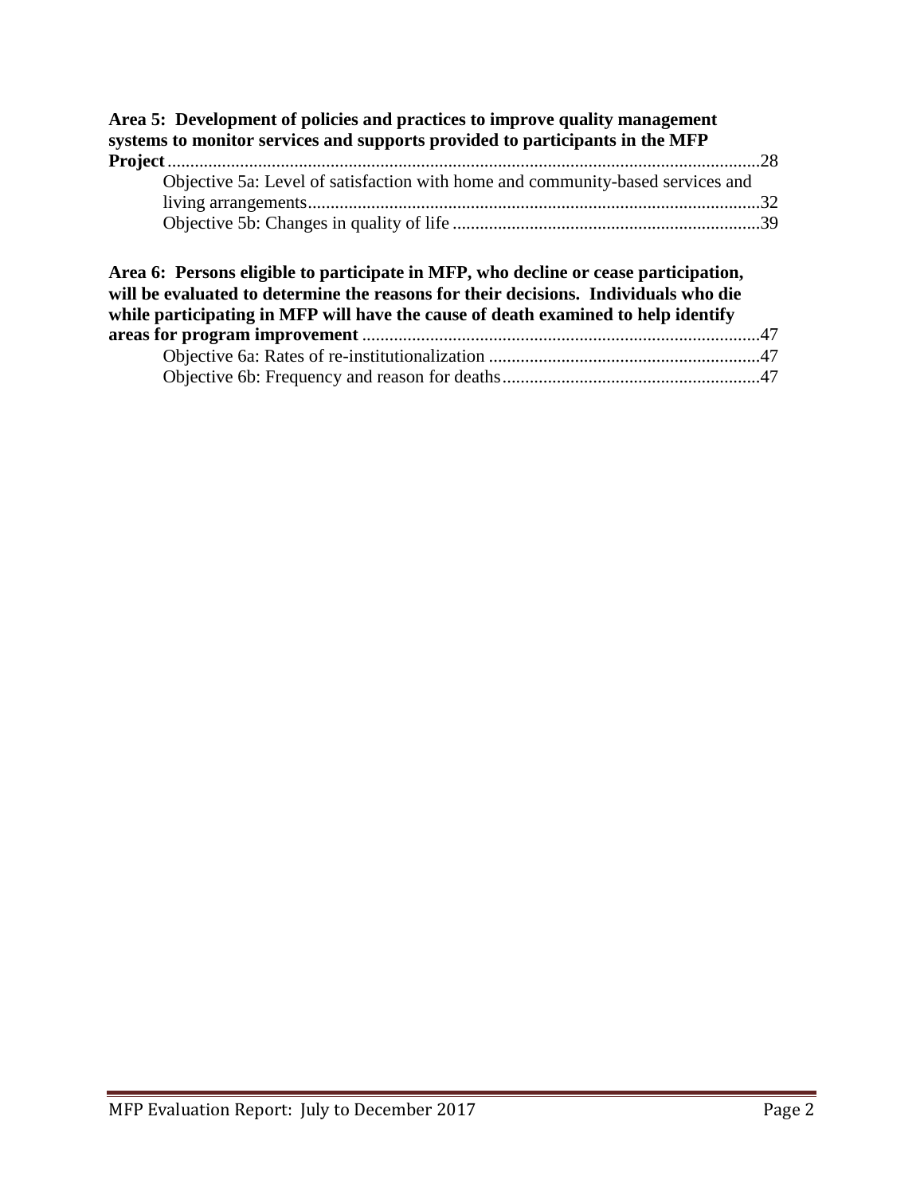**Area 5: Development of policies and practices to improve quality management systems to monitor services and supports provided to participants in the MFP Project** .......... 28

Objective 5a: Level of satisfaction with home and community-based services and living arrangements .......... 32

Objective 5b: Changes in quality of life .......... 39

**Area 6: Persons eligible to participate in MFP, who decline or cease participation, will be evaluated to determine the reasons for their decisions. Individuals who die while participating in MFP will have the cause of death examined to help identify areas for program improvement** .......... 47

Objective 6a: Rates of re-institutionalization .......... 47

Objective 6b: Frequency and reason for deaths .......... 47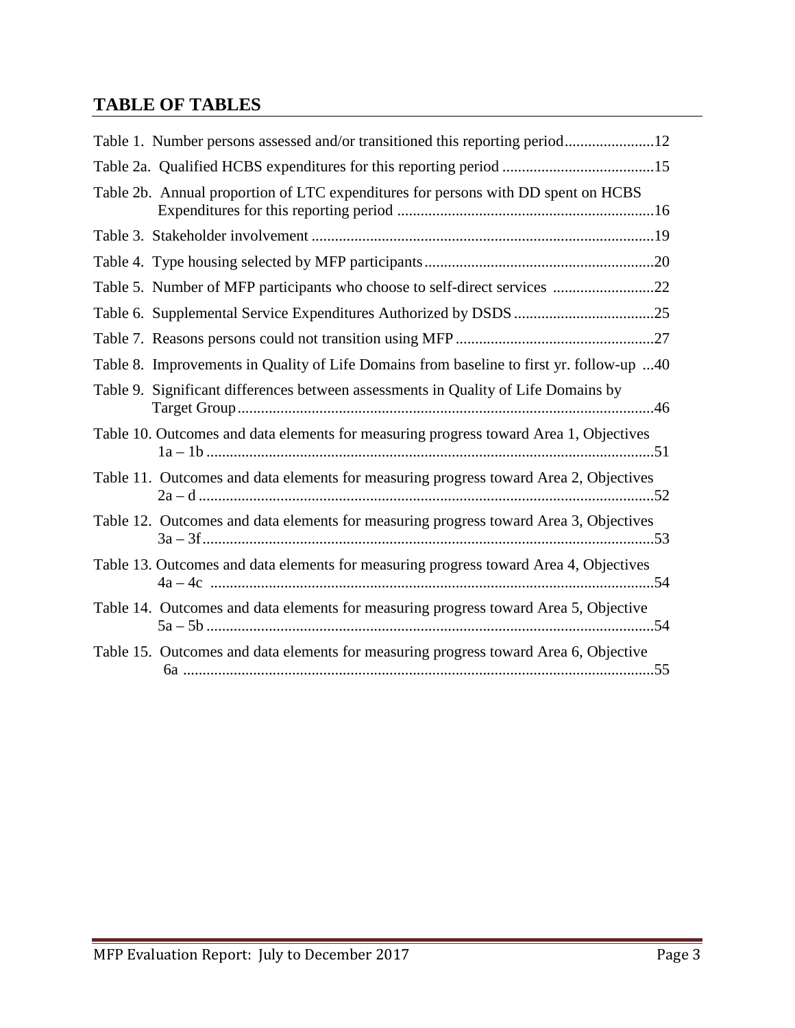## TABLE OF TABLES

Table 1. Number persons assessed and/or transitioned this reporting period.......................12

Table 2a. Qualified HCBS expenditures for this reporting period .......................................15

Table 2b. Annual proportion of LTC expenditures for persons with DD spent on HCBS Expenditures for this reporting period ..................................................................16

Table 3. Stakeholder involvement ........................................................................................19

Table 4. Type housing selected by MFP participants...........................................................20

Table 5. Number of MFP participants who choose to self-direct services ..........................22

Table 6. Supplemental Service Expenditures Authorized by DSDS....................................25

Table 7. Reasons persons could not transition using MFP ...................................................27

Table 8. Improvements in Quality of Life Domains from baseline to first yr. follow-up ...40

Table 9. Significant differences between assessments in Quality of Life Domains by Target Group...........................................................................................................46

Table 10. Outcomes and data elements for measuring progress toward Area 1, Objectives 1a – 1b ...................................................................................................................51

Table 11. Outcomes and data elements for measuring progress toward Area 2, Objectives 2a – d .....................................................................................................................52

Table 12. Outcomes and data elements for measuring progress toward Area 3, Objectives 3a – 3f....................................................................................................................53

Table 13. Outcomes and data elements for measuring progress toward Area 4, Objectives 4a – 4c .................................................................................................................54

Table 14. Outcomes and data elements for measuring progress toward Area 5, Objective 5a – 5b ...................................................................................................................54

Table 15. Outcomes and data elements for measuring progress toward Area 6, Objective 6a ........................................................................................................................55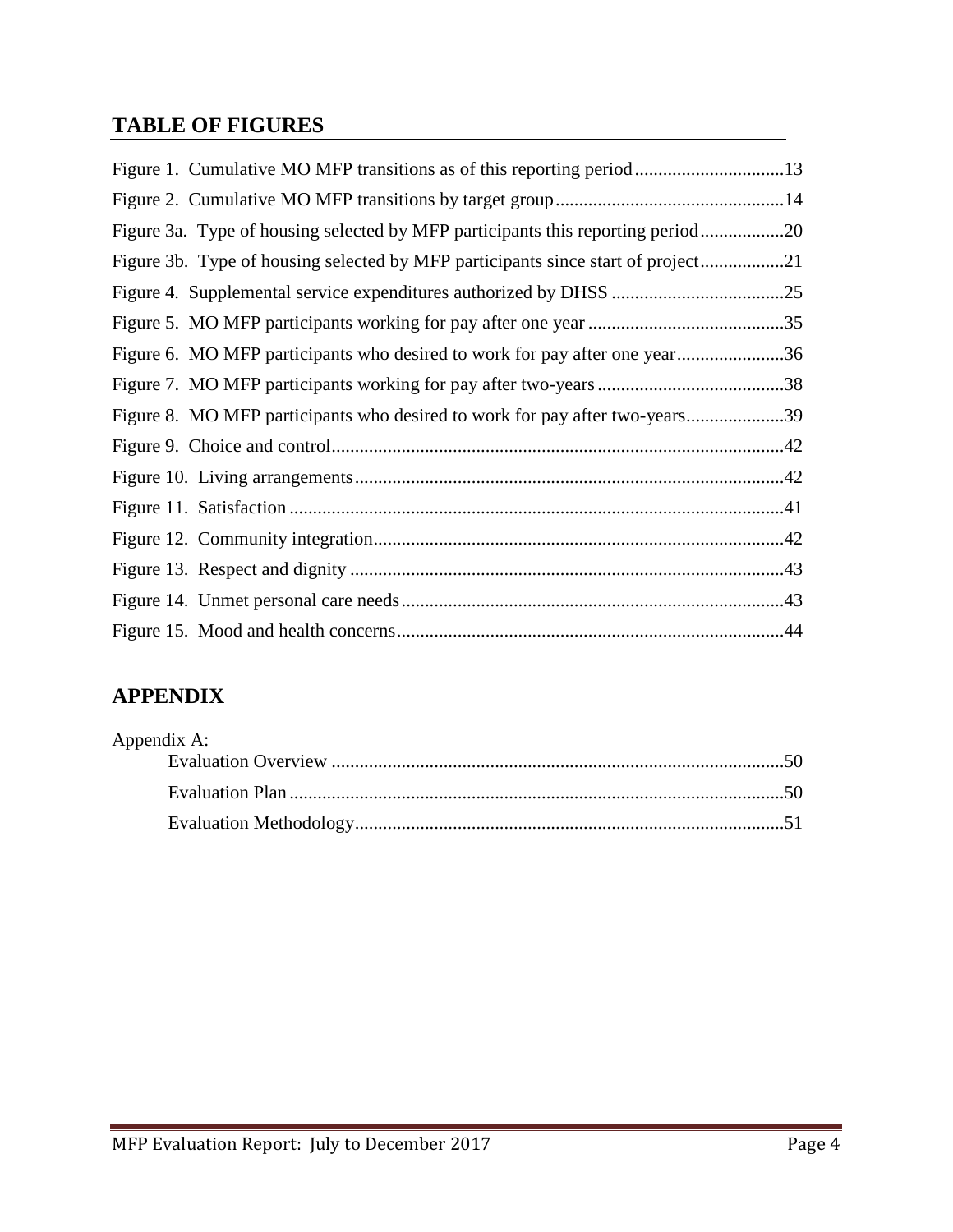## TABLE OF FIGURES

Figure 1. Cumulative MO MFP transitions as of this reporting period ................................13
Figure 2. Cumulative MO MFP transitions by target group ................................................14
Figure 3a. Type of housing selected by MFP participants this reporting period ..................20
Figure 3b. Type of housing selected by MFP participants since start of project ..................21
Figure 4. Supplemental service expenditures authorized by DHSS .....................................25
Figure 5. MO MFP participants working for pay after one year ..........................................35
Figure 6. MO MFP participants who desired to work for pay after one year .......................36
Figure 7. MO MFP participants working for pay after two-years ........................................38
Figure 8. MO MFP participants who desired to work for pay after two-years .....................39
Figure 9. Choice and control ................................................................................................42
Figure 10. Living arrangements ............................................................................................42
Figure 11. Satisfaction ..........................................................................................................41
Figure 12. Community integration ........................................................................................42
Figure 13. Respect and dignity .............................................................................................43
Figure 14. Unmet personal care needs ..................................................................................43
Figure 15. Mood and health concerns ...................................................................................44

## APPENDIX

Appendix A:
- Evaluation Overview .................................................................................................50
- Evaluation Plan ..........................................................................................................50
- Evaluation Methodology ............................................................................................51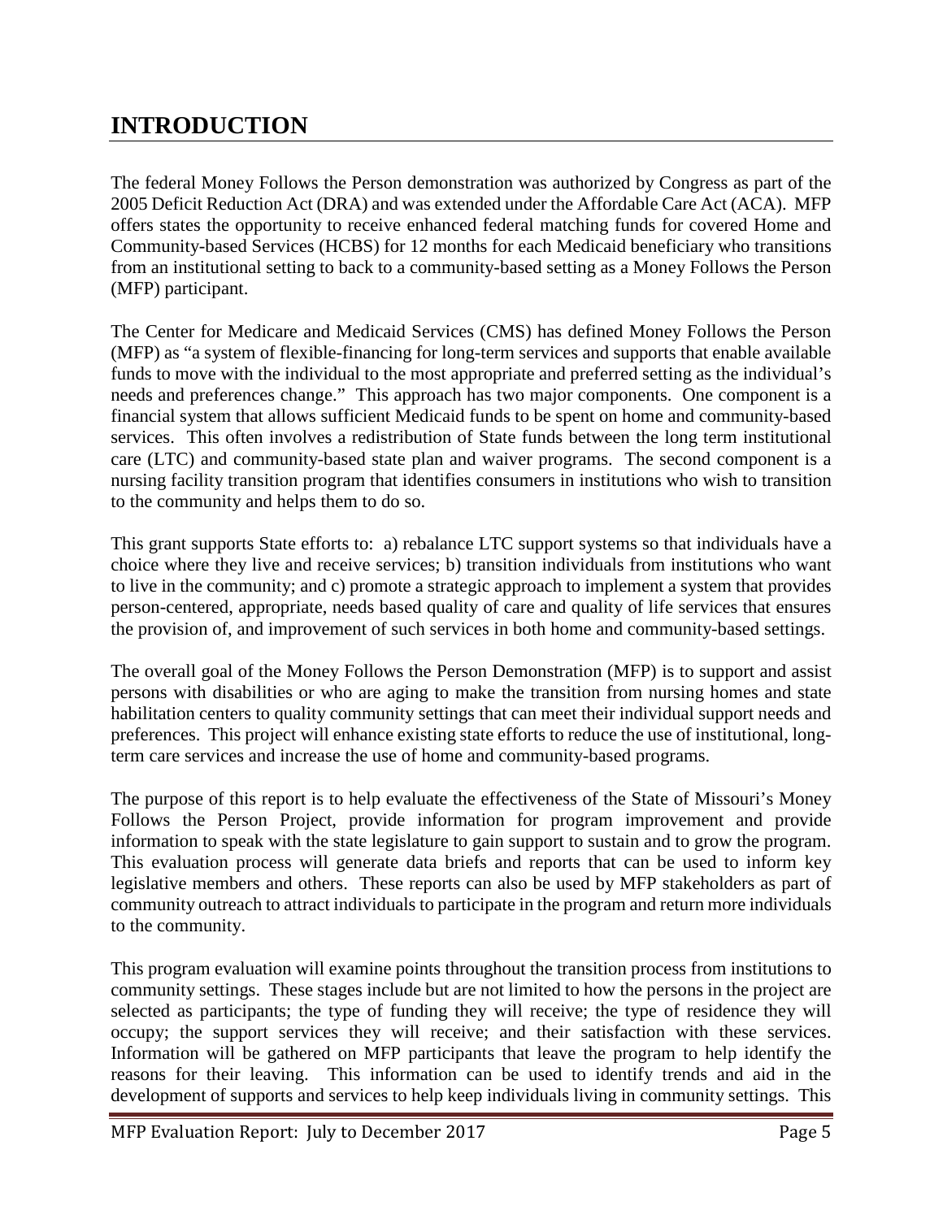# INTRODUCTION

The federal Money Follows the Person demonstration was authorized by Congress as part of the 2005 Deficit Reduction Act (DRA) and was extended under the Affordable Care Act (ACA). MFP offers states the opportunity to receive enhanced federal matching funds for covered Home and Community-based Services (HCBS) for 12 months for each Medicaid beneficiary who transitions from an institutional setting to back to a community-based setting as a Money Follows the Person (MFP) participant.

The Center for Medicare and Medicaid Services (CMS) has defined Money Follows the Person (MFP) as "a system of flexible-financing for long-term services and supports that enable available funds to move with the individual to the most appropriate and preferred setting as the individual's needs and preferences change." This approach has two major components. One component is a financial system that allows sufficient Medicaid funds to be spent on home and community-based services. This often involves a redistribution of State funds between the long term institutional care (LTC) and community-based state plan and waiver programs. The second component is a nursing facility transition program that identifies consumers in institutions who wish to transition to the community and helps them to do so.

This grant supports State efforts to: a) rebalance LTC support systems so that individuals have a choice where they live and receive services; b) transition individuals from institutions who want to live in the community; and c) promote a strategic approach to implement a system that provides person-centered, appropriate, needs based quality of care and quality of life services that ensures the provision of, and improvement of such services in both home and community-based settings.

The overall goal of the Money Follows the Person Demonstration (MFP) is to support and assist persons with disabilities or who are aging to make the transition from nursing homes and state habilitation centers to quality community settings that can meet their individual support needs and preferences. This project will enhance existing state efforts to reduce the use of institutional, long-term care services and increase the use of home and community-based programs.

The purpose of this report is to help evaluate the effectiveness of the State of Missouri's Money Follows the Person Project, provide information for program improvement and provide information to speak with the state legislature to gain support to sustain and to grow the program. This evaluation process will generate data briefs and reports that can be used to inform key legislative members and others. These reports can also be used by MFP stakeholders as part of community outreach to attract individuals to participate in the program and return more individuals to the community.

This program evaluation will examine points throughout the transition process from institutions to community settings. These stages include but are not limited to how the persons in the project are selected as participants; the type of funding they will receive; the type of residence they will occupy; the support services they will receive; and their satisfaction with these services. Information will be gathered on MFP participants that leave the program to help identify the reasons for their leaving. This information can be used to identify trends and aid in the development of supports and services to help keep individuals living in community settings. This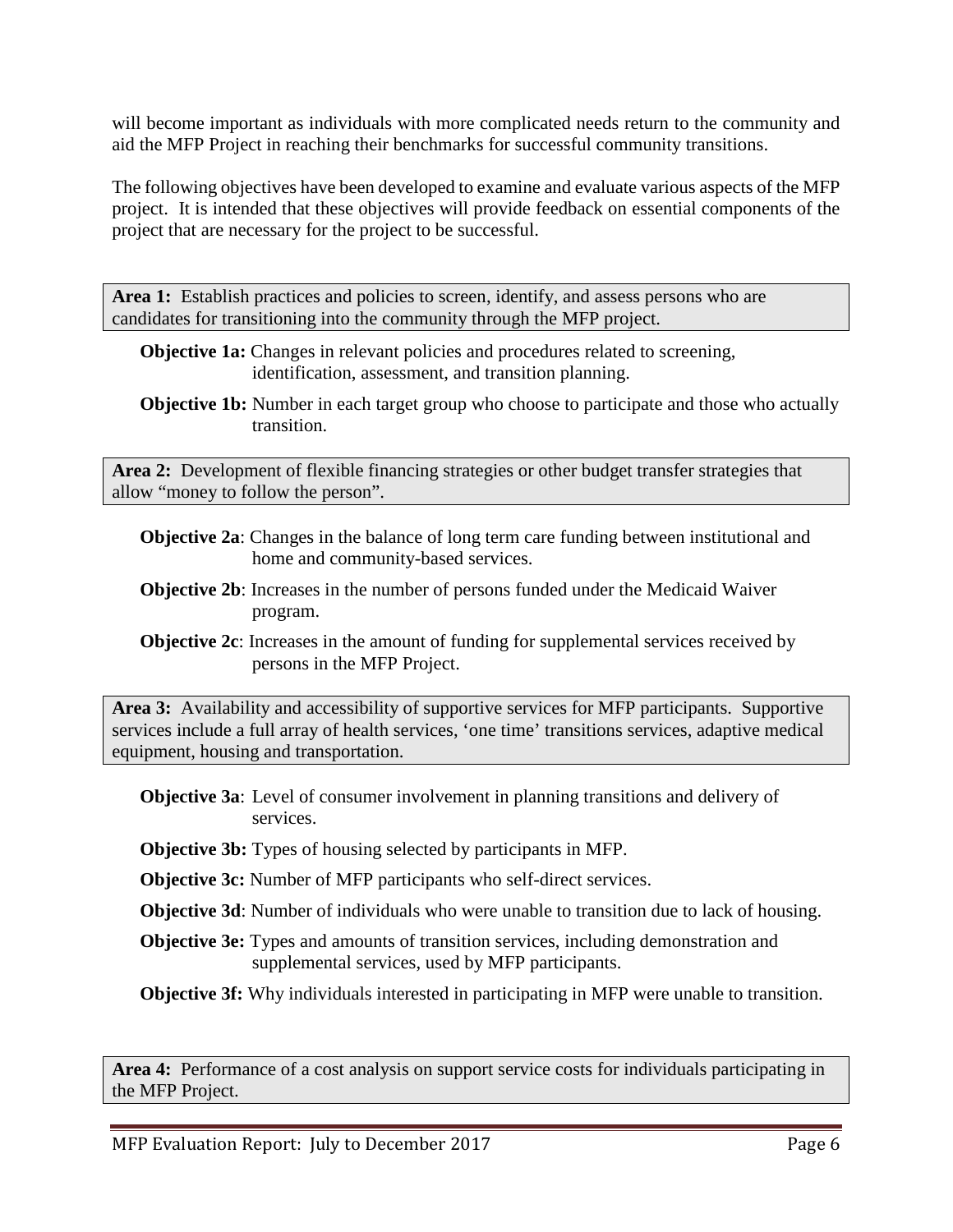will become important as individuals with more complicated needs return to the community and aid the MFP Project in reaching their benchmarks for successful community transitions.

The following objectives have been developed to examine and evaluate various aspects of the MFP project. It is intended that these objectives will provide feedback on essential components of the project that are necessary for the project to be successful.

**Area 1:** Establish practices and policies to screen, identify, and assess persons who are candidates for transitioning into the community through the MFP project.

**Objective 1a:** Changes in relevant policies and procedures related to screening, identification, assessment, and transition planning.

**Objective 1b:** Number in each target group who choose to participate and those who actually transition.

**Area 2:** Development of flexible financing strategies or other budget transfer strategies that allow "money to follow the person".

**Objective 2a**: Changes in the balance of long term care funding between institutional and home and community-based services.

**Objective 2b**: Increases in the number of persons funded under the Medicaid Waiver program.

**Objective 2c**: Increases in the amount of funding for supplemental services received by persons in the MFP Project.

**Area 3:** Availability and accessibility of supportive services for MFP participants. Supportive services include a full array of health services, 'one time' transitions services, adaptive medical equipment, housing and transportation.

**Objective 3a**: Level of consumer involvement in planning transitions and delivery of services.

**Objective 3b:** Types of housing selected by participants in MFP.

**Objective 3c:** Number of MFP participants who self-direct services.

**Objective 3d**: Number of individuals who were unable to transition due to lack of housing.

**Objective 3e:** Types and amounts of transition services, including demonstration and supplemental services, used by MFP participants.

**Objective 3f:** Why individuals interested in participating in MFP were unable to transition.

**Area 4:** Performance of a cost analysis on support service costs for individuals participating in the MFP Project.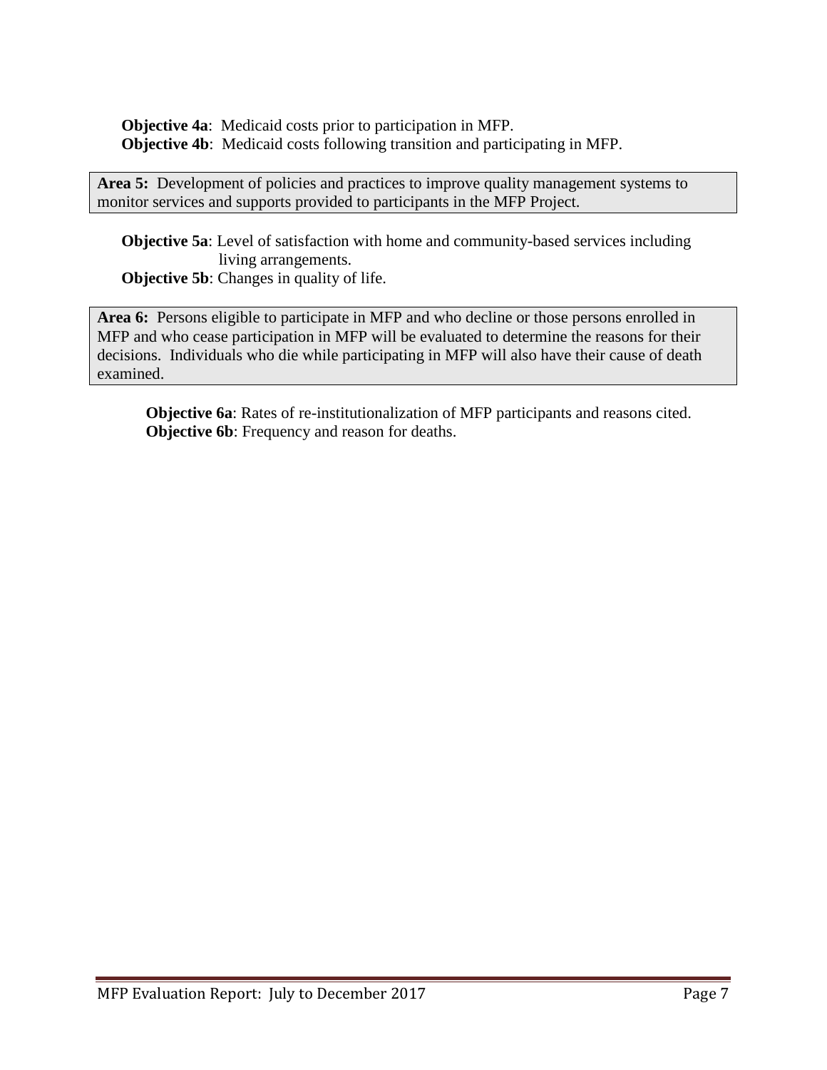**Objective 4a**: Medicaid costs prior to participation in MFP.
**Objective 4b**: Medicaid costs following transition and participating in MFP.

**Area 5:** Development of policies and practices to improve quality management systems to monitor services and supports provided to participants in the MFP Project.

**Objective 5a**: Level of satisfaction with home and community-based services including living arrangements.
**Objective 5b**: Changes in quality of life.

**Area 6:** Persons eligible to participate in MFP and who decline or those persons enrolled in MFP and who cease participation in MFP will be evaluated to determine the reasons for their decisions. Individuals who die while participating in MFP will also have their cause of death examined.

**Objective 6a**: Rates of re-institutionalization of MFP participants and reasons cited.
**Objective 6b**: Frequency and reason for deaths.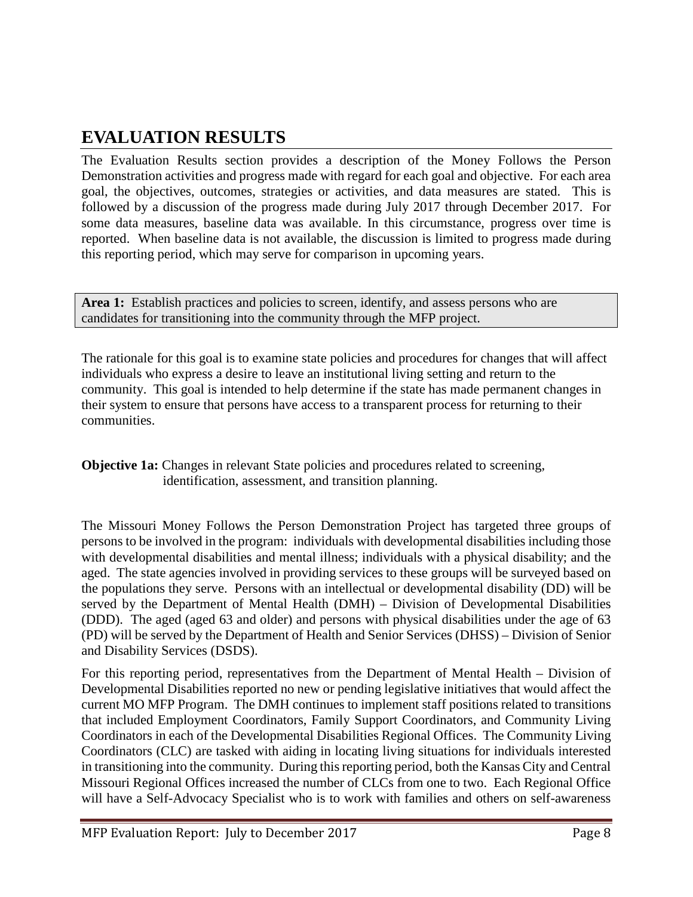# EVALUATION RESULTS

The Evaluation Results section provides a description of the Money Follows the Person Demonstration activities and progress made with regard for each goal and objective. For each area goal, the objectives, outcomes, strategies or activities, and data measures are stated. This is followed by a discussion of the progress made during July 2017 through December 2017. For some data measures, baseline data was available. In this circumstance, progress over time is reported. When baseline data is not available, the discussion is limited to progress made during this reporting period, which may serve for comparison in upcoming years.

**Area 1:** Establish practices and policies to screen, identify, and assess persons who are candidates for transitioning into the community through the MFP project.

The rationale for this goal is to examine state policies and procedures for changes that will affect individuals who express a desire to leave an institutional living setting and return to the community. This goal is intended to help determine if the state has made permanent changes in their system to ensure that persons have access to a transparent process for returning to their communities.

**Objective 1a:** Changes in relevant State policies and procedures related to screening, identification, assessment, and transition planning.

The Missouri Money Follows the Person Demonstration Project has targeted three groups of persons to be involved in the program: individuals with developmental disabilities including those with developmental disabilities and mental illness; individuals with a physical disability; and the aged. The state agencies involved in providing services to these groups will be surveyed based on the populations they serve. Persons with an intellectual or developmental disability (DD) will be served by the Department of Mental Health (DMH) – Division of Developmental Disabilities (DDD). The aged (aged 63 and older) and persons with physical disabilities under the age of 63 (PD) will be served by the Department of Health and Senior Services (DHSS) – Division of Senior and Disability Services (DSDS).

For this reporting period, representatives from the Department of Mental Health – Division of Developmental Disabilities reported no new or pending legislative initiatives that would affect the current MO MFP Program. The DMH continues to implement staff positions related to transitions that included Employment Coordinators, Family Support Coordinators, and Community Living Coordinators in each of the Developmental Disabilities Regional Offices. The Community Living Coordinators (CLC) are tasked with aiding in locating living situations for individuals interested in transitioning into the community. During this reporting period, both the Kansas City and Central Missouri Regional Offices increased the number of CLCs from one to two. Each Regional Office will have a Self-Advocacy Specialist who is to work with families and others on self-awareness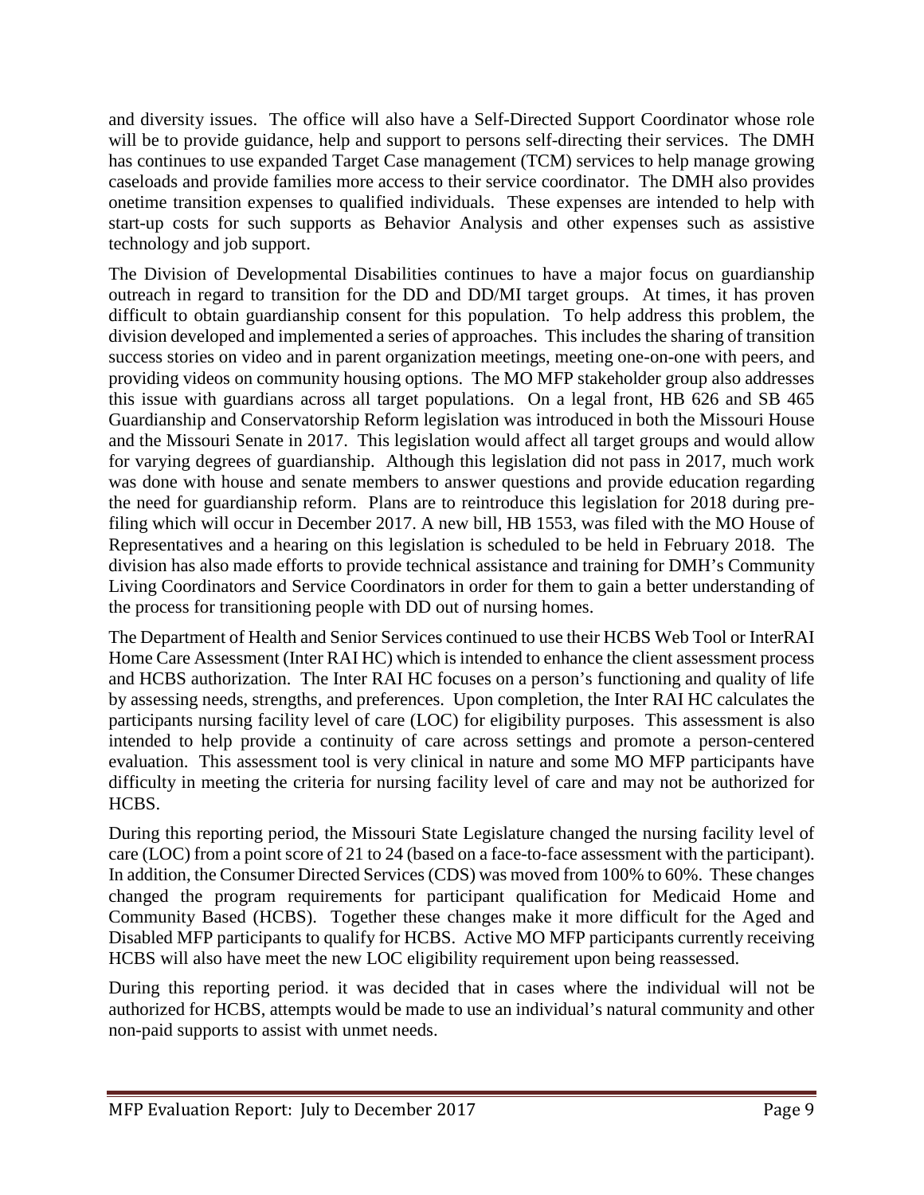and diversity issues. The office will also have a Self-Directed Support Coordinator whose role will be to provide guidance, help and support to persons self-directing their services. The DMH has continues to use expanded Target Case management (TCM) services to help manage growing caseloads and provide families more access to their service coordinator. The DMH also provides onetime transition expenses to qualified individuals. These expenses are intended to help with start-up costs for such supports as Behavior Analysis and other expenses such as assistive technology and job support.

The Division of Developmental Disabilities continues to have a major focus on guardianship outreach in regard to transition for the DD and DD/MI target groups. At times, it has proven difficult to obtain guardianship consent for this population. To help address this problem, the division developed and implemented a series of approaches. This includes the sharing of transition success stories on video and in parent organization meetings, meeting one-on-one with peers, and providing videos on community housing options. The MO MFP stakeholder group also addresses this issue with guardians across all target populations. On a legal front, HB 626 and SB 465 Guardianship and Conservatorship Reform legislation was introduced in both the Missouri House and the Missouri Senate in 2017. This legislation would affect all target groups and would allow for varying degrees of guardianship. Although this legislation did not pass in 2017, much work was done with house and senate members to answer questions and provide education regarding the need for guardianship reform. Plans are to reintroduce this legislation for 2018 during pre-filing which will occur in December 2017. A new bill, HB 1553, was filed with the MO House of Representatives and a hearing on this legislation is scheduled to be held in February 2018. The division has also made efforts to provide technical assistance and training for DMH's Community Living Coordinators and Service Coordinators in order for them to gain a better understanding of the process for transitioning people with DD out of nursing homes.

The Department of Health and Senior Services continued to use their HCBS Web Tool or InterRAI Home Care Assessment (Inter RAI HC) which is intended to enhance the client assessment process and HCBS authorization. The Inter RAI HC focuses on a person's functioning and quality of life by assessing needs, strengths, and preferences. Upon completion, the Inter RAI HC calculates the participants nursing facility level of care (LOC) for eligibility purposes. This assessment is also intended to help provide a continuity of care across settings and promote a person-centered evaluation. This assessment tool is very clinical in nature and some MO MFP participants have difficulty in meeting the criteria for nursing facility level of care and may not be authorized for HCBS.

During this reporting period, the Missouri State Legislature changed the nursing facility level of care (LOC) from a point score of 21 to 24 (based on a face-to-face assessment with the participant). In addition, the Consumer Directed Services (CDS) was moved from 100% to 60%. These changes changed the program requirements for participant qualification for Medicaid Home and Community Based (HCBS). Together these changes make it more difficult for the Aged and Disabled MFP participants to qualify for HCBS. Active MO MFP participants currently receiving HCBS will also have meet the new LOC eligibility requirement upon being reassessed.

During this reporting period. it was decided that in cases where the individual will not be authorized for HCBS, attempts would be made to use an individual's natural community and other non-paid supports to assist with unmet needs.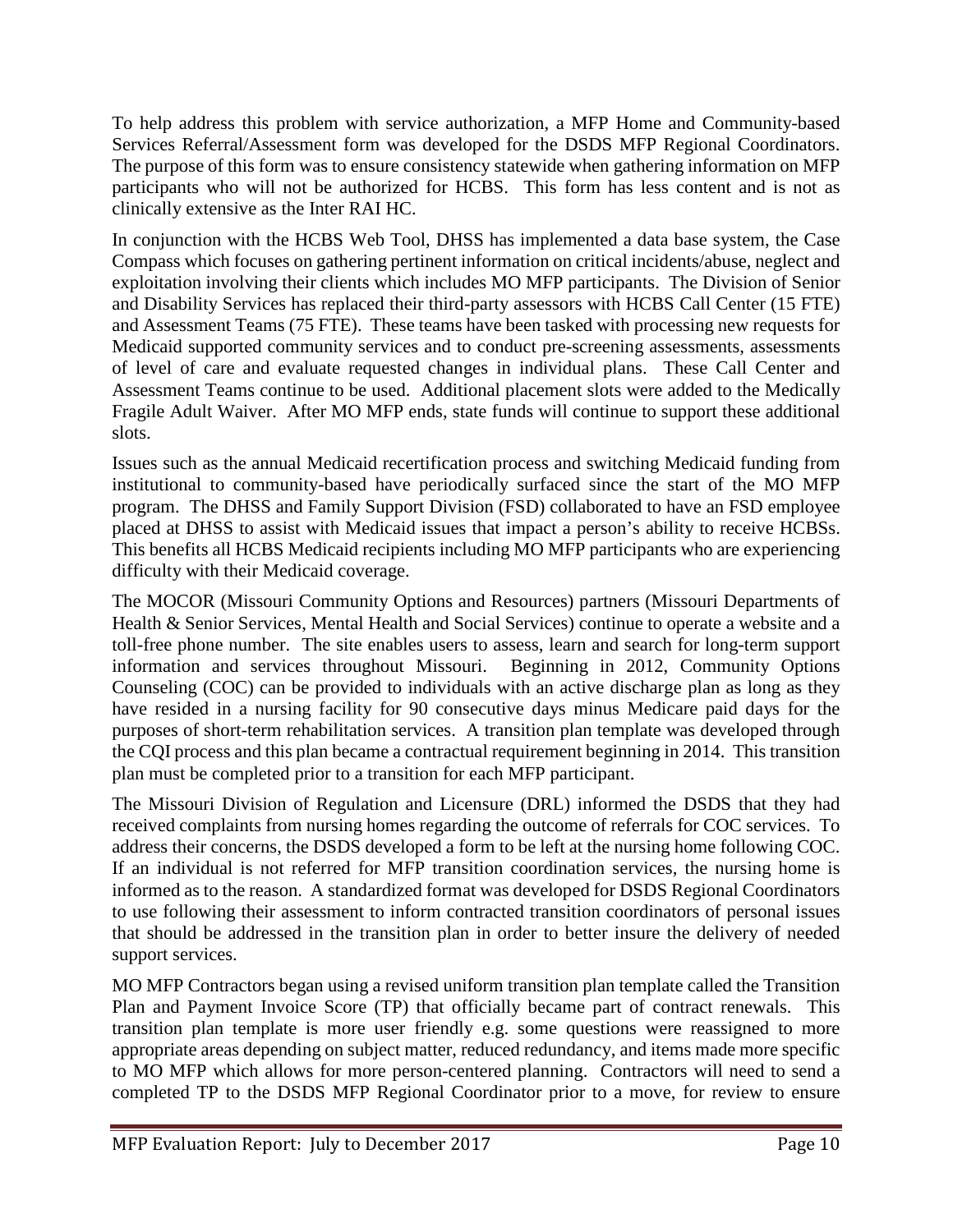To help address this problem with service authorization, a MFP Home and Community-based Services Referral/Assessment form was developed for the DSDS MFP Regional Coordinators. The purpose of this form was to ensure consistency statewide when gathering information on MFP participants who will not be authorized for HCBS. This form has less content and is not as clinically extensive as the Inter RAI HC.

In conjunction with the HCBS Web Tool, DHSS has implemented a data base system, the Case Compass which focuses on gathering pertinent information on critical incidents/abuse, neglect and exploitation involving their clients which includes MO MFP participants. The Division of Senior and Disability Services has replaced their third-party assessors with HCBS Call Center (15 FTE) and Assessment Teams (75 FTE). These teams have been tasked with processing new requests for Medicaid supported community services and to conduct pre-screening assessments, assessments of level of care and evaluate requested changes in individual plans. These Call Center and Assessment Teams continue to be used. Additional placement slots were added to the Medically Fragile Adult Waiver. After MO MFP ends, state funds will continue to support these additional slots.

Issues such as the annual Medicaid recertification process and switching Medicaid funding from institutional to community-based have periodically surfaced since the start of the MO MFP program. The DHSS and Family Support Division (FSD) collaborated to have an FSD employee placed at DHSS to assist with Medicaid issues that impact a person's ability to receive HCBSs. This benefits all HCBS Medicaid recipients including MO MFP participants who are experiencing difficulty with their Medicaid coverage.

The MOCOR (Missouri Community Options and Resources) partners (Missouri Departments of Health & Senior Services, Mental Health and Social Services) continue to operate a website and a toll-free phone number. The site enables users to assess, learn and search for long-term support information and services throughout Missouri. Beginning in 2012, Community Options Counseling (COC) can be provided to individuals with an active discharge plan as long as they have resided in a nursing facility for 90 consecutive days minus Medicare paid days for the purposes of short-term rehabilitation services. A transition plan template was developed through the CQI process and this plan became a contractual requirement beginning in 2014. This transition plan must be completed prior to a transition for each MFP participant.

The Missouri Division of Regulation and Licensure (DRL) informed the DSDS that they had received complaints from nursing homes regarding the outcome of referrals for COC services. To address their concerns, the DSDS developed a form to be left at the nursing home following COC. If an individual is not referred for MFP transition coordination services, the nursing home is informed as to the reason. A standardized format was developed for DSDS Regional Coordinators to use following their assessment to inform contracted transition coordinators of personal issues that should be addressed in the transition plan in order to better insure the delivery of needed support services.

MO MFP Contractors began using a revised uniform transition plan template called the Transition Plan and Payment Invoice Score (TP) that officially became part of contract renewals. This transition plan template is more user friendly e.g. some questions were reassigned to more appropriate areas depending on subject matter, reduced redundancy, and items made more specific to MO MFP which allows for more person-centered planning. Contractors will need to send a completed TP to the DSDS MFP Regional Coordinator prior to a move, for review to ensure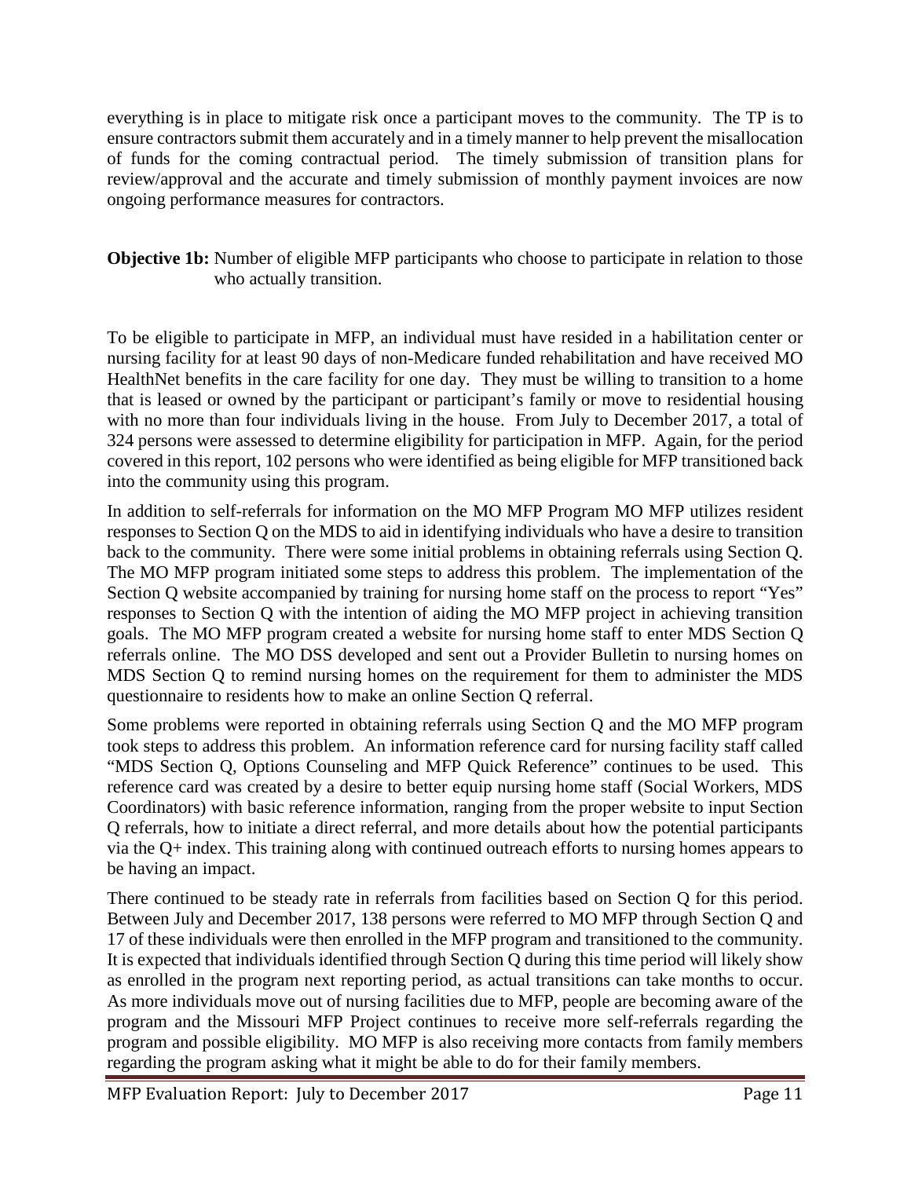everything is in place to mitigate risk once a participant moves to the community. The TP is to ensure contractors submit them accurately and in a timely manner to help prevent the misallocation of funds for the coming contractual period. The timely submission of transition plans for review/approval and the accurate and timely submission of monthly payment invoices are now ongoing performance measures for contractors.

**Objective 1b:** Number of eligible MFP participants who choose to participate in relation to those who actually transition.

To be eligible to participate in MFP, an individual must have resided in a habilitation center or nursing facility for at least 90 days of non-Medicare funded rehabilitation and have received MO HealthNet benefits in the care facility for one day. They must be willing to transition to a home that is leased or owned by the participant or participant's family or move to residential housing with no more than four individuals living in the house. From July to December 2017, a total of 324 persons were assessed to determine eligibility for participation in MFP. Again, for the period covered in this report, 102 persons who were identified as being eligible for MFP transitioned back into the community using this program.

In addition to self-referrals for information on the MO MFP Program MO MFP utilizes resident responses to Section Q on the MDS to aid in identifying individuals who have a desire to transition back to the community. There were some initial problems in obtaining referrals using Section Q. The MO MFP program initiated some steps to address this problem. The implementation of the Section Q website accompanied by training for nursing home staff on the process to report "Yes" responses to Section Q with the intention of aiding the MO MFP project in achieving transition goals. The MO MFP program created a website for nursing home staff to enter MDS Section Q referrals online. The MO DSS developed and sent out a Provider Bulletin to nursing homes on MDS Section Q to remind nursing homes on the requirement for them to administer the MDS questionnaire to residents how to make an online Section Q referral.

Some problems were reported in obtaining referrals using Section Q and the MO MFP program took steps to address this problem. An information reference card for nursing facility staff called "MDS Section Q, Options Counseling and MFP Quick Reference" continues to be used. This reference card was created by a desire to better equip nursing home staff (Social Workers, MDS Coordinators) with basic reference information, ranging from the proper website to input Section Q referrals, how to initiate a direct referral, and more details about how the potential participants via the Q+ index. This training along with continued outreach efforts to nursing homes appears to be having an impact.

There continued to be steady rate in referrals from facilities based on Section Q for this period. Between July and December 2017, 138 persons were referred to MO MFP through Section Q and 17 of these individuals were then enrolled in the MFP program and transitioned to the community. It is expected that individuals identified through Section Q during this time period will likely show as enrolled in the program next reporting period, as actual transitions can take months to occur. As more individuals move out of nursing facilities due to MFP, people are becoming aware of the program and the Missouri MFP Project continues to receive more self-referrals regarding the program and possible eligibility. MO MFP is also receiving more contacts from family members regarding the program asking what it might be able to do for their family members.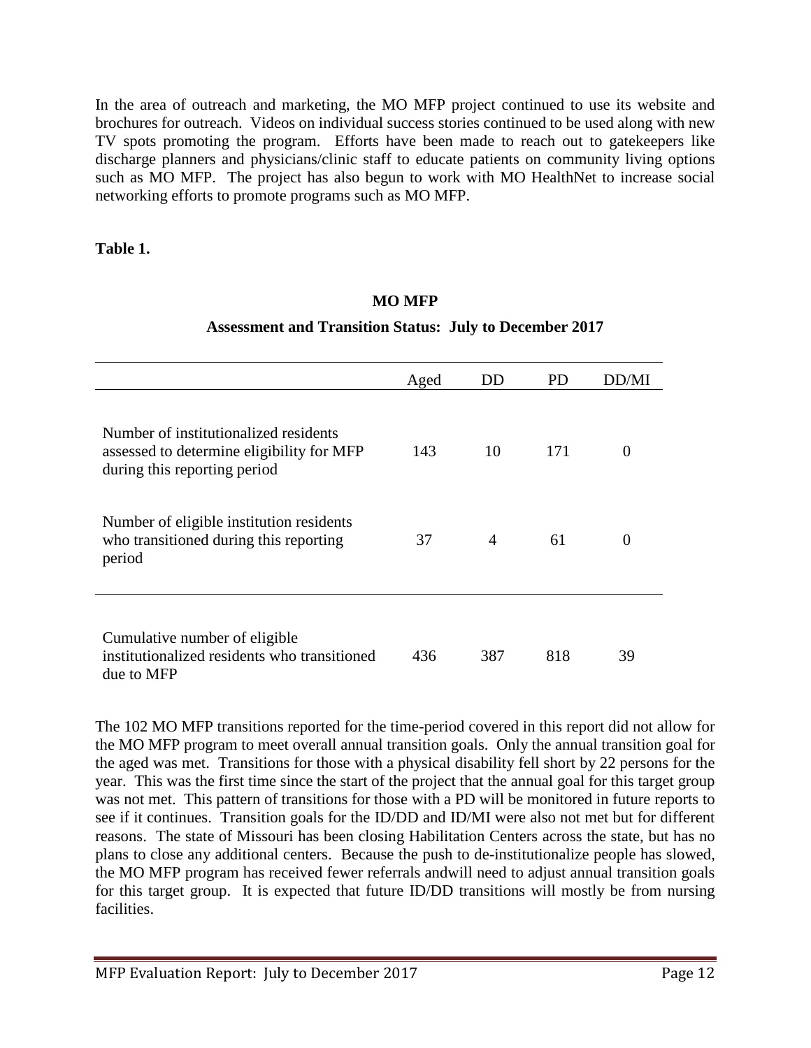In the area of outreach and marketing, the MO MFP project continued to use its website and brochures for outreach. Videos on individual success stories continued to be used along with new TV spots promoting the program. Efforts have been made to reach out to gatekeepers like discharge planners and physicians/clinic staff to educate patients on community living options such as MO MFP. The project has also begun to work with MO HealthNet to increase social networking efforts to promote programs such as MO MFP.

**Table 1.**

**MO MFP**

**Assessment and Transition Status: July to December 2017**

| | Aged | DD | PD | DD/MI |
|---|---|---|---|---|
| Number of institutionalized residents assessed to determine eligibility for MFP during this reporting period | 143 | 10 | 171 | 0 |
| Number of eligible institution residents who transitioned during this reporting period | 37 | 4 | 61 | 0 |
| Cumulative number of eligible institutionalized residents who transitioned due to MFP | 436 | 387 | 818 | 39 |

The 102 MO MFP transitions reported for the time-period covered in this report did not allow for the MO MFP program to meet overall annual transition goals. Only the annual transition goal for the aged was met. Transitions for those with a physical disability fell short by 22 persons for the year. This was the first time since the start of the project that the annual goal for this target group was not met. This pattern of transitions for those with a PD will be monitored in future reports to see if it continues. Transition goals for the ID/DD and ID/MI were also not met but for different reasons. The state of Missouri has been closing Habilitation Centers across the state, but has no plans to close any additional centers. Because the push to de-institutionalize people has slowed, the MO MFP program has received fewer referrals andwill need to adjust annual transition goals for this target group. It is expected that future ID/DD transitions will mostly be from nursing facilities.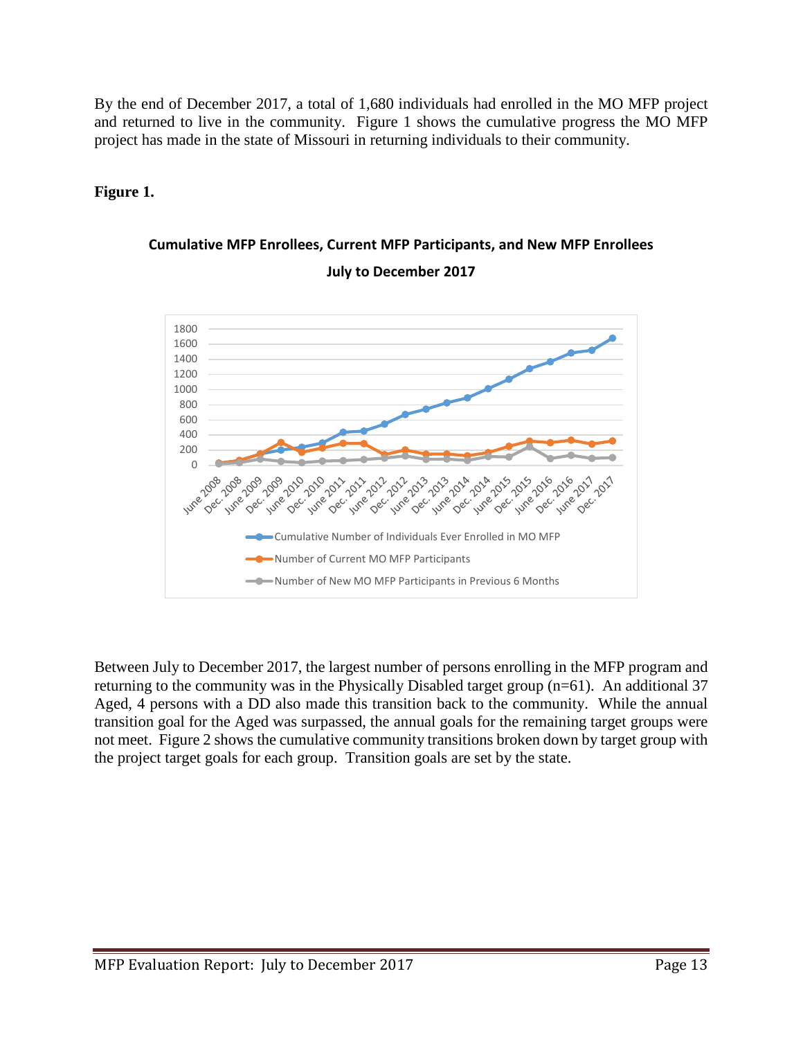By the end of December 2017, a total of 1,680 individuals had enrolled in the MO MFP project and returned to live in the community. Figure 1 shows the cumulative progress the MO MFP project has made in the state of Missouri in returning individuals to their community.

**Figure 1.**

**Cumulative MFP Enrollees, Current MFP Participants, and New MFP Enrollees**

**July to December 2017**

Between July to December 2017, the largest number of persons enrolling in the MFP program and returning to the community was in the Physically Disabled target group (n=61). An additional 37 Aged, 4 persons with a DD also made this transition back to the community. While the annual transition goal for the Aged was surpassed, the annual goals for the remaining target groups were not meet. Figure 2 shows the cumulative community transitions broken down by target group with the project target goals for each group. Transition goals are set by the state.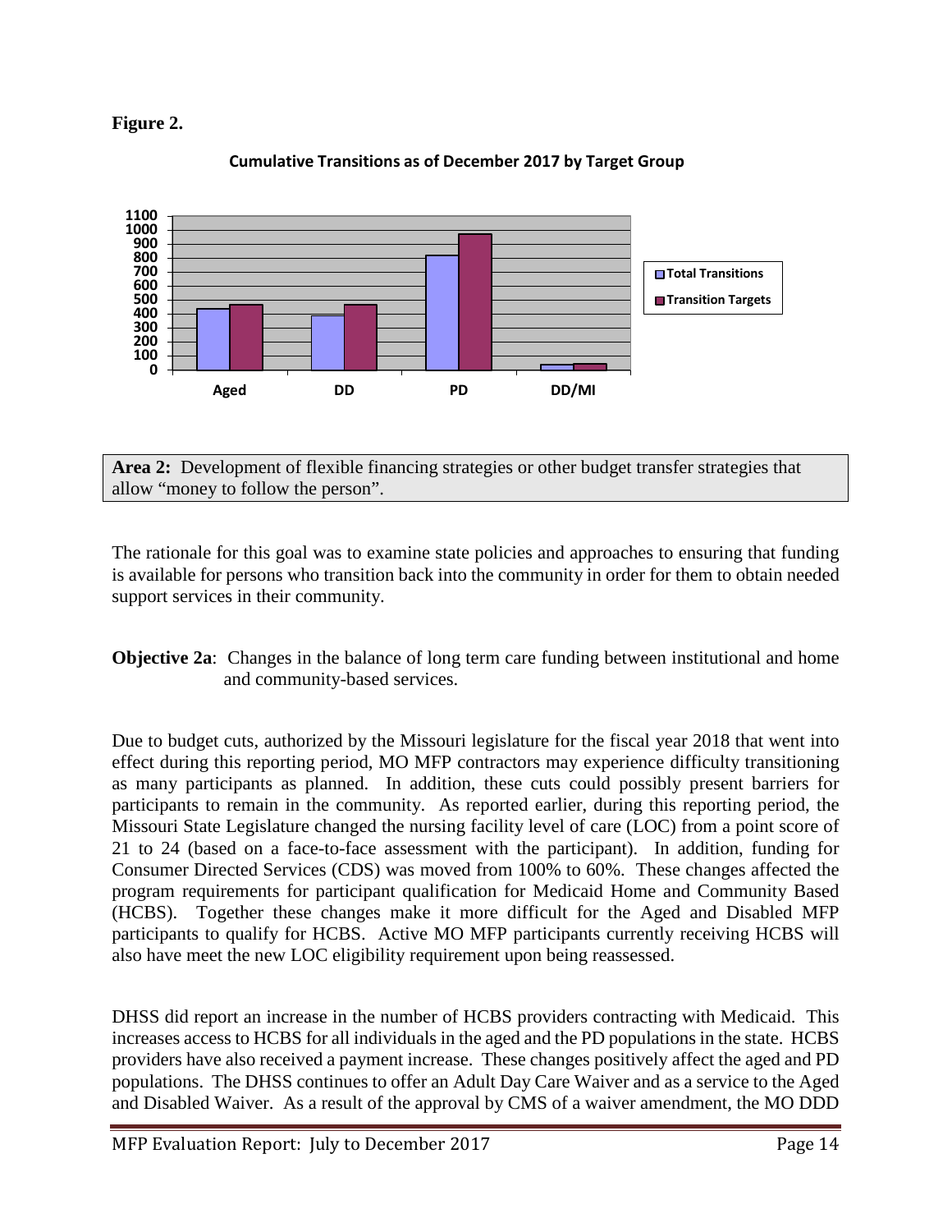**Figure 2.**

**Cumulative Transitions as of December 2017 by Target Group**

**Area 2:** Development of flexible financing strategies or other budget transfer strategies that allow "money to follow the person".

The rationale for this goal was to examine state policies and approaches to ensuring that funding is available for persons who transition back into the community in order for them to obtain needed support services in their community.

**Objective 2a**: Changes in the balance of long term care funding between institutional and home and community-based services.

Due to budget cuts, authorized by the Missouri legislature for the fiscal year 2018 that went into effect during this reporting period, MO MFP contractors may experience difficulty transitioning as many participants as planned. In addition, these cuts could possibly present barriers for participants to remain in the community. As reported earlier, during this reporting period, the Missouri State Legislature changed the nursing facility level of care (LOC) from a point score of 21 to 24 (based on a face-to-face assessment with the participant). In addition, funding for Consumer Directed Services (CDS) was moved from 100% to 60%. These changes affected the program requirements for participant qualification for Medicaid Home and Community Based (HCBS). Together these changes make it more difficult for the Aged and Disabled MFP participants to qualify for HCBS. Active MO MFP participants currently receiving HCBS will also have meet the new LOC eligibility requirement upon being reassessed.

DHSS did report an increase in the number of HCBS providers contracting with Medicaid. This increases access to HCBS for all individuals in the aged and the PD populations in the state. HCBS providers have also received a payment increase. These changes positively affect the aged and PD populations. The DHSS continues to offer an Adult Day Care Waiver and as a service to the Aged and Disabled Waiver. As a result of the approval by CMS of a waiver amendment, the MO DDD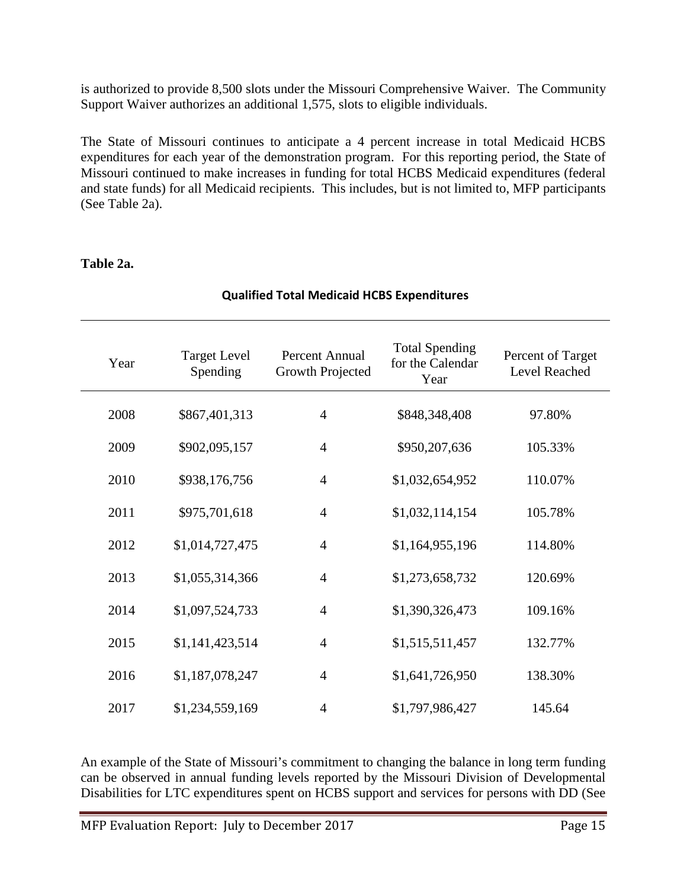is authorized to provide 8,500 slots under the Missouri Comprehensive Waiver. The Community Support Waiver authorizes an additional 1,575, slots to eligible individuals.

The State of Missouri continues to anticipate a 4 percent increase in total Medicaid HCBS expenditures for each year of the demonstration program. For this reporting period, the State of Missouri continued to make increases in funding for total HCBS Medicaid expenditures (federal and state funds) for all Medicaid recipients. This includes, but is not limited to, MFP participants (See Table 2a).

**Table 2a.**

**Qualified Total Medicaid HCBS Expenditures**

| Year | Target Level Spending | Percent Annual Growth Projected | Total Spending for the Calendar Year | Percent of Target Level Reached |
|---|---|---|---|---|
| 2008 | $867,401,313 | 4 | $848,348,408 | 97.80% |
| 2009 | $902,095,157 | 4 | $950,207,636 | 105.33% |
| 2010 | $938,176,756 | 4 | $1,032,654,952 | 110.07% |
| 2011 | $975,701,618 | 4 | $1,032,114,154 | 105.78% |
| 2012 | $1,014,727,475 | 4 | $1,164,955,196 | 114.80% |
| 2013 | $1,055,314,366 | 4 | $1,273,658,732 | 120.69% |
| 2014 | $1,097,524,733 | 4 | $1,390,326,473 | 109.16% |
| 2015 | $1,141,423,514 | 4 | $1,515,511,457 | 132.77% |
| 2016 | $1,187,078,247 | 4 | $1,641,726,950 | 138.30% |
| 2017 | $1,234,559,169 | 4 | $1,797,986,427 | 145.64 |

An example of the State of Missouri's commitment to changing the balance in long term funding can be observed in annual funding levels reported by the Missouri Division of Developmental Disabilities for LTC expenditures spent on HCBS support and services for persons with DD (See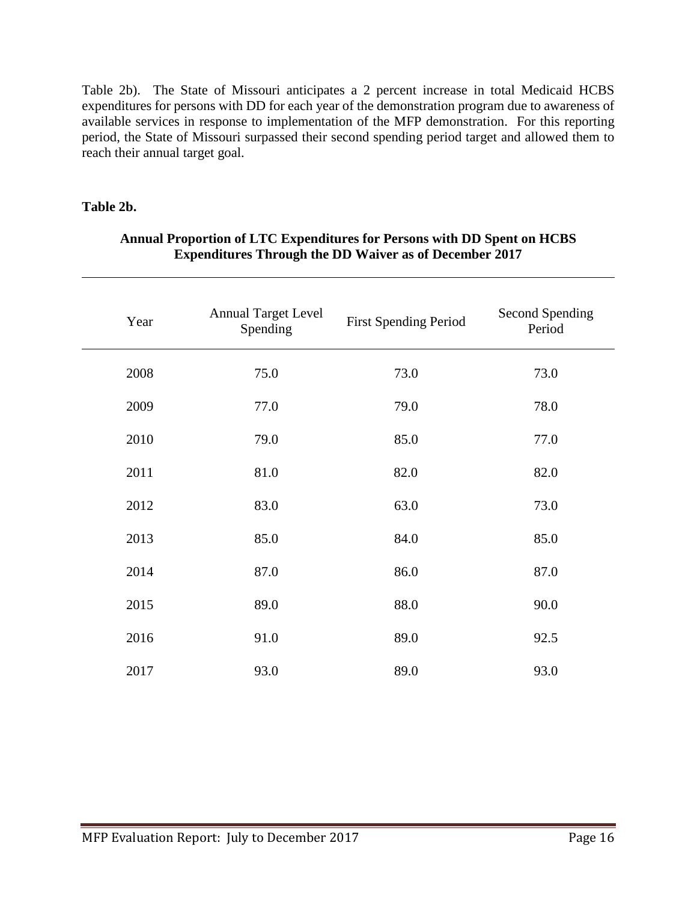Table 2b). The State of Missouri anticipates a 2 percent increase in total Medicaid HCBS expenditures for persons with DD for each year of the demonstration program due to awareness of available services in response to implementation of the MFP demonstration. For this reporting period, the State of Missouri surpassed their second spending period target and allowed them to reach their annual target goal.

**Table 2b.**

**Annual Proportion of LTC Expenditures for Persons with DD Spent on HCBS Expenditures Through the DD Waiver as of December 2017**

| Year | Annual Target Level Spending | First Spending Period | Second Spending Period |
|---|---|---|---|
| 2008 | 75.0 | 73.0 | 73.0 |
| 2009 | 77.0 | 79.0 | 78.0 |
| 2010 | 79.0 | 85.0 | 77.0 |
| 2011 | 81.0 | 82.0 | 82.0 |
| 2012 | 83.0 | 63.0 | 73.0 |
| 2013 | 85.0 | 84.0 | 85.0 |
| 2014 | 87.0 | 86.0 | 87.0 |
| 2015 | 89.0 | 88.0 | 90.0 |
| 2016 | 91.0 | 89.0 | 92.5 |
| 2017 | 93.0 | 89.0 | 93.0 |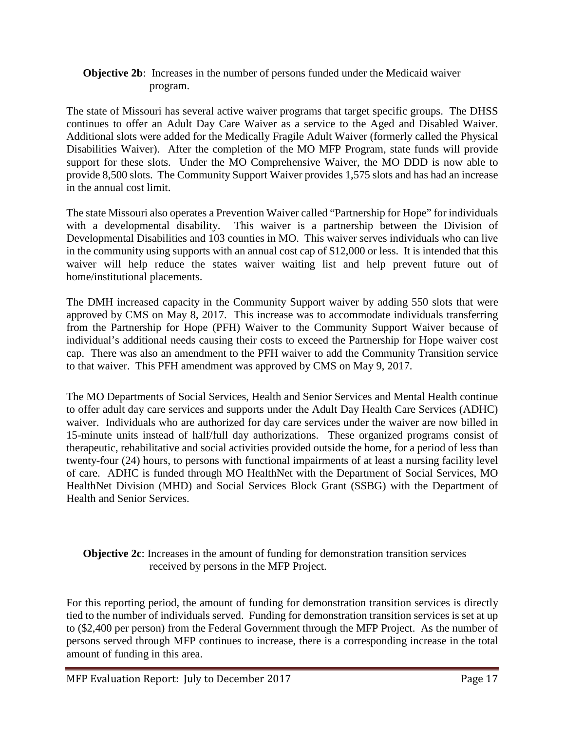**Objective 2b**: Increases in the number of persons funded under the Medicaid waiver program.

The state of Missouri has several active waiver programs that target specific groups. The DHSS continues to offer an Adult Day Care Waiver as a service to the Aged and Disabled Waiver. Additional slots were added for the Medically Fragile Adult Waiver (formerly called the Physical Disabilities Waiver). After the completion of the MO MFP Program, state funds will provide support for these slots. Under the MO Comprehensive Waiver, the MO DDD is now able to provide 8,500 slots. The Community Support Waiver provides 1,575 slots and has had an increase in the annual cost limit.

The state Missouri also operates a Prevention Waiver called "Partnership for Hope" for individuals with a developmental disability. This waiver is a partnership between the Division of Developmental Disabilities and 103 counties in MO. This waiver serves individuals who can live in the community using supports with an annual cost cap of $12,000 or less. It is intended that this waiver will help reduce the states waiver waiting list and help prevent future out of home/institutional placements.

The DMH increased capacity in the Community Support waiver by adding 550 slots that were approved by CMS on May 8, 2017. This increase was to accommodate individuals transferring from the Partnership for Hope (PFH) Waiver to the Community Support Waiver because of individual's additional needs causing their costs to exceed the Partnership for Hope waiver cost cap. There was also an amendment to the PFH waiver to add the Community Transition service to that waiver. This PFH amendment was approved by CMS on May 9, 2017.

The MO Departments of Social Services, Health and Senior Services and Mental Health continue to offer adult day care services and supports under the Adult Day Health Care Services (ADHC) waiver. Individuals who are authorized for day care services under the waiver are now billed in 15-minute units instead of half/full day authorizations. These organized programs consist of therapeutic, rehabilitative and social activities provided outside the home, for a period of less than twenty-four (24) hours, to persons with functional impairments of at least a nursing facility level of care. ADHC is funded through MO HealthNet with the Department of Social Services, MO HealthNet Division (MHD) and Social Services Block Grant (SSBG) with the Department of Health and Senior Services.

**Objective 2c**: Increases in the amount of funding for demonstration transition services received by persons in the MFP Project.

For this reporting period, the amount of funding for demonstration transition services is directly tied to the number of individuals served. Funding for demonstration transition services is set at up to ($2,400 per person) from the Federal Government through the MFP Project. As the number of persons served through MFP continues to increase, there is a corresponding increase in the total amount of funding in this area.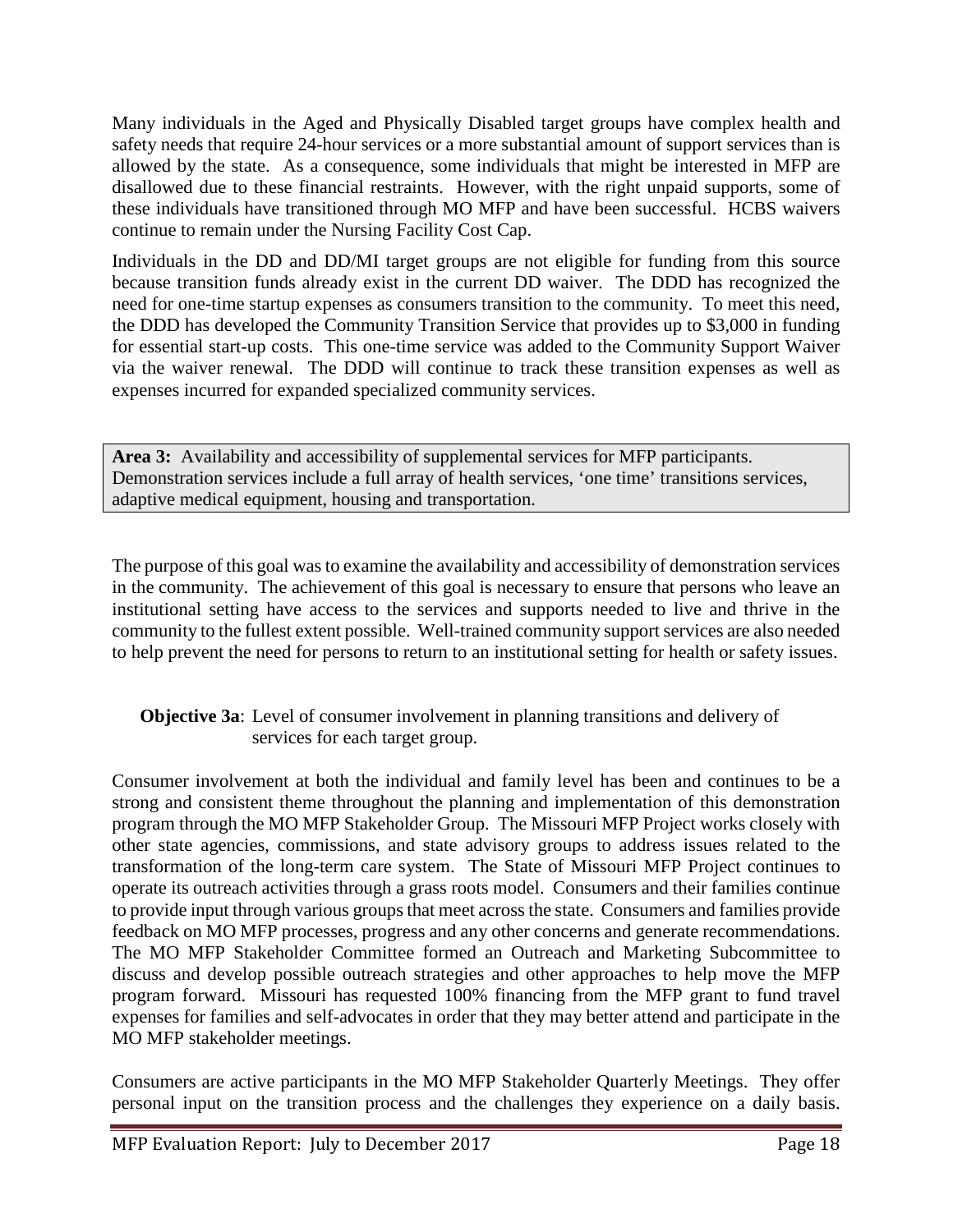Many individuals in the Aged and Physically Disabled target groups have complex health and safety needs that require 24-hour services or a more substantial amount of support services than is allowed by the state. As a consequence, some individuals that might be interested in MFP are disallowed due to these financial restraints. However, with the right unpaid supports, some of these individuals have transitioned through MO MFP and have been successful. HCBS waivers continue to remain under the Nursing Facility Cost Cap.

Individuals in the DD and DD/MI target groups are not eligible for funding from this source because transition funds already exist in the current DD waiver. The DDD has recognized the need for one-time startup expenses as consumers transition to the community. To meet this need, the DDD has developed the Community Transition Service that provides up to $3,000 in funding for essential start-up costs. This one-time service was added to the Community Support Waiver via the waiver renewal. The DDD will continue to track these transition expenses as well as expenses incurred for expanded specialized community services.

**Area 3:** Availability and accessibility of supplemental services for MFP participants. Demonstration services include a full array of health services, 'one time' transitions services, adaptive medical equipment, housing and transportation.

The purpose of this goal was to examine the availability and accessibility of demonstration services in the community. The achievement of this goal is necessary to ensure that persons who leave an institutional setting have access to the services and supports needed to live and thrive in the community to the fullest extent possible. Well-trained community support services are also needed to help prevent the need for persons to return to an institutional setting for health or safety issues.

**Objective 3a**: Level of consumer involvement in planning transitions and delivery of services for each target group.

Consumer involvement at both the individual and family level has been and continues to be a strong and consistent theme throughout the planning and implementation of this demonstration program through the MO MFP Stakeholder Group. The Missouri MFP Project works closely with other state agencies, commissions, and state advisory groups to address issues related to the transformation of the long-term care system. The State of Missouri MFP Project continues to operate its outreach activities through a grass roots model. Consumers and their families continue to provide input through various groups that meet across the state. Consumers and families provide feedback on MO MFP processes, progress and any other concerns and generate recommendations. The MO MFP Stakeholder Committee formed an Outreach and Marketing Subcommittee to discuss and develop possible outreach strategies and other approaches to help move the MFP program forward. Missouri has requested 100% financing from the MFP grant to fund travel expenses for families and self-advocates in order that they may better attend and participate in the MO MFP stakeholder meetings.

Consumers are active participants in the MO MFP Stakeholder Quarterly Meetings. They offer personal input on the transition process and the challenges they experience on a daily basis.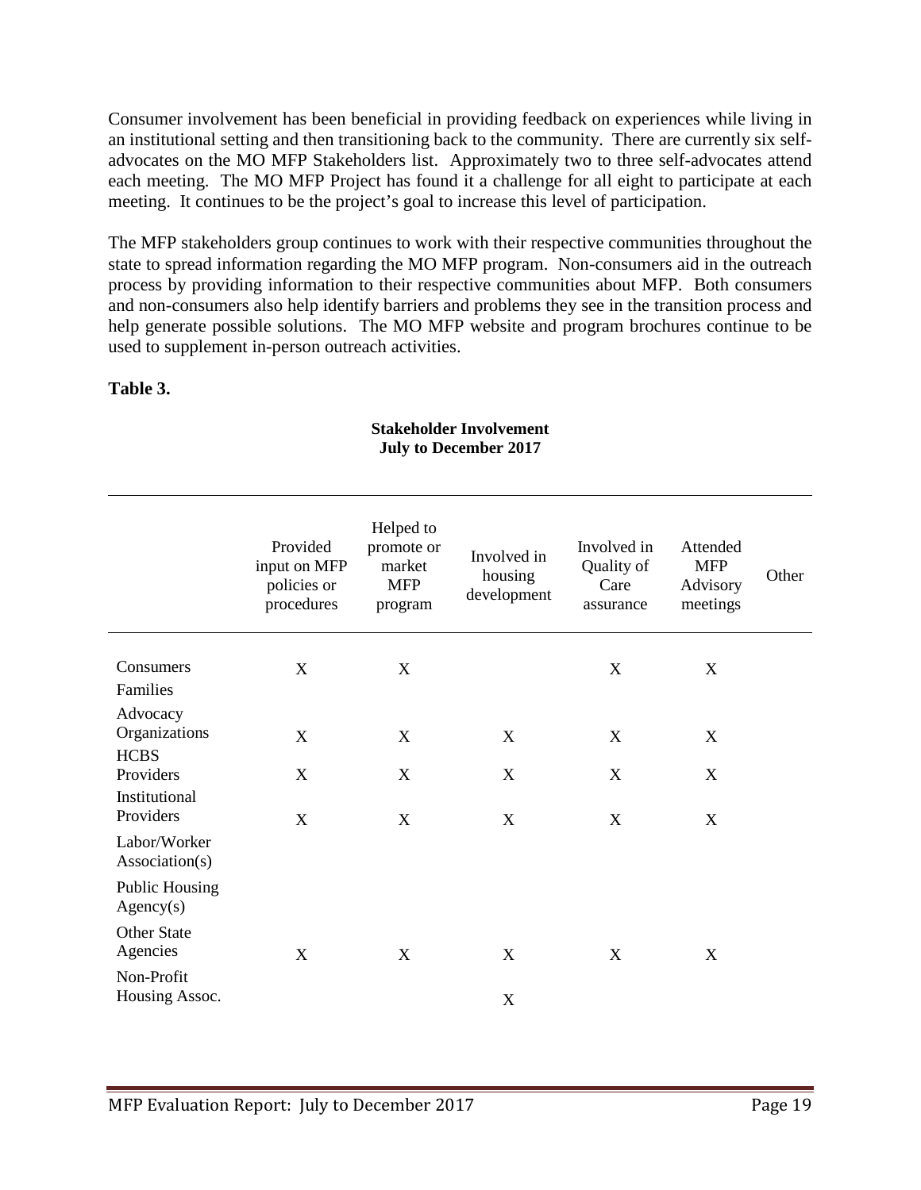Consumer involvement has been beneficial in providing feedback on experiences while living in an institutional setting and then transitioning back to the community. There are currently six self-advocates on the MO MFP Stakeholders list. Approximately two to three self-advocates attend each meeting. The MO MFP Project has found it a challenge for all eight to participate at each meeting. It continues to be the project's goal to increase this level of participation.

The MFP stakeholders group continues to work with their respective communities throughout the state to spread information regarding the MO MFP program. Non-consumers aid in the outreach process by providing information to their respective communities about MFP. Both consumers and non-consumers also help identify barriers and problems they see in the transition process and help generate possible solutions. The MO MFP website and program brochures continue to be used to supplement in-person outreach activities.

**Table 3.**

**Stakeholder Involvement**
**July to December 2017**

| | Provided input on MFP policies or procedures | Helped to promote or market MFP program | Involved in housing development | Involved in Quality of Care assurance | Attended MFP Advisory meetings | Other |
|---|---|---|---|---|---|---|
| Consumers | X | X | | X | X | |
| Families | | | | | | |
| Advocacy Organizations | X | X | X | X | X | |
| HCBS Providers | X | X | X | X | X | |
| Institutional Providers | X | X | X | X | X | |
| Labor/Worker Association(s) | | | | | | |
| Public Housing Agency(s) | | | | | | |
| Other State Agencies | X | X | X | X | X | |
| Non-Profit Housing Assoc. | | | X | | | |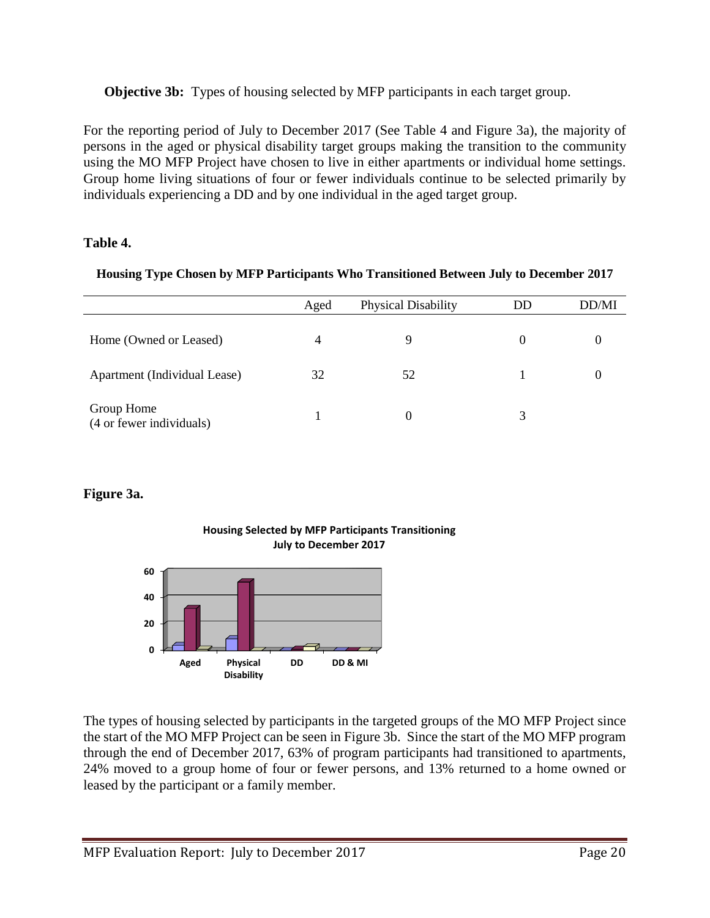**Objective 3b:** Types of housing selected by MFP participants in each target group.

For the reporting period of July to December 2017 (See Table 4 and Figure 3a), the majority of persons in the aged or physical disability target groups making the transition to the community using the MO MFP Project have chosen to live in either apartments or individual home settings. Group home living situations of four or fewer individuals continue to be selected primarily by individuals experiencing a DD and by one individual in the aged target group.

**Table 4.**

**Housing Type Chosen by MFP Participants Who Transitioned Between July to December 2017**

| | Aged | Physical Disability | DD | DD/MI |
|---|---|---|---|---|
| Home (Owned or Leased) | 4 | 9 | 0 | 0 |
| Apartment (Individual Lease) | 32 | 52 | 1 | 0 |
| Group Home (4 or fewer individuals) | 1 | 0 | 3 | |

**Figure 3a.**

**Housing Selected by MFP Participants Transitioning July to December 2017**

The types of housing selected by participants in the targeted groups of the MO MFP Project since the start of the MO MFP Project can be seen in Figure 3b. Since the start of the MO MFP program through the end of December 2017, 63% of program participants had transitioned to apartments, 24% moved to a group home of four or fewer persons, and 13% returned to a home owned or leased by the participant or a family member.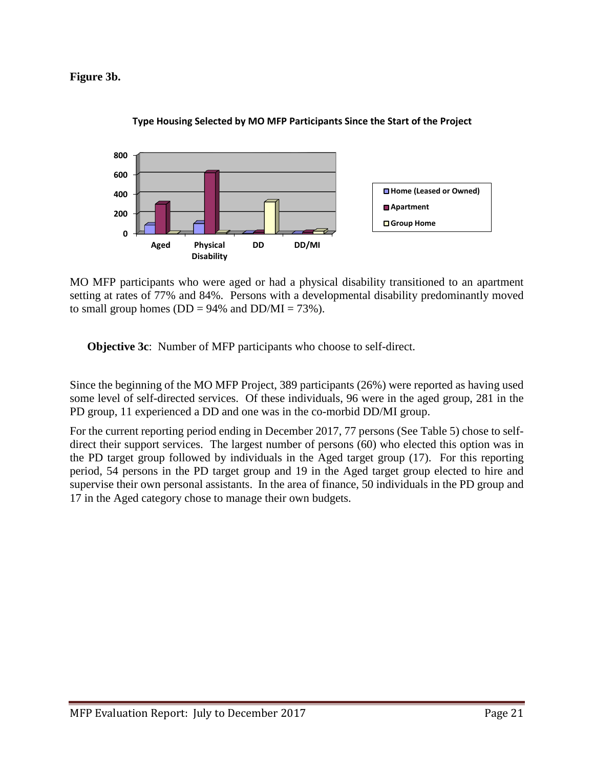**Figure 3b.**

**Type Housing Selected by MO MFP Participants Since the Start of the Project**

MO MFP participants who were aged or had a physical disability transitioned to an apartment setting at rates of 77% and 84%. Persons with a developmental disability predominantly moved to small group homes (DD = 94% and DD/MI = 73%).

**Objective 3c**: Number of MFP participants who choose to self-direct.

Since the beginning of the MO MFP Project, 389 participants (26%) were reported as having used some level of self-directed services. Of these individuals, 96 were in the aged group, 281 in the PD group, 11 experienced a DD and one was in the co-morbid DD/MI group.

For the current reporting period ending in December 2017, 77 persons (See Table 5) chose to self-direct their support services. The largest number of persons (60) who elected this option was in the PD target group followed by individuals in the Aged target group (17). For this reporting period, 54 persons in the PD target group and 19 in the Aged target group elected to hire and supervise their own personal assistants. In the area of finance, 50 individuals in the PD group and 17 in the Aged category chose to manage their own budgets.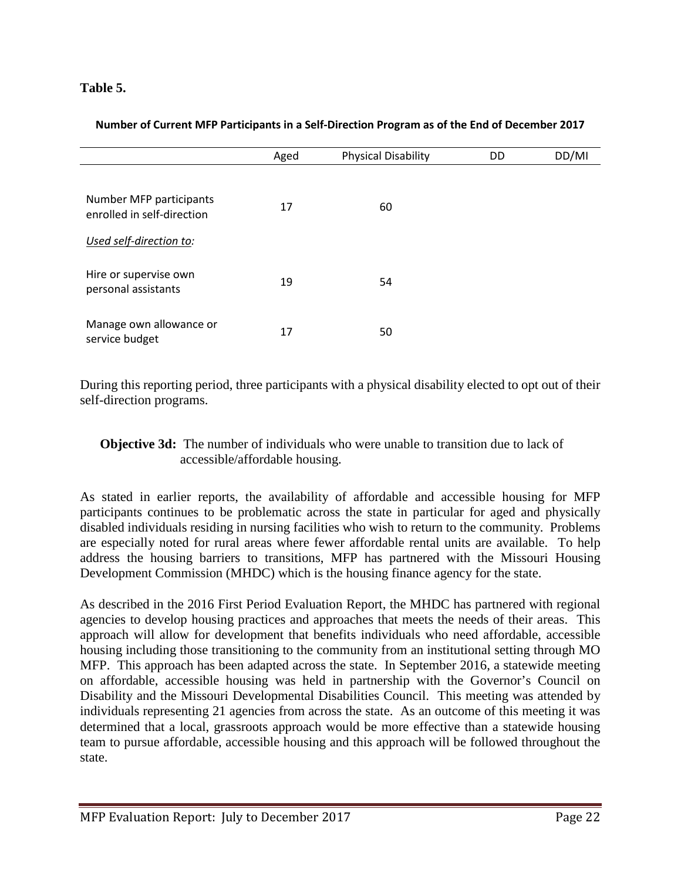**Table 5.**

**Number of Current MFP Participants in a Self-Direction Program as of the End of December 2017**

| | Aged | Physical Disability | DD | DD/MI |
|---|---|---|---|---|
| Number MFP participants enrolled in self-direction | 17 | 60 | | |
| *Used self-direction to:* | | | | |
| Hire or supervise own personal assistants | 19 | 54 | | |
| Manage own allowance or service budget | 17 | 50 | | |

During this reporting period, three participants with a physical disability elected to opt out of their self-direction programs.

**Objective 3d:** The number of individuals who were unable to transition due to lack of accessible/affordable housing.

As stated in earlier reports, the availability of affordable and accessible housing for MFP participants continues to be problematic across the state in particular for aged and physically disabled individuals residing in nursing facilities who wish to return to the community. Problems are especially noted for rural areas where fewer affordable rental units are available. To help address the housing barriers to transitions, MFP has partnered with the Missouri Housing Development Commission (MHDC) which is the housing finance agency for the state.

As described in the 2016 First Period Evaluation Report, the MHDC has partnered with regional agencies to develop housing practices and approaches that meets the needs of their areas. This approach will allow for development that benefits individuals who need affordable, accessible housing including those transitioning to the community from an institutional setting through MO MFP. This approach has been adapted across the state. In September 2016, a statewide meeting on affordable, accessible housing was held in partnership with the Governor's Council on Disability and the Missouri Developmental Disabilities Council. This meeting was attended by individuals representing 21 agencies from across the state. As an outcome of this meeting it was determined that a local, grassroots approach would be more effective than a statewide housing team to pursue affordable, accessible housing and this approach will be followed throughout the state.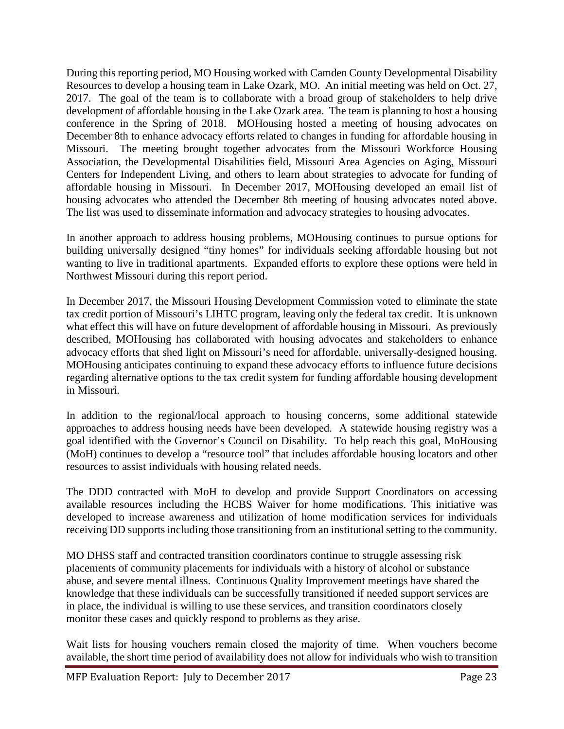During this reporting period, MO Housing worked with Camden County Developmental Disability Resources to develop a housing team in Lake Ozark, MO. An initial meeting was held on Oct. 27, 2017. The goal of the team is to collaborate with a broad group of stakeholders to help drive development of affordable housing in the Lake Ozark area. The team is planning to host a housing conference in the Spring of 2018. MOHousing hosted a meeting of housing advocates on December 8th to enhance advocacy efforts related to changes in funding for affordable housing in Missouri. The meeting brought together advocates from the Missouri Workforce Housing Association, the Developmental Disabilities field, Missouri Area Agencies on Aging, Missouri Centers for Independent Living, and others to learn about strategies to advocate for funding of affordable housing in Missouri. In December 2017, MOHousing developed an email list of housing advocates who attended the December 8th meeting of housing advocates noted above. The list was used to disseminate information and advocacy strategies to housing advocates.

In another approach to address housing problems, MOHousing continues to pursue options for building universally designed "tiny homes" for individuals seeking affordable housing but not wanting to live in traditional apartments. Expanded efforts to explore these options were held in Northwest Missouri during this report period.

In December 2017, the Missouri Housing Development Commission voted to eliminate the state tax credit portion of Missouri's LIHTC program, leaving only the federal tax credit. It is unknown what effect this will have on future development of affordable housing in Missouri. As previously described, MOHousing has collaborated with housing advocates and stakeholders to enhance advocacy efforts that shed light on Missouri's need for affordable, universally-designed housing. MOHousing anticipates continuing to expand these advocacy efforts to influence future decisions regarding alternative options to the tax credit system for funding affordable housing development in Missouri.

In addition to the regional/local approach to housing concerns, some additional statewide approaches to address housing needs have been developed. A statewide housing registry was a goal identified with the Governor's Council on Disability. To help reach this goal, MoHousing (MoH) continues to develop a "resource tool" that includes affordable housing locators and other resources to assist individuals with housing related needs.

The DDD contracted with MoH to develop and provide Support Coordinators on accessing available resources including the HCBS Waiver for home modifications. This initiative was developed to increase awareness and utilization of home modification services for individuals receiving DD supports including those transitioning from an institutional setting to the community.

MO DHSS staff and contracted transition coordinators continue to struggle assessing risk placements of community placements for individuals with a history of alcohol or substance abuse, and severe mental illness. Continuous Quality Improvement meetings have shared the knowledge that these individuals can be successfully transitioned if needed support services are in place, the individual is willing to use these services, and transition coordinators closely monitor these cases and quickly respond to problems as they arise.

Wait lists for housing vouchers remain closed the majority of time. When vouchers become available, the short time period of availability does not allow for individuals who wish to transition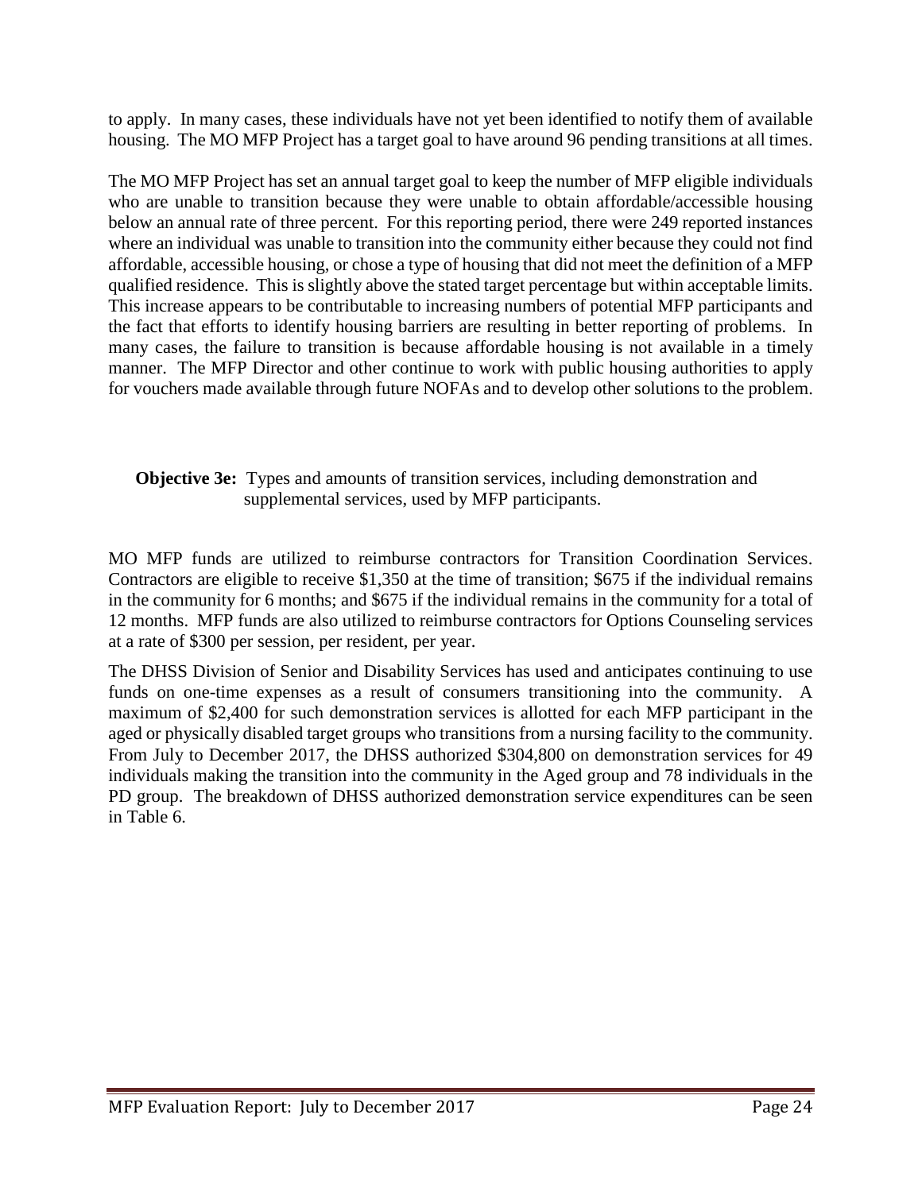to apply. In many cases, these individuals have not yet been identified to notify them of available housing. The MO MFP Project has a target goal to have around 96 pending transitions at all times.

The MO MFP Project has set an annual target goal to keep the number of MFP eligible individuals who are unable to transition because they were unable to obtain affordable/accessible housing below an annual rate of three percent. For this reporting period, there were 249 reported instances where an individual was unable to transition into the community either because they could not find affordable, accessible housing, or chose a type of housing that did not meet the definition of a MFP qualified residence. This is slightly above the stated target percentage but within acceptable limits. This increase appears to be contributable to increasing numbers of potential MFP participants and the fact that efforts to identify housing barriers are resulting in better reporting of problems. In many cases, the failure to transition is because affordable housing is not available in a timely manner. The MFP Director and other continue to work with public housing authorities to apply for vouchers made available through future NOFAs and to develop other solutions to the problem.

**Objective 3e:** Types and amounts of transition services, including demonstration and supplemental services, used by MFP participants.

MO MFP funds are utilized to reimburse contractors for Transition Coordination Services. Contractors are eligible to receive $1,350 at the time of transition; $675 if the individual remains in the community for 6 months; and $675 if the individual remains in the community for a total of 12 months. MFP funds are also utilized to reimburse contractors for Options Counseling services at a rate of $300 per session, per resident, per year.

The DHSS Division of Senior and Disability Services has used and anticipates continuing to use funds on one-time expenses as a result of consumers transitioning into the community. A maximum of $2,400 for such demonstration services is allotted for each MFP participant in the aged or physically disabled target groups who transitions from a nursing facility to the community. From July to December 2017, the DHSS authorized $304,800 on demonstration services for 49 individuals making the transition into the community in the Aged group and 78 individuals in the PD group. The breakdown of DHSS authorized demonstration service expenditures can be seen in Table 6.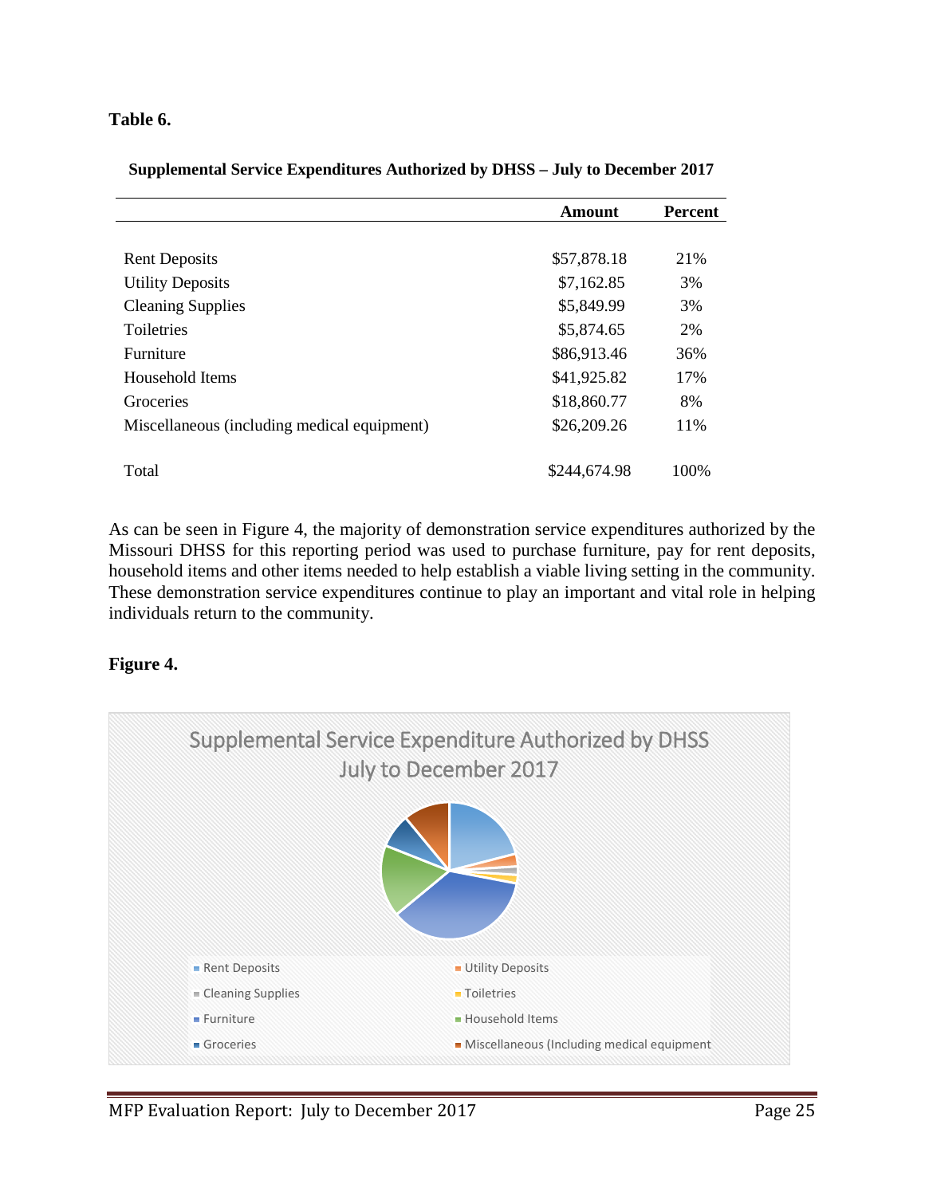**Table 6.**

**Supplemental Service Expenditures Authorized by DHSS – July to December 2017**

| | Amount | Percent |
|---|---|---|
| Rent Deposits | $57,878.18 | 21% |
| Utility Deposits | $7,162.85 | 3% |
| Cleaning Supplies | $5,849.99 | 3% |
| Toiletries | $5,874.65 | 2% |
| Furniture | $86,913.46 | 36% |
| Household Items | $41,925.82 | 17% |
| Groceries | $18,860.77 | 8% |
| Miscellaneous (including medical equipment) | $26,209.26 | 11% |
| Total | $244,674.98 | 100% |

As can be seen in Figure 4, the majority of demonstration service expenditures authorized by the Missouri DHSS for this reporting period was used to purchase furniture, pay for rent deposits, household items and other items needed to help establish a viable living setting in the community. These demonstration service expenditures continue to play an important and vital role in helping individuals return to the community.

**Figure 4.**

Supplemental Service Expenditure Authorized by DHSS
July to December 2017

- Rent Deposits
- Utility Deposits
- Cleaning Supplies
- Toiletries
- Furniture
- Household Items
- Groceries
- Miscellaneous (Including medical equipment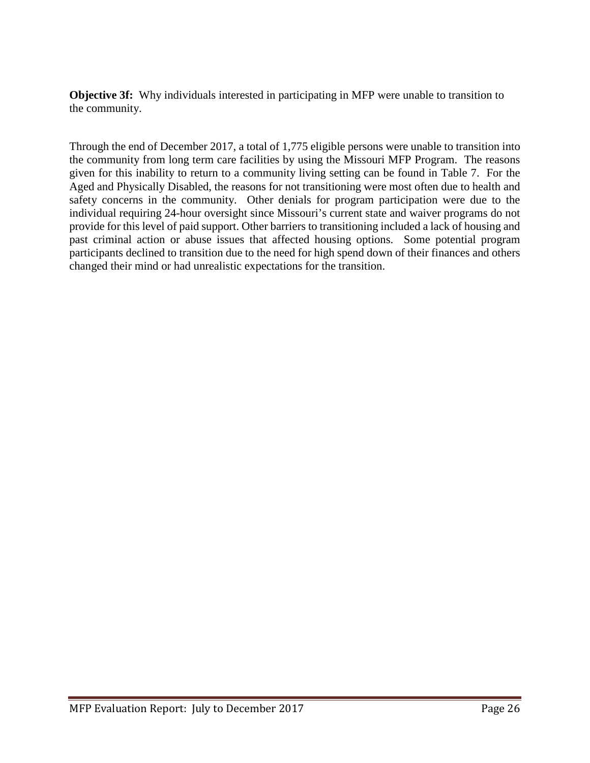**Objective 3f:** Why individuals interested in participating in MFP were unable to transition to the community.

Through the end of December 2017, a total of 1,775 eligible persons were unable to transition into the community from long term care facilities by using the Missouri MFP Program. The reasons given for this inability to return to a community living setting can be found in Table 7. For the Aged and Physically Disabled, the reasons for not transitioning were most often due to health and safety concerns in the community. Other denials for program participation were due to the individual requiring 24-hour oversight since Missouri's current state and waiver programs do not provide for this level of paid support. Other barriers to transitioning included a lack of housing and past criminal action or abuse issues that affected housing options. Some potential program participants declined to transition due to the need for high spend down of their finances and others changed their mind or had unrealistic expectations for the transition.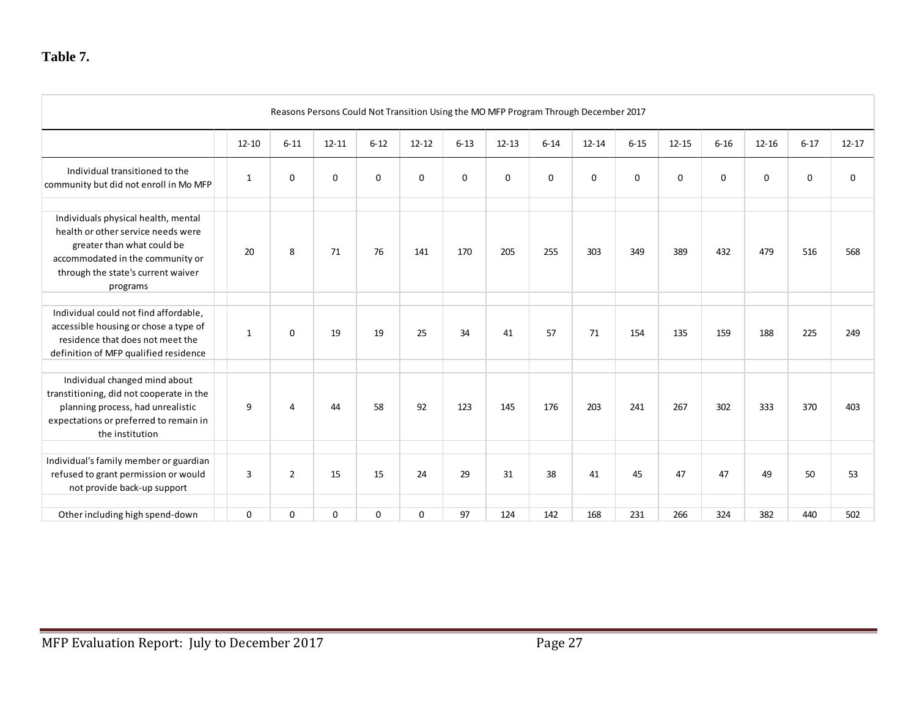**Table 7.**

| Reasons Persons Could Not Transition Using the MO MFP Program Through December 2017 | | | | | | | | | | | | | | | |
|---|---|---|---|---|---|---|---|---|---|---|---|---|---|---|---|
| | 12-10 | 6-11 | 12-11 | 6-12 | 12-12 | 6-13 | 12-13 | 6-14 | 12-14 | 6-15 | 12-15 | 6-16 | 12-16 | 6-17 | 12-17 |
| Individual transitioned to the community but did not enroll in Mo MFP | 1 | 0 | 0 | 0 | 0 | 0 | 0 | 0 | 0 | 0 | 0 | 0 | 0 | 0 | 0 |
| Individuals physical health, mental health or other service needs were greater than what could be accommodated in the community or through the state's current waiver programs | 20 | 8 | 71 | 76 | 141 | 170 | 205 | 255 | 303 | 349 | 389 | 432 | 479 | 516 | 568 |
| Individual could not find affordable, accessible housing or chose a type of residence that does not meet the definition of MFP qualified residence | 1 | 0 | 19 | 19 | 25 | 34 | 41 | 57 | 71 | 154 | 135 | 159 | 188 | 225 | 249 |
| Individual changed mind about transitioning, did not cooperate in the planning process, had unrealistic expectations or preferred to remain in the institution | 9 | 4 | 44 | 58 | 92 | 123 | 145 | 176 | 203 | 241 | 267 | 302 | 333 | 370 | 403 |
| Individual's family member or guardian refused to grant permission or would not provide back-up support | 3 | 2 | 15 | 15 | 24 | 29 | 31 | 38 | 41 | 45 | 47 | 47 | 49 | 50 | 53 |
| Other including high spend-down | 0 | 0 | 0 | 0 | 0 | 97 | 124 | 142 | 168 | 231 | 266 | 324 | 382 | 440 | 502 |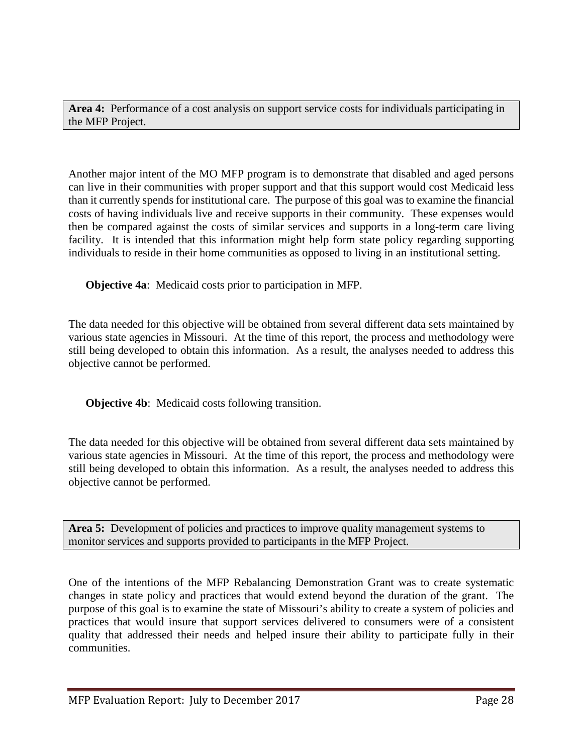**Area 4:** Performance of a cost analysis on support service costs for individuals participating in the MFP Project.

Another major intent of the MO MFP program is to demonstrate that disabled and aged persons can live in their communities with proper support and that this support would cost Medicaid less than it currently spends for institutional care. The purpose of this goal was to examine the financial costs of having individuals live and receive supports in their community. These expenses would then be compared against the costs of similar services and supports in a long-term care living facility. It is intended that this information might help form state policy regarding supporting individuals to reside in their home communities as opposed to living in an institutional setting.

**Objective 4a**: Medicaid costs prior to participation in MFP.

The data needed for this objective will be obtained from several different data sets maintained by various state agencies in Missouri. At the time of this report, the process and methodology were still being developed to obtain this information. As a result, the analyses needed to address this objective cannot be performed.

**Objective 4b**: Medicaid costs following transition.

The data needed for this objective will be obtained from several different data sets maintained by various state agencies in Missouri. At the time of this report, the process and methodology were still being developed to obtain this information. As a result, the analyses needed to address this objective cannot be performed.

**Area 5:** Development of policies and practices to improve quality management systems to monitor services and supports provided to participants in the MFP Project.

One of the intentions of the MFP Rebalancing Demonstration Grant was to create systematic changes in state policy and practices that would extend beyond the duration of the grant. The purpose of this goal is to examine the state of Missouri's ability to create a system of policies and practices that would insure that support services delivered to consumers were of a consistent quality that addressed their needs and helped insure their ability to participate fully in their communities.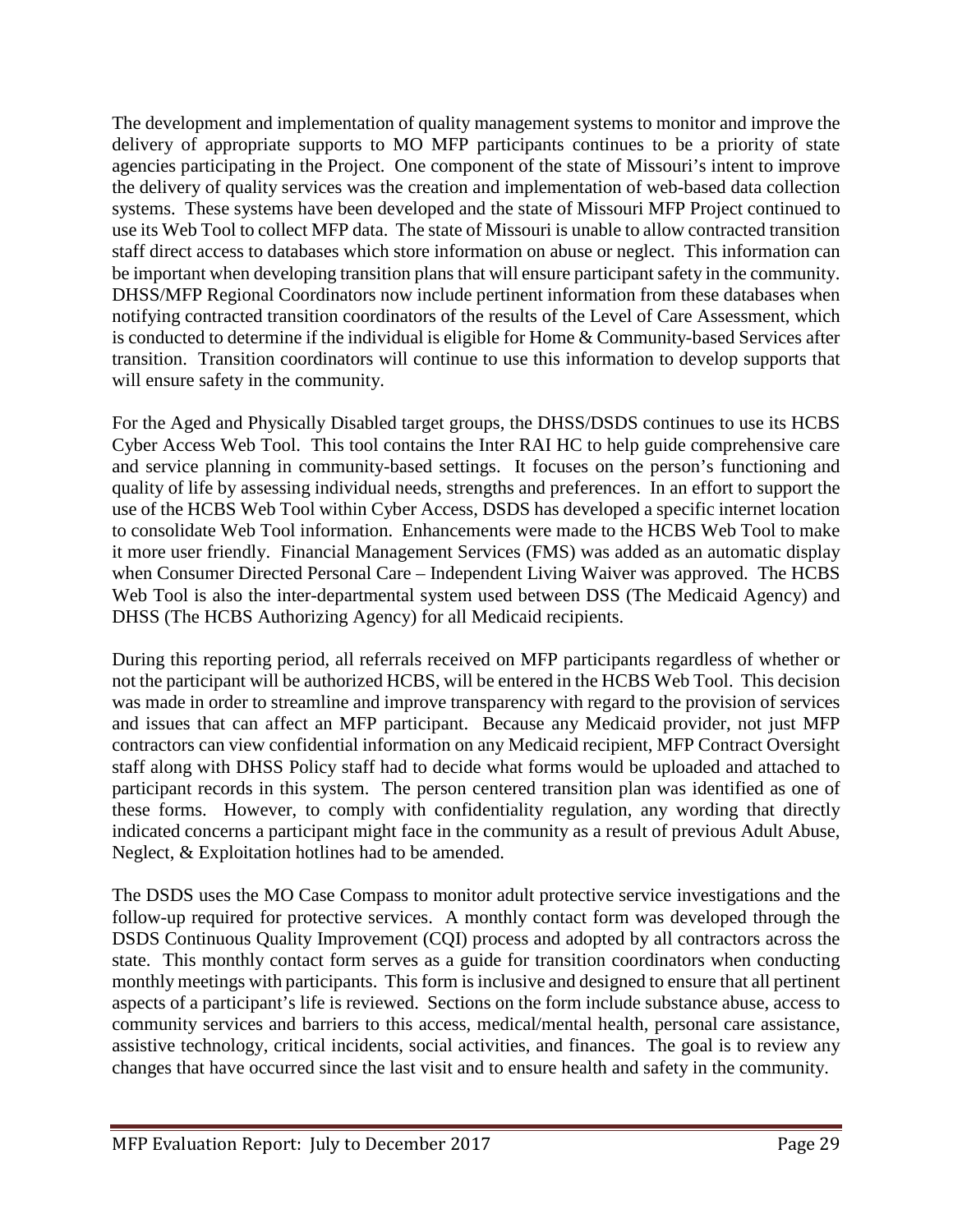The development and implementation of quality management systems to monitor and improve the delivery of appropriate supports to MO MFP participants continues to be a priority of state agencies participating in the Project. One component of the state of Missouri's intent to improve the delivery of quality services was the creation and implementation of web-based data collection systems. These systems have been developed and the state of Missouri MFP Project continued to use its Web Tool to collect MFP data. The state of Missouri is unable to allow contracted transition staff direct access to databases which store information on abuse or neglect. This information can be important when developing transition plans that will ensure participant safety in the community. DHSS/MFP Regional Coordinators now include pertinent information from these databases when notifying contracted transition coordinators of the results of the Level of Care Assessment, which is conducted to determine if the individual is eligible for Home & Community-based Services after transition. Transition coordinators will continue to use this information to develop supports that will ensure safety in the community.

For the Aged and Physically Disabled target groups, the DHSS/DSDS continues to use its HCBS Cyber Access Web Tool. This tool contains the Inter RAI HC to help guide comprehensive care and service planning in community-based settings. It focuses on the person's functioning and quality of life by assessing individual needs, strengths and preferences. In an effort to support the use of the HCBS Web Tool within Cyber Access, DSDS has developed a specific internet location to consolidate Web Tool information. Enhancements were made to the HCBS Web Tool to make it more user friendly. Financial Management Services (FMS) was added as an automatic display when Consumer Directed Personal Care – Independent Living Waiver was approved. The HCBS Web Tool is also the inter-departmental system used between DSS (The Medicaid Agency) and DHSS (The HCBS Authorizing Agency) for all Medicaid recipients.

During this reporting period, all referrals received on MFP participants regardless of whether or not the participant will be authorized HCBS, will be entered in the HCBS Web Tool. This decision was made in order to streamline and improve transparency with regard to the provision of services and issues that can affect an MFP participant. Because any Medicaid provider, not just MFP contractors can view confidential information on any Medicaid recipient, MFP Contract Oversight staff along with DHSS Policy staff had to decide what forms would be uploaded and attached to participant records in this system. The person centered transition plan was identified as one of these forms. However, to comply with confidentiality regulation, any wording that directly indicated concerns a participant might face in the community as a result of previous Adult Abuse, Neglect, & Exploitation hotlines had to be amended.

The DSDS uses the MO Case Compass to monitor adult protective service investigations and the follow-up required for protective services. A monthly contact form was developed through the DSDS Continuous Quality Improvement (CQI) process and adopted by all contractors across the state. This monthly contact form serves as a guide for transition coordinators when conducting monthly meetings with participants. This form is inclusive and designed to ensure that all pertinent aspects of a participant's life is reviewed. Sections on the form include substance abuse, access to community services and barriers to this access, medical/mental health, personal care assistance, assistive technology, critical incidents, social activities, and finances. The goal is to review any changes that have occurred since the last visit and to ensure health and safety in the community.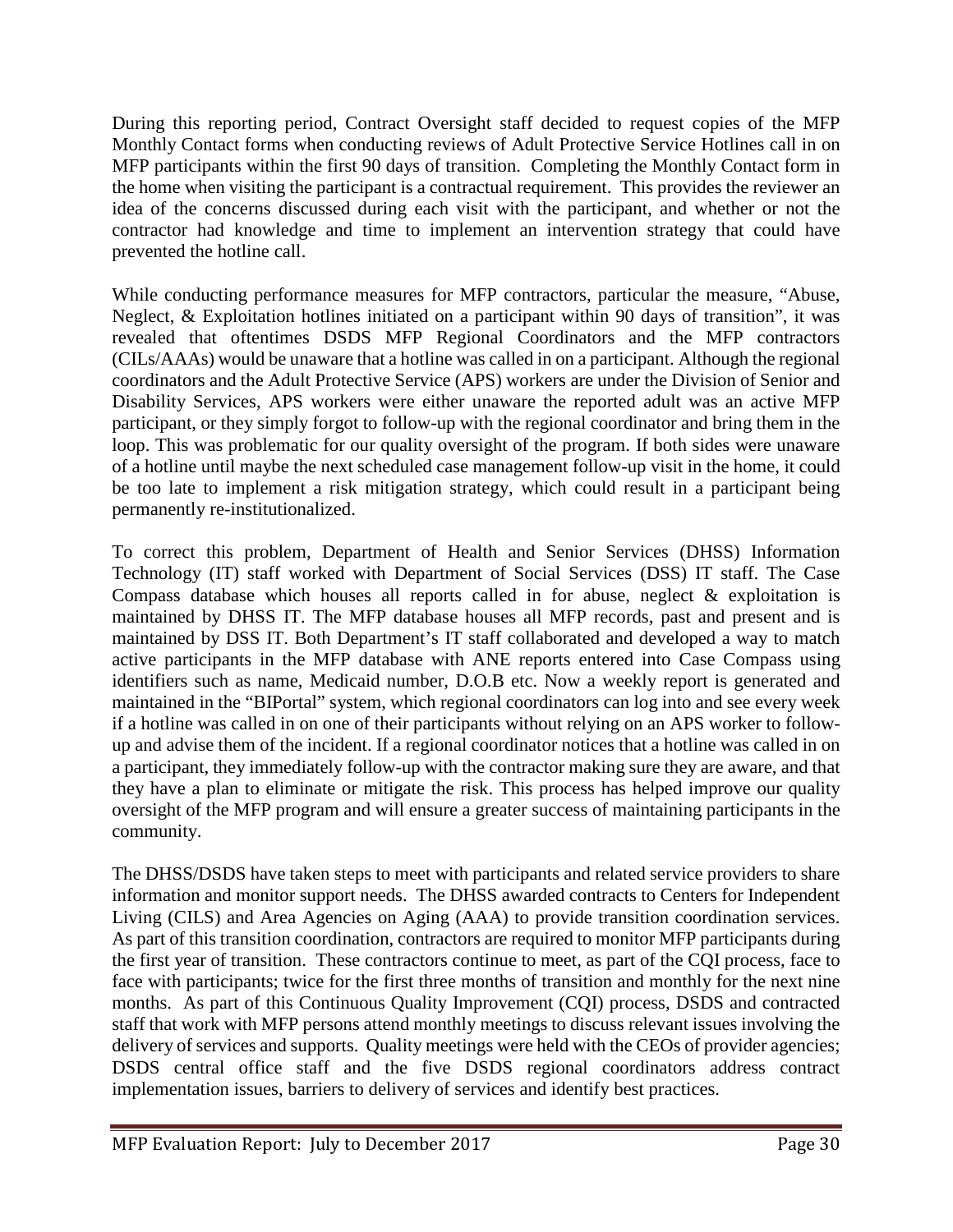During this reporting period, Contract Oversight staff decided to request copies of the MFP Monthly Contact forms when conducting reviews of Adult Protective Service Hotlines call in on MFP participants within the first 90 days of transition. Completing the Monthly Contact form in the home when visiting the participant is a contractual requirement. This provides the reviewer an idea of the concerns discussed during each visit with the participant, and whether or not the contractor had knowledge and time to implement an intervention strategy that could have prevented the hotline call.

While conducting performance measures for MFP contractors, particular the measure, "Abuse, Neglect, & Exploitation hotlines initiated on a participant within 90 days of transition", it was revealed that oftentimes DSDS MFP Regional Coordinators and the MFP contractors (CILs/AAAs) would be unaware that a hotline was called in on a participant. Although the regional coordinators and the Adult Protective Service (APS) workers are under the Division of Senior and Disability Services, APS workers were either unaware the reported adult was an active MFP participant, or they simply forgot to follow-up with the regional coordinator and bring them in the loop. This was problematic for our quality oversight of the program. If both sides were unaware of a hotline until maybe the next scheduled case management follow-up visit in the home, it could be too late to implement a risk mitigation strategy, which could result in a participant being permanently re-institutionalized.

To correct this problem, Department of Health and Senior Services (DHSS) Information Technology (IT) staff worked with Department of Social Services (DSS) IT staff. The Case Compass database which houses all reports called in for abuse, neglect & exploitation is maintained by DHSS IT. The MFP database houses all MFP records, past and present and is maintained by DSS IT. Both Department's IT staff collaborated and developed a way to match active participants in the MFP database with ANE reports entered into Case Compass using identifiers such as name, Medicaid number, D.O.B etc. Now a weekly report is generated and maintained in the "BIPortal" system, which regional coordinators can log into and see every week if a hotline was called in on one of their participants without relying on an APS worker to follow-up and advise them of the incident. If a regional coordinator notices that a hotline was called in on a participant, they immediately follow-up with the contractor making sure they are aware, and that they have a plan to eliminate or mitigate the risk. This process has helped improve our quality oversight of the MFP program and will ensure a greater success of maintaining participants in the community.

The DHSS/DSDS have taken steps to meet with participants and related service providers to share information and monitor support needs. The DHSS awarded contracts to Centers for Independent Living (CILS) and Area Agencies on Aging (AAA) to provide transition coordination services. As part of this transition coordination, contractors are required to monitor MFP participants during the first year of transition. These contractors continue to meet, as part of the CQI process, face to face with participants; twice for the first three months of transition and monthly for the next nine months. As part of this Continuous Quality Improvement (CQI) process, DSDS and contracted staff that work with MFP persons attend monthly meetings to discuss relevant issues involving the delivery of services and supports. Quality meetings were held with the CEOs of provider agencies; DSDS central office staff and the five DSDS regional coordinators address contract implementation issues, barriers to delivery of services and identify best practices.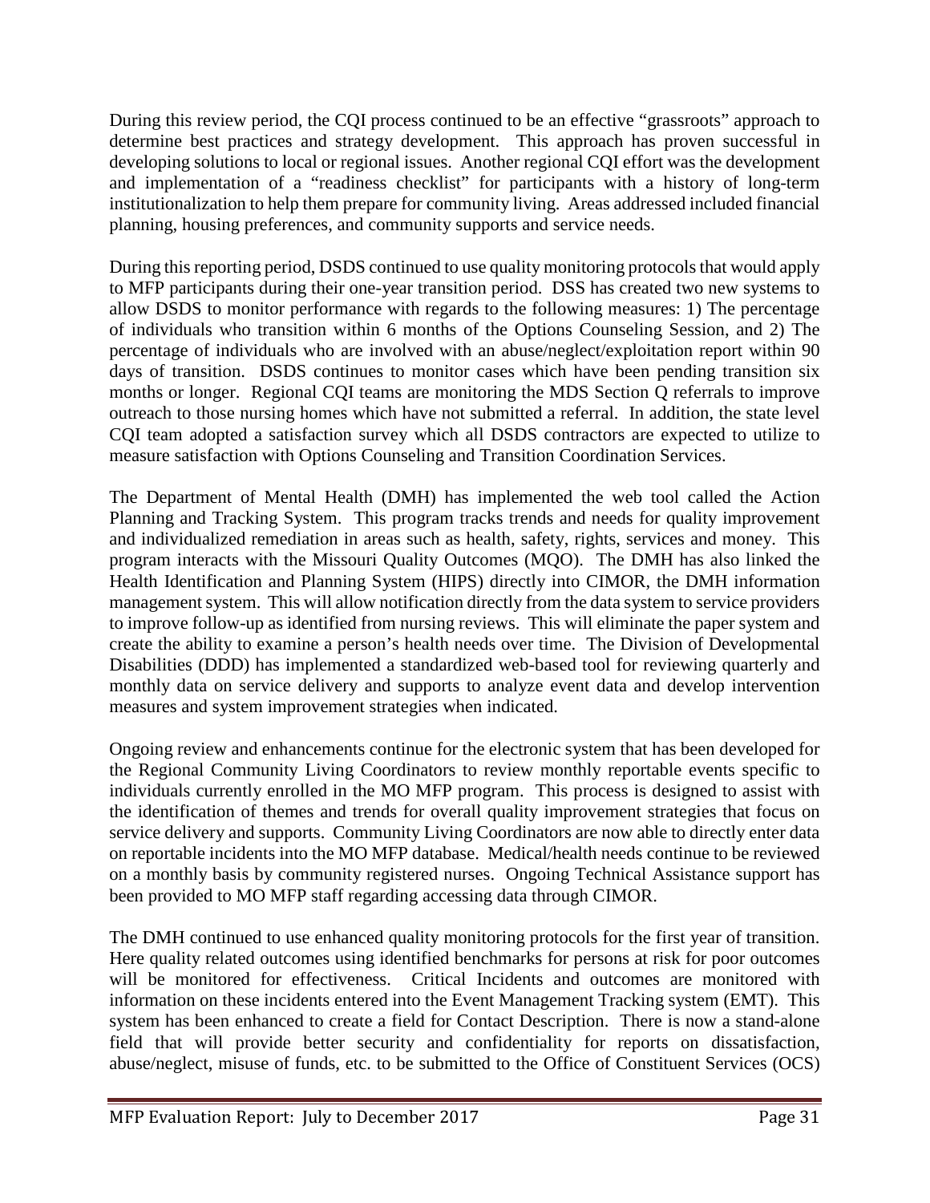During this review period, the CQI process continued to be an effective "grassroots" approach to determine best practices and strategy development. This approach has proven successful in developing solutions to local or regional issues. Another regional CQI effort was the development and implementation of a "readiness checklist" for participants with a history of long-term institutionalization to help them prepare for community living. Areas addressed included financial planning, housing preferences, and community supports and service needs.

During this reporting period, DSDS continued to use quality monitoring protocols that would apply to MFP participants during their one-year transition period. DSS has created two new systems to allow DSDS to monitor performance with regards to the following measures: 1) The percentage of individuals who transition within 6 months of the Options Counseling Session, and 2) The percentage of individuals who are involved with an abuse/neglect/exploitation report within 90 days of transition. DSDS continues to monitor cases which have been pending transition six months or longer. Regional CQI teams are monitoring the MDS Section Q referrals to improve outreach to those nursing homes which have not submitted a referral. In addition, the state level CQI team adopted a satisfaction survey which all DSDS contractors are expected to utilize to measure satisfaction with Options Counseling and Transition Coordination Services.

The Department of Mental Health (DMH) has implemented the web tool called the Action Planning and Tracking System. This program tracks trends and needs for quality improvement and individualized remediation in areas such as health, safety, rights, services and money. This program interacts with the Missouri Quality Outcomes (MQO). The DMH has also linked the Health Identification and Planning System (HIPS) directly into CIMOR, the DMH information management system. This will allow notification directly from the data system to service providers to improve follow-up as identified from nursing reviews. This will eliminate the paper system and create the ability to examine a person's health needs over time. The Division of Developmental Disabilities (DDD) has implemented a standardized web-based tool for reviewing quarterly and monthly data on service delivery and supports to analyze event data and develop intervention measures and system improvement strategies when indicated.

Ongoing review and enhancements continue for the electronic system that has been developed for the Regional Community Living Coordinators to review monthly reportable events specific to individuals currently enrolled in the MO MFP program. This process is designed to assist with the identification of themes and trends for overall quality improvement strategies that focus on service delivery and supports. Community Living Coordinators are now able to directly enter data on reportable incidents into the MO MFP database. Medical/health needs continue to be reviewed on a monthly basis by community registered nurses. Ongoing Technical Assistance support has been provided to MO MFP staff regarding accessing data through CIMOR.

The DMH continued to use enhanced quality monitoring protocols for the first year of transition. Here quality related outcomes using identified benchmarks for persons at risk for poor outcomes will be monitored for effectiveness. Critical Incidents and outcomes are monitored with information on these incidents entered into the Event Management Tracking system (EMT). This system has been enhanced to create a field for Contact Description. There is now a stand-alone field that will provide better security and confidentiality for reports on dissatisfaction, abuse/neglect, misuse of funds, etc. to be submitted to the Office of Constituent Services (OCS)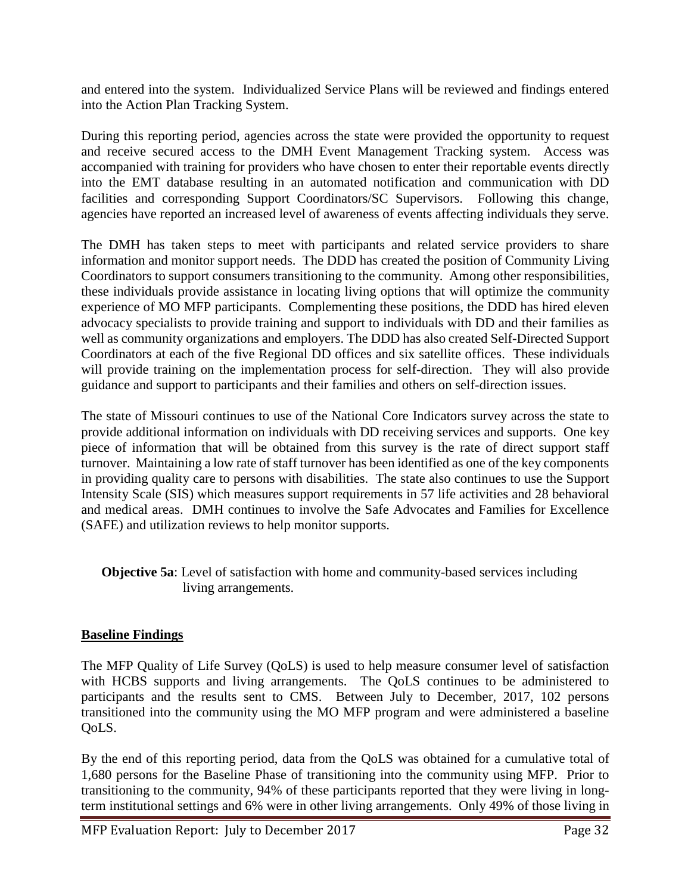and entered into the system. Individualized Service Plans will be reviewed and findings entered into the Action Plan Tracking System.

During this reporting period, agencies across the state were provided the opportunity to request and receive secured access to the DMH Event Management Tracking system. Access was accompanied with training for providers who have chosen to enter their reportable events directly into the EMT database resulting in an automated notification and communication with DD facilities and corresponding Support Coordinators/SC Supervisors. Following this change, agencies have reported an increased level of awareness of events affecting individuals they serve.

The DMH has taken steps to meet with participants and related service providers to share information and monitor support needs. The DDD has created the position of Community Living Coordinators to support consumers transitioning to the community. Among other responsibilities, these individuals provide assistance in locating living options that will optimize the community experience of MO MFP participants. Complementing these positions, the DDD has hired eleven advocacy specialists to provide training and support to individuals with DD and their families as well as community organizations and employers. The DDD has also created Self-Directed Support Coordinators at each of the five Regional DD offices and six satellite offices. These individuals will provide training on the implementation process for self-direction. They will also provide guidance and support to participants and their families and others on self-direction issues.

The state of Missouri continues to use of the National Core Indicators survey across the state to provide additional information on individuals with DD receiving services and supports. One key piece of information that will be obtained from this survey is the rate of direct support staff turnover. Maintaining a low rate of staff turnover has been identified as one of the key components in providing quality care to persons with disabilities. The state also continues to use the Support Intensity Scale (SIS) which measures support requirements in 57 life activities and 28 behavioral and medical areas. DMH continues to involve the Safe Advocates and Families for Excellence (SAFE) and utilization reviews to help monitor supports.

**Objective 5a**: Level of satisfaction with home and community-based services including living arrangements.

**Baseline Findings**

The MFP Quality of Life Survey (QoLS) is used to help measure consumer level of satisfaction with HCBS supports and living arrangements. The QoLS continues to be administered to participants and the results sent to CMS. Between July to December, 2017, 102 persons transitioned into the community using the MO MFP program and were administered a baseline QoLS.

By the end of this reporting period, data from the QoLS was obtained for a cumulative total of 1,680 persons for the Baseline Phase of transitioning into the community using MFP. Prior to transitioning to the community, 94% of these participants reported that they were living in long-term institutional settings and 6% were in other living arrangements. Only 49% of those living in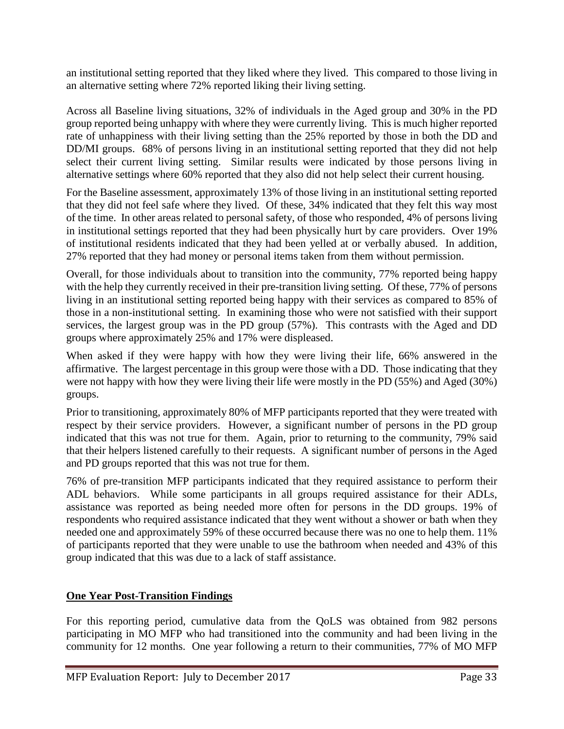an institutional setting reported that they liked where they lived. This compared to those living in an alternative setting where 72% reported liking their living setting.

Across all Baseline living situations, 32% of individuals in the Aged group and 30% in the PD group reported being unhappy with where they were currently living. This is much higher reported rate of unhappiness with their living setting than the 25% reported by those in both the DD and DD/MI groups. 68% of persons living in an institutional setting reported that they did not help select their current living setting. Similar results were indicated by those persons living in alternative settings where 60% reported that they also did not help select their current housing.

For the Baseline assessment, approximately 13% of those living in an institutional setting reported that they did not feel safe where they lived. Of these, 34% indicated that they felt this way most of the time. In other areas related to personal safety, of those who responded, 4% of persons living in institutional settings reported that they had been physically hurt by care providers. Over 19% of institutional residents indicated that they had been yelled at or verbally abused. In addition, 27% reported that they had money or personal items taken from them without permission.

Overall, for those individuals about to transition into the community, 77% reported being happy with the help they currently received in their pre-transition living setting. Of these, 77% of persons living in an institutional setting reported being happy with their services as compared to 85% of those in a non-institutional setting. In examining those who were not satisfied with their support services, the largest group was in the PD group (57%). This contrasts with the Aged and DD groups where approximately 25% and 17% were displeased.

When asked if they were happy with how they were living their life, 66% answered in the affirmative. The largest percentage in this group were those with a DD. Those indicating that they were not happy with how they were living their life were mostly in the PD (55%) and Aged (30%) groups.

Prior to transitioning, approximately 80% of MFP participants reported that they were treated with respect by their service providers. However, a significant number of persons in the PD group indicated that this was not true for them. Again, prior to returning to the community, 79% said that their helpers listened carefully to their requests. A significant number of persons in the Aged and PD groups reported that this was not true for them.

76% of pre-transition MFP participants indicated that they required assistance to perform their ADL behaviors. While some participants in all groups required assistance for their ADLs, assistance was reported as being needed more often for persons in the DD groups. 19% of respondents who required assistance indicated that they went without a shower or bath when they needed one and approximately 59% of these occurred because there was no one to help them. 11% of participants reported that they were unable to use the bathroom when needed and 43% of this group indicated that this was due to a lack of staff assistance.

## One Year Post-Transition Findings

For this reporting period, cumulative data from the QoLS was obtained from 982 persons participating in MO MFP who had transitioned into the community and had been living in the community for 12 months. One year following a return to their communities, 77% of MO MFP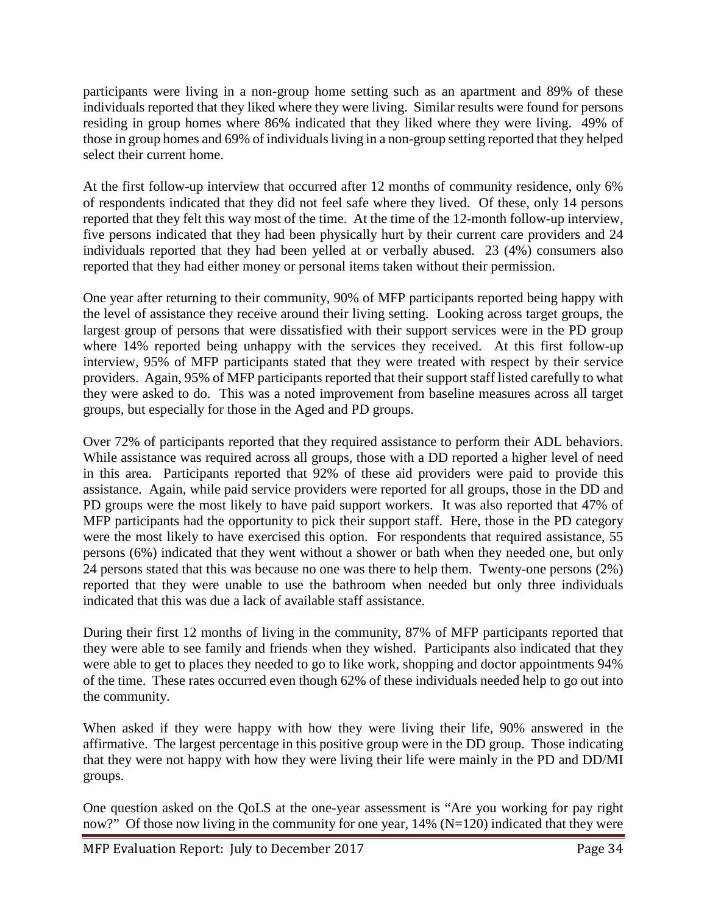participants were living in a non-group home setting such as an apartment and 89% of these individuals reported that they liked where they were living. Similar results were found for persons residing in group homes where 86% indicated that they liked where they were living. 49% of those in group homes and 69% of individuals living in a non-group setting reported that they helped select their current home.

At the first follow-up interview that occurred after 12 months of community residence, only 6% of respondents indicated that they did not feel safe where they lived. Of these, only 14 persons reported that they felt this way most of the time. At the time of the 12-month follow-up interview, five persons indicated that they had been physically hurt by their current care providers and 24 individuals reported that they had been yelled at or verbally abused. 23 (4%) consumers also reported that they had either money or personal items taken without their permission.

One year after returning to their community, 90% of MFP participants reported being happy with the level of assistance they receive around their living setting. Looking across target groups, the largest group of persons that were dissatisfied with their support services were in the PD group where 14% reported being unhappy with the services they received. At this first follow-up interview, 95% of MFP participants stated that they were treated with respect by their service providers. Again, 95% of MFP participants reported that their support staff listed carefully to what they were asked to do. This was a noted improvement from baseline measures across all target groups, but especially for those in the Aged and PD groups.

Over 72% of participants reported that they required assistance to perform their ADL behaviors. While assistance was required across all groups, those with a DD reported a higher level of need in this area. Participants reported that 92% of these aid providers were paid to provide this assistance. Again, while paid service providers were reported for all groups, those in the DD and PD groups were the most likely to have paid support workers. It was also reported that 47% of MFP participants had the opportunity to pick their support staff. Here, those in the PD category were the most likely to have exercised this option. For respondents that required assistance, 55 persons (6%) indicated that they went without a shower or bath when they needed one, but only 24 persons stated that this was because no one was there to help them. Twenty-one persons (2%) reported that they were unable to use the bathroom when needed but only three individuals indicated that this was due a lack of available staff assistance.

During their first 12 months of living in the community, 87% of MFP participants reported that they were able to see family and friends when they wished. Participants also indicated that they were able to get to places they needed to go to like work, shopping and doctor appointments 94% of the time. These rates occurred even though 62% of these individuals needed help to go out into the community.

When asked if they were happy with how they were living their life, 90% answered in the affirmative. The largest percentage in this positive group were in the DD group. Those indicating that they were not happy with how they were living their life were mainly in the PD and DD/MI groups.

One question asked on the QoLS at the one-year assessment is "Are you working for pay right now?" Of those now living in the community for one year, 14% (N=120) indicated that they were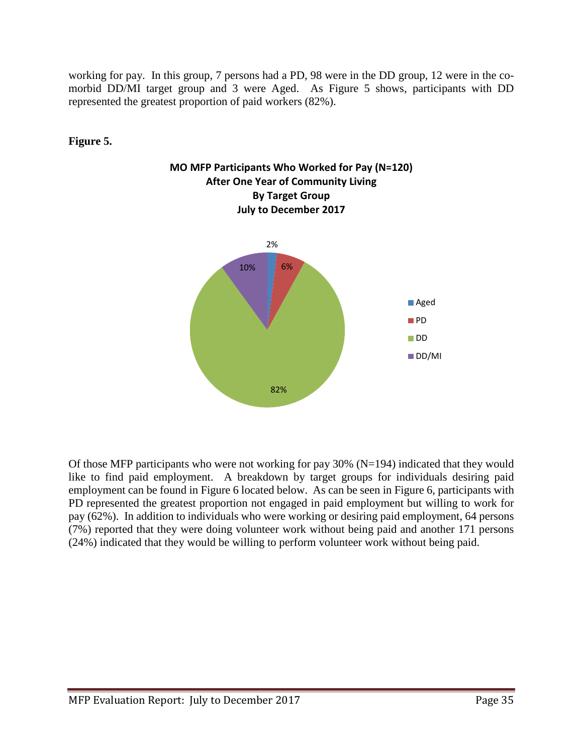working for pay. In this group, 7 persons had a PD, 98 were in the DD group, 12 were in the co-morbid DD/MI target group and 3 were Aged. As Figure 5 shows, participants with DD represented the greatest proportion of paid workers (82%).

**Figure 5.**

**MO MFP Participants Who Worked for Pay (N=120)**
**After One Year of Community Living**
**By Target Group**
**July to December 2017**

| Target Group | Percent |
|---|---|
| Aged | 2% |
| PD | 6% |
| DD | 82% |
| DD/MI | 10% |

Of those MFP participants who were not working for pay 30% (N=194) indicated that they would like to find paid employment. A breakdown by target groups for individuals desiring paid employment can be found in Figure 6 located below. As can be seen in Figure 6, participants with PD represented the greatest proportion not engaged in paid employment but willing to work for pay (62%). In addition to individuals who were working or desiring paid employment, 64 persons (7%) reported that they were doing volunteer work without being paid and another 171 persons (24%) indicated that they would be willing to perform volunteer work without being paid.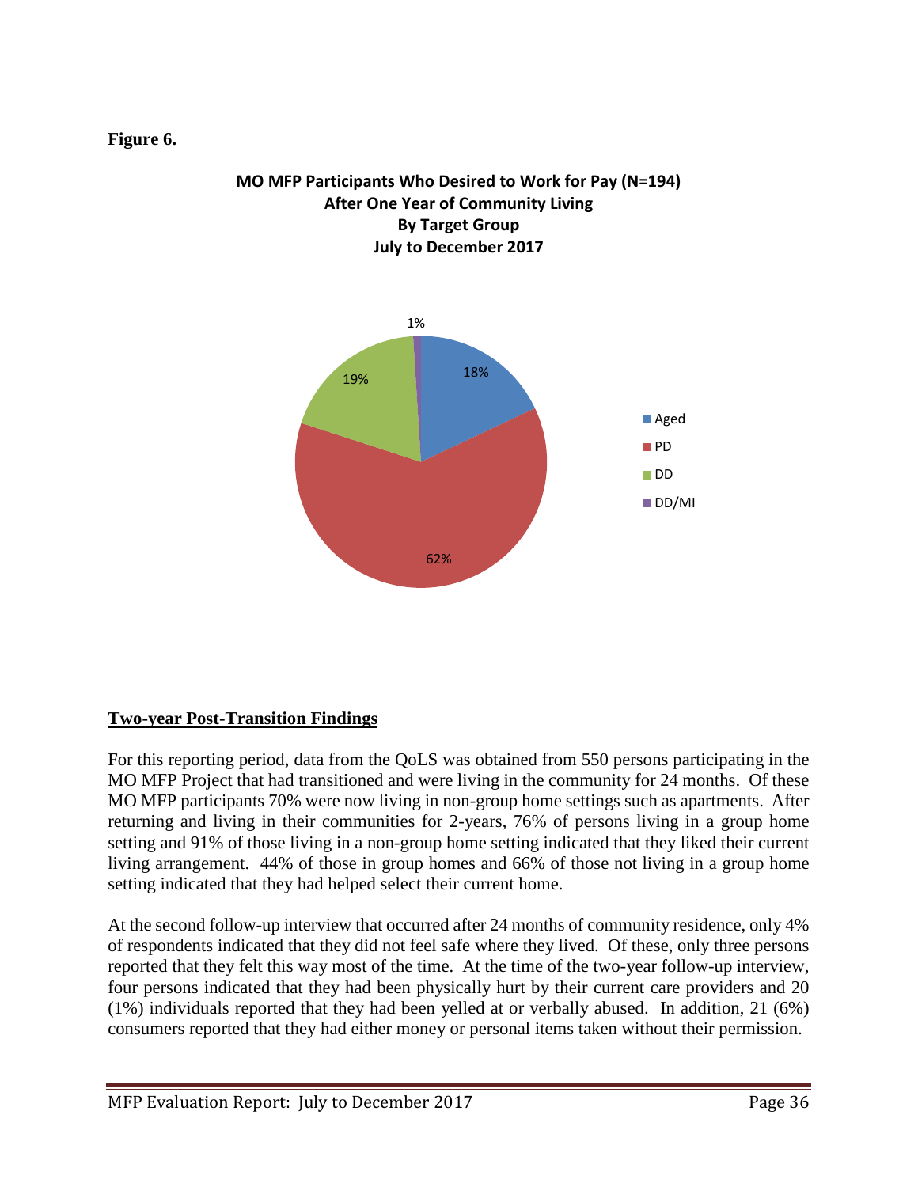**Figure 6.**

**MO MFP Participants Who Desired to Work for Pay (N=194)**
**After One Year of Community Living**
**By Target Group**
**July to December 2017**

| Target Group | Percent |
|---|---|
| Aged | 18% |
| PD | 62% |
| DD | 19% |
| DD/MI | 1% |

## Two-year Post-Transition Findings

For this reporting period, data from the QoLS was obtained from 550 persons participating in the MO MFP Project that had transitioned and were living in the community for 24 months. Of these MO MFP participants 70% were now living in non-group home settings such as apartments. After returning and living in their communities for 2-years, 76% of persons living in a group home setting and 91% of those living in a non-group home setting indicated that they liked their current living arrangement. 44% of those in group homes and 66% of those not living in a group home setting indicated that they had helped select their current home.

At the second follow-up interview that occurred after 24 months of community residence, only 4% of respondents indicated that they did not feel safe where they lived. Of these, only three persons reported that they felt this way most of the time. At the time of the two-year follow-up interview, four persons indicated that they had been physically hurt by their current care providers and 20 (1%) individuals reported that they had been yelled at or verbally abused. In addition, 21 (6%) consumers reported that they had either money or personal items taken without their permission.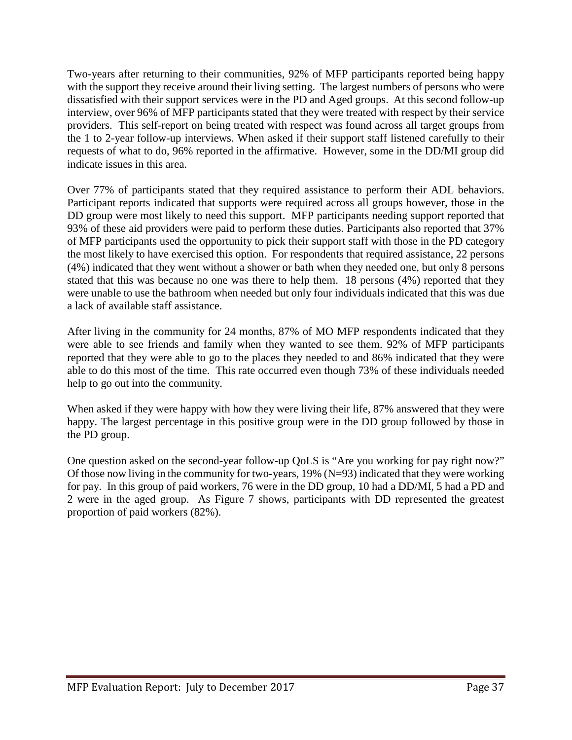Two-years after returning to their communities, 92% of MFP participants reported being happy with the support they receive around their living setting. The largest numbers of persons who were dissatisfied with their support services were in the PD and Aged groups. At this second follow-up interview, over 96% of MFP participants stated that they were treated with respect by their service providers. This self-report on being treated with respect was found across all target groups from the 1 to 2-year follow-up interviews. When asked if their support staff listened carefully to their requests of what to do, 96% reported in the affirmative. However, some in the DD/MI group did indicate issues in this area.

Over 77% of participants stated that they required assistance to perform their ADL behaviors. Participant reports indicated that supports were required across all groups however, those in the DD group were most likely to need this support. MFP participants needing support reported that 93% of these aid providers were paid to perform these duties. Participants also reported that 37% of MFP participants used the opportunity to pick their support staff with those in the PD category the most likely to have exercised this option. For respondents that required assistance, 22 persons (4%) indicated that they went without a shower or bath when they needed one, but only 8 persons stated that this was because no one was there to help them. 18 persons (4%) reported that they were unable to use the bathroom when needed but only four individuals indicated that this was due a lack of available staff assistance.

After living in the community for 24 months, 87% of MO MFP respondents indicated that they were able to see friends and family when they wanted to see them. 92% of MFP participants reported that they were able to go to the places they needed to and 86% indicated that they were able to do this most of the time. This rate occurred even though 73% of these individuals needed help to go out into the community.

When asked if they were happy with how they were living their life, 87% answered that they were happy. The largest percentage in this positive group were in the DD group followed by those in the PD group.

One question asked on the second-year follow-up QoLS is "Are you working for pay right now?" Of those now living in the community for two-years, 19% (N=93) indicated that they were working for pay. In this group of paid workers, 76 were in the DD group, 10 had a DD/MI, 5 had a PD and 2 were in the aged group. As Figure 7 shows, participants with DD represented the greatest proportion of paid workers (82%).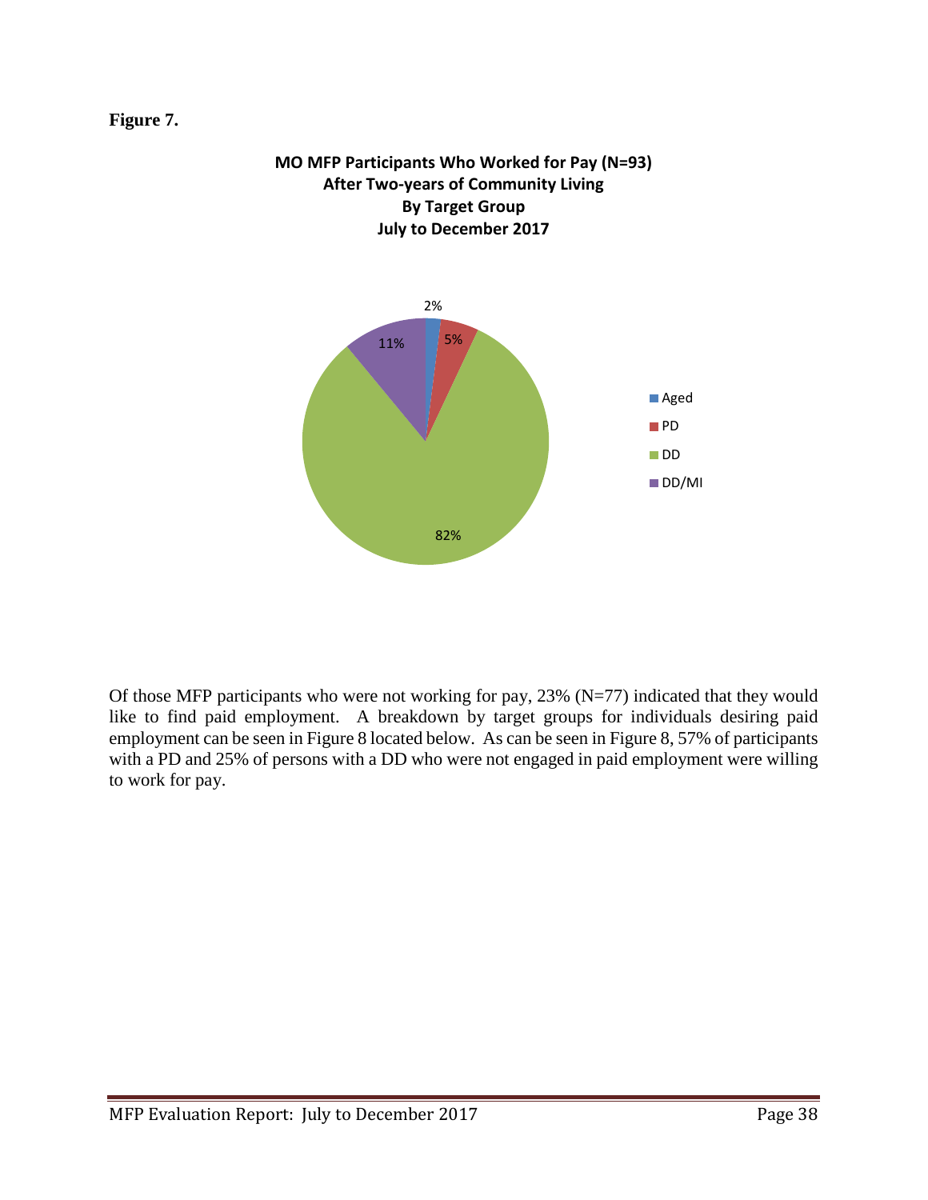**Figure 7.**

**MO MFP Participants Who Worked for Pay (N=93)**
**After Two-years of Community Living**
**By Target Group**
**July to December 2017**

| Target Group | Percent |
|---|---|
| Aged | 2% |
| PD | 5% |
| DD | 82% |
| DD/MI | 11% |

Of those MFP participants who were not working for pay, 23% (N=77) indicated that they would like to find paid employment. A breakdown by target groups for individuals desiring paid employment can be seen in Figure 8 located below. As can be seen in Figure 8, 57% of participants with a PD and 25% of persons with a DD who were not engaged in paid employment were willing to work for pay.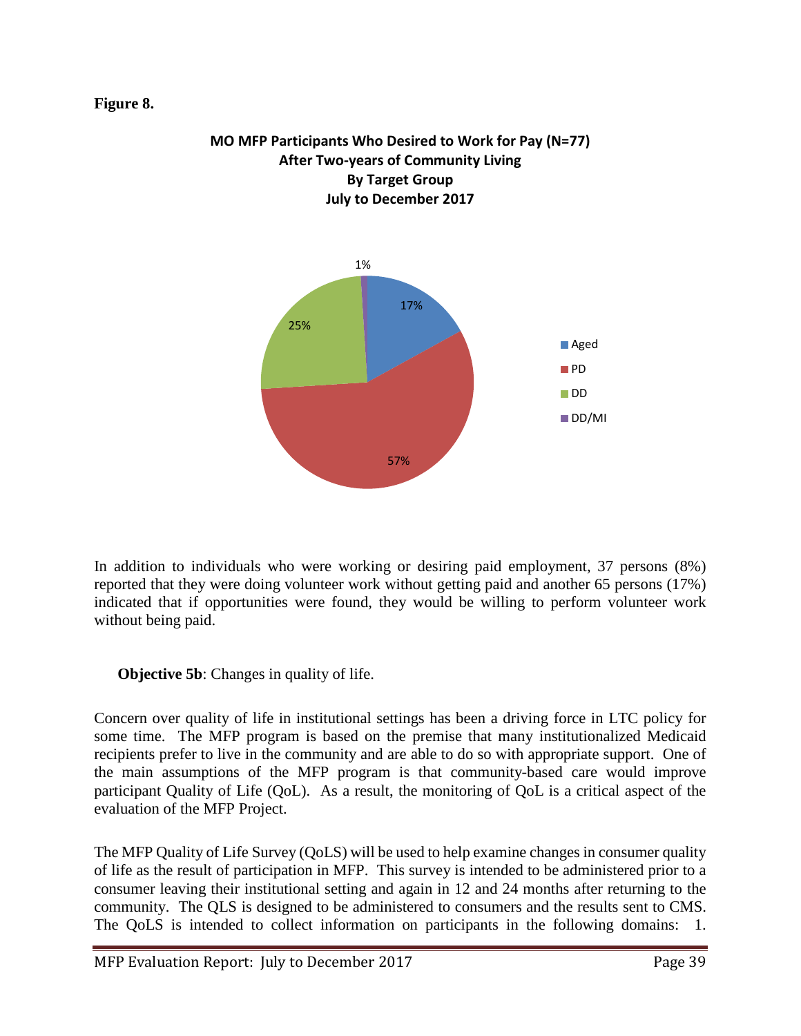**Figure 8.**

**MO MFP Participants Who Desired to Work for Pay (N=77) After Two-years of Community Living By Target Group July to December 2017**

| Target Group | Percent |
|---|---|
| Aged | 17% |
| PD | 57% |
| DD | 25% |
| DD/MI | 1% |

In addition to individuals who were working or desiring paid employment, 37 persons (8%) reported that they were doing volunteer work without getting paid and another 65 persons (17%) indicated that if opportunities were found, they would be willing to perform volunteer work without being paid.

**Objective 5b**: Changes in quality of life.

Concern over quality of life in institutional settings has been a driving force in LTC policy for some time. The MFP program is based on the premise that many institutionalized Medicaid recipients prefer to live in the community and are able to do so with appropriate support. One of the main assumptions of the MFP program is that community-based care would improve participant Quality of Life (QoL). As a result, the monitoring of QoL is a critical aspect of the evaluation of the MFP Project.

The MFP Quality of Life Survey (QoLS) will be used to help examine changes in consumer quality of life as the result of participation in MFP. This survey is intended to be administered prior to a consumer leaving their institutional setting and again in 12 and 24 months after returning to the community. The QLS is designed to be administered to consumers and the results sent to CMS. The QoLS is intended to collect information on participants in the following domains: 1.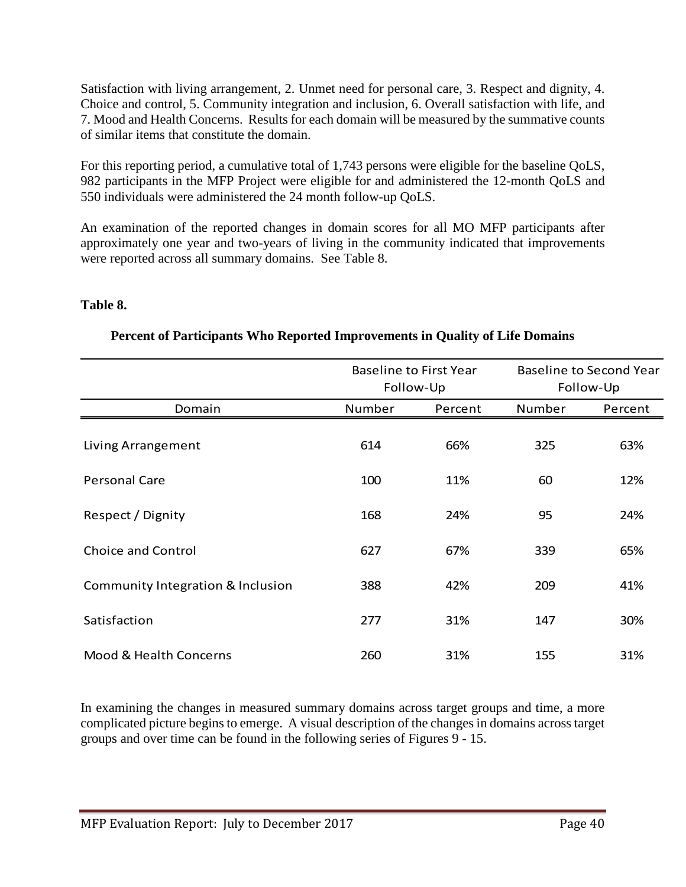Satisfaction with living arrangement, 2. Unmet need for personal care, 3. Respect and dignity, 4. Choice and control, 5. Community integration and inclusion, 6. Overall satisfaction with life, and 7. Mood and Health Concerns. Results for each domain will be measured by the summative counts of similar items that constitute the domain.

For this reporting period, a cumulative total of 1,743 persons were eligible for the baseline QoLS, 982 participants in the MFP Project were eligible for and administered the 12-month QoLS and 550 individuals were administered the 24 month follow-up QoLS.

An examination of the reported changes in domain scores for all MO MFP participants after approximately one year and two-years of living in the community indicated that improvements were reported across all summary domains. See Table 8.

**Table 8.**

**Percent of Participants Who Reported Improvements in Quality of Life Domains**

| | Baseline to First Year Follow-Up | | Baseline to Second Year Follow-Up | |
|---|---|---|---|---|
| Domain | Number | Percent | Number | Percent |
| Living Arrangement | 614 | 66% | 325 | 63% |
| Personal Care | 100 | 11% | 60 | 12% |
| Respect / Dignity | 168 | 24% | 95 | 24% |
| Choice and Control | 627 | 67% | 339 | 65% |
| Community Integration & Inclusion | 388 | 42% | 209 | 41% |
| Satisfaction | 277 | 31% | 147 | 30% |
| Mood & Health Concerns | 260 | 31% | 155 | 31% |

In examining the changes in measured summary domains across target groups and time, a more complicated picture begins to emerge. A visual description of the changes in domains across target groups and over time can be found in the following series of Figures 9 - 15.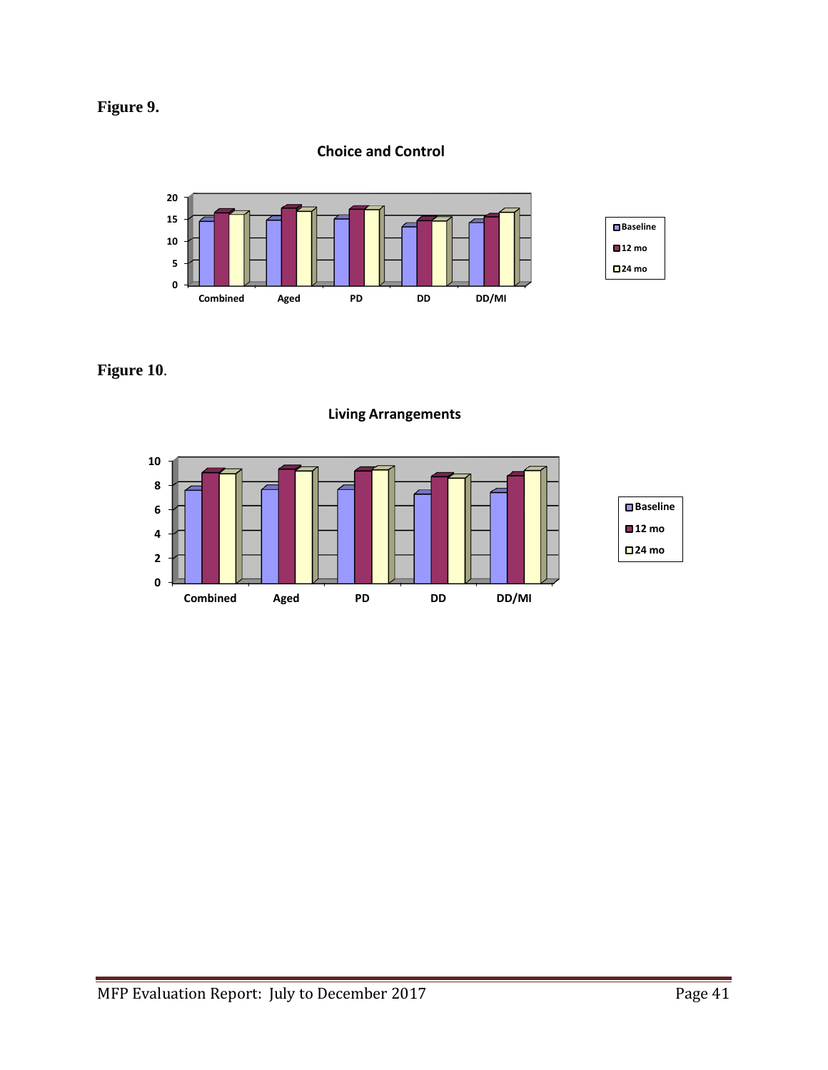**Figure 9.**

**Figure 10**.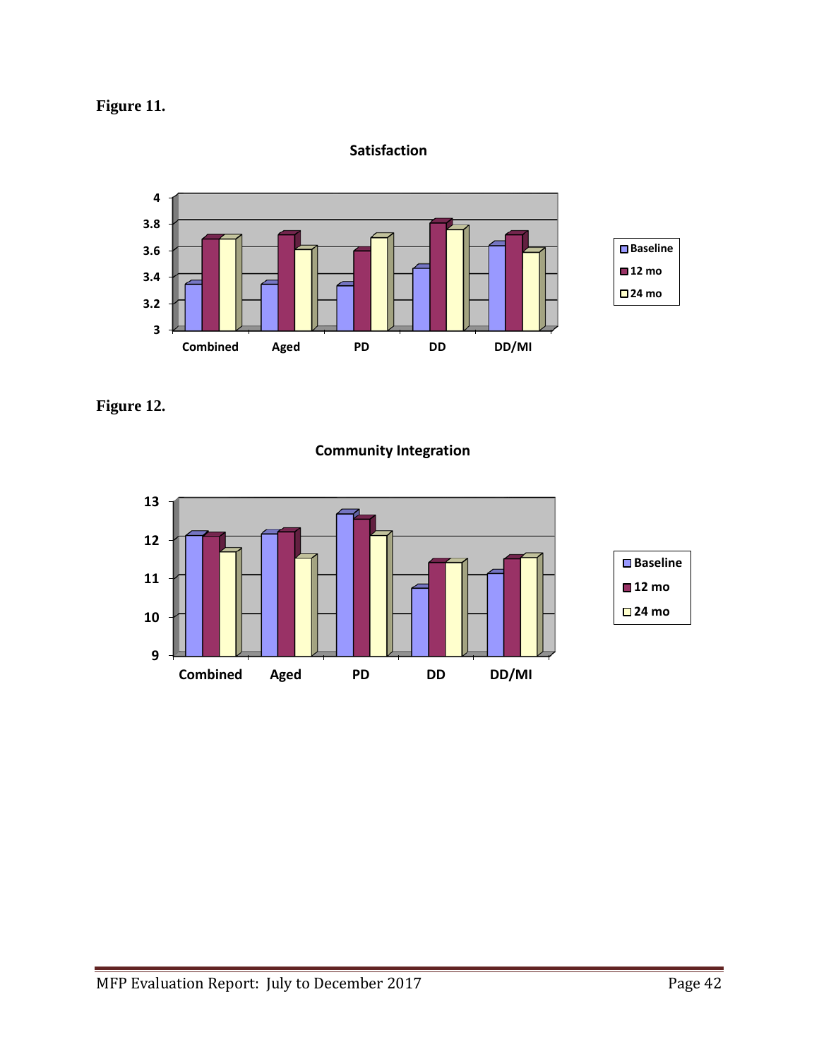**Figure 11.**

**Figure 12.**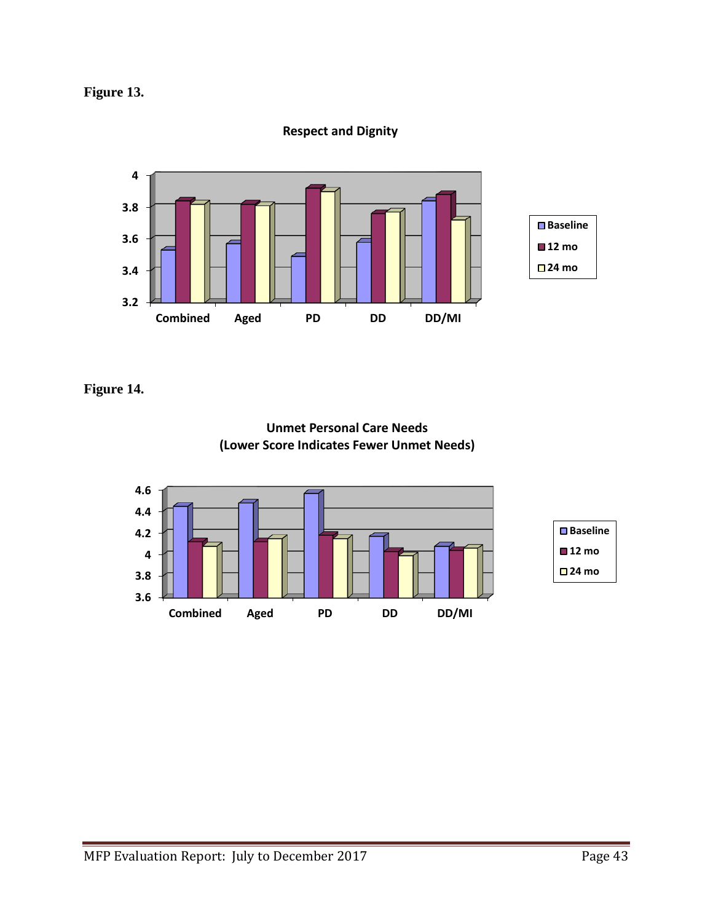**Figure 13.**

**Respect and Dignity**

**Figure 14.**

**Unmet Personal Care Needs**
**(Lower Score Indicates Fewer Unmet Needs)**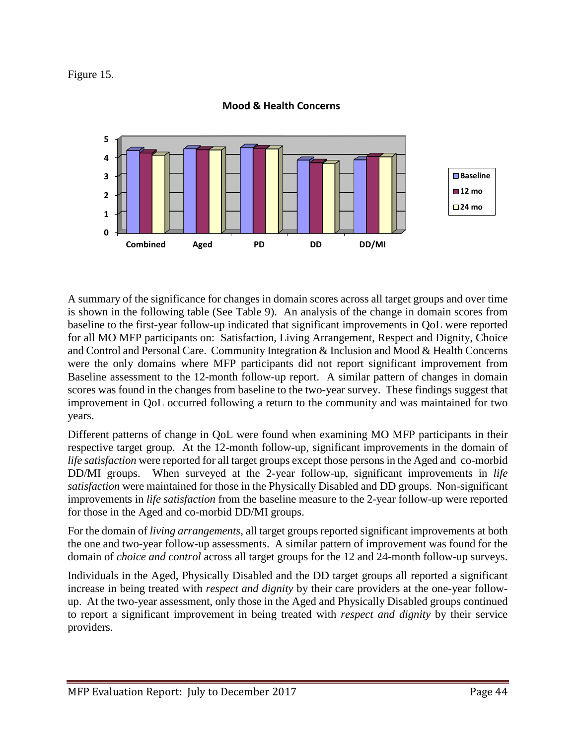Figure 15.

**Mood & Health Concerns**

A summary of the significance for changes in domain scores across all target groups and over time is shown in the following table (See Table 9). An analysis of the change in domain scores from baseline to the first-year follow-up indicated that significant improvements in QoL were reported for all MO MFP participants on: Satisfaction, Living Arrangement, Respect and Dignity, Choice and Control and Personal Care. Community Integration & Inclusion and Mood & Health Concerns were the only domains where MFP participants did not report significant improvement from Baseline assessment to the 12-month follow-up report. A similar pattern of changes in domain scores was found in the changes from baseline to the two-year survey. These findings suggest that improvement in QoL occurred following a return to the community and was maintained for two years.

Different patterns of change in QoL were found when examining MO MFP participants in their respective target group. At the 12-month follow-up, significant improvements in the domain of *life satisfaction* were reported for all target groups except those persons in the Aged and co-morbid DD/MI groups. When surveyed at the 2-year follow-up, significant improvements in *life satisfaction* were maintained for those in the Physically Disabled and DD groups. Non-significant improvements in *life satisfaction* from the baseline measure to the 2-year follow-up were reported for those in the Aged and co-morbid DD/MI groups.

For the domain of *living arrangements*, all target groups reported significant improvements at both the one and two-year follow-up assessments. A similar pattern of improvement was found for the domain of *choice and control* across all target groups for the 12 and 24-month follow-up surveys.

Individuals in the Aged, Physically Disabled and the DD target groups all reported a significant increase in being treated with *respect and dignity* by their care providers at the one-year follow-up. At the two-year assessment, only those in the Aged and Physically Disabled groups continued to report a significant improvement in being treated with *respect and dignity* by their service providers.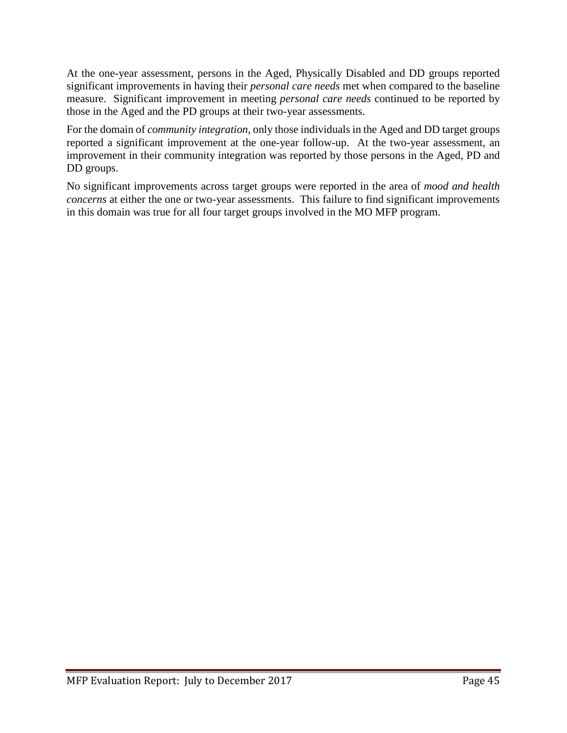At the one-year assessment, persons in the Aged, Physically Disabled and DD groups reported significant improvements in having their *personal care needs* met when compared to the baseline measure. Significant improvement in meeting *personal care needs* continued to be reported by those in the Aged and the PD groups at their two-year assessments.

For the domain of *community integration*, only those individuals in the Aged and DD target groups reported a significant improvement at the one-year follow-up. At the two-year assessment, an improvement in their community integration was reported by those persons in the Aged, PD and DD groups.

No significant improvements across target groups were reported in the area of *mood and health concerns* at either the one or two-year assessments. This failure to find significant improvements in this domain was true for all four target groups involved in the MO MFP program.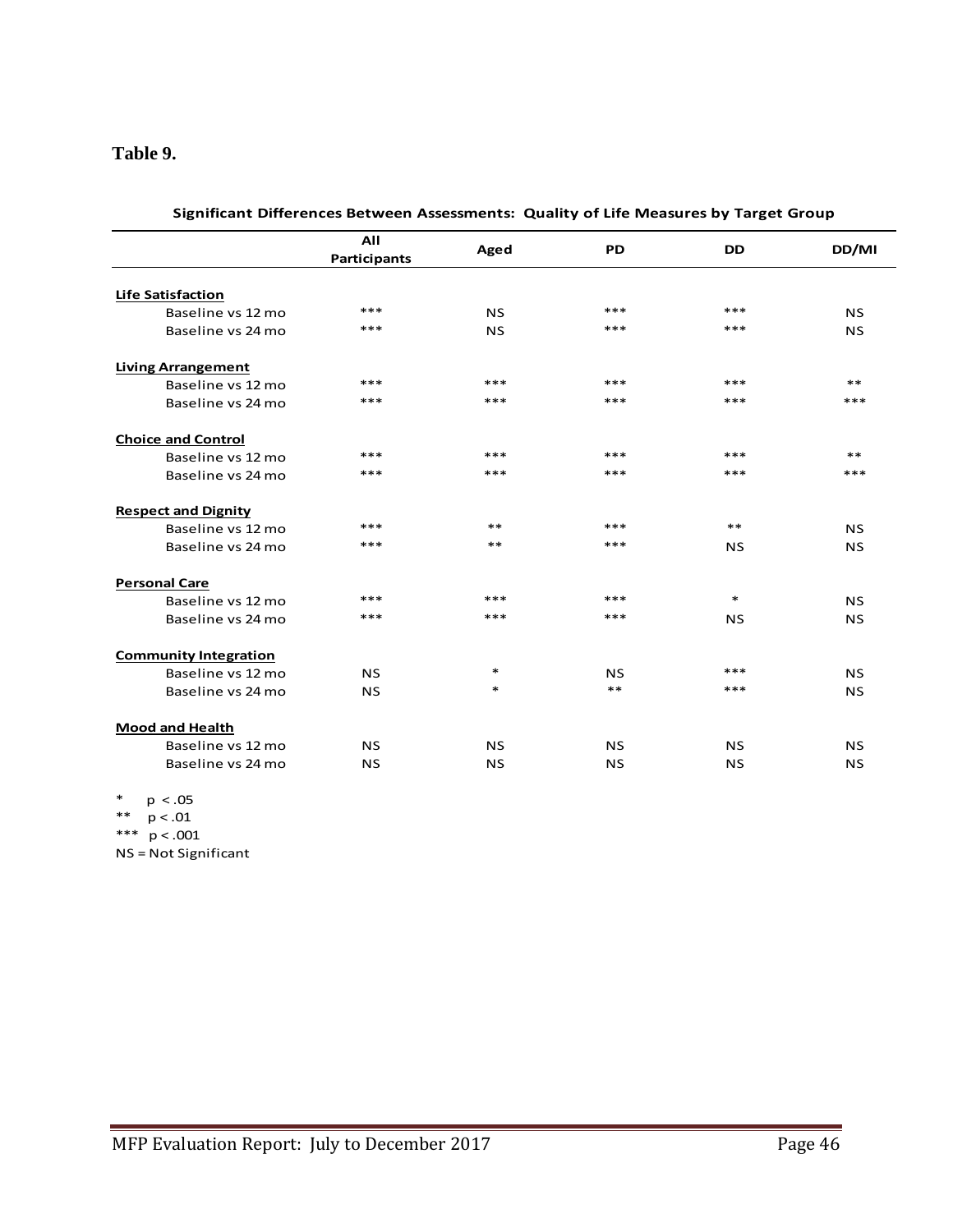**Table 9.**

**Significant Differences Between Assessments: Quality of Life Measures by Target Group**

| | All Participants | Aged | PD | DD | DD/MI |
|---|---|---|---|---|---|
| **Life Satisfaction** | | | | | |
| Baseline vs 12 mo | *** | NS | *** | *** | NS |
| Baseline vs 24 mo | *** | NS | *** | *** | NS |
| **Living Arrangement** | | | | | |
| Baseline vs 12 mo | *** | *** | *** | *** | ** |
| Baseline vs 24 mo | *** | *** | *** | *** | *** |
| **Choice and Control** | | | | | |
| Baseline vs 12 mo | *** | *** | *** | *** | ** |
| Baseline vs 24 mo | *** | *** | *** | *** | *** |
| **Respect and Dignity** | | | | | |
| Baseline vs 12 mo | *** | ** | *** | ** | NS |
| Baseline vs 24 mo | *** | ** | *** | NS | NS |
| **Personal Care** | | | | | |
| Baseline vs 12 mo | *** | *** | *** | * | NS |
| Baseline vs 24 mo | *** | *** | *** | NS | NS |
| **Community Integration** | | | | | |
| Baseline vs 12 mo | NS | * | NS | *** | NS |
| Baseline vs 24 mo | NS | * | ** | *** | NS |
| **Mood and Health** | | | | | |
| Baseline vs 12 mo | NS | NS | NS | NS | NS |
| Baseline vs 24 mo | NS | NS | NS | NS | NS |

\* $p < .05$
\*\* $p < .01$
\*\*\* $p < .001$
NS = Not Significant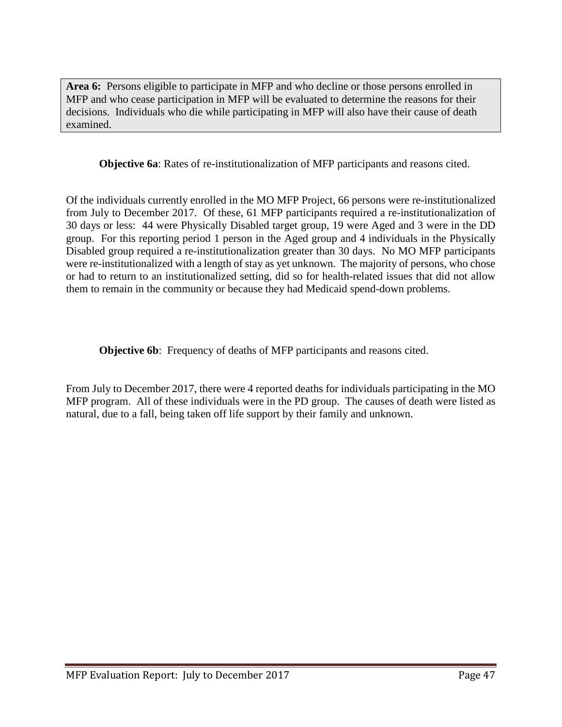**Area 6:** Persons eligible to participate in MFP and who decline or those persons enrolled in MFP and who cease participation in MFP will be evaluated to determine the reasons for their decisions. Individuals who die while participating in MFP will also have their cause of death examined.

**Objective 6a**: Rates of re-institutionalization of MFP participants and reasons cited.

Of the individuals currently enrolled in the MO MFP Project, 66 persons were re-institutionalized from July to December 2017. Of these, 61 MFP participants required a re-institutionalization of 30 days or less: 44 were Physically Disabled target group, 19 were Aged and 3 were in the DD group. For this reporting period 1 person in the Aged group and 4 individuals in the Physically Disabled group required a re-institutionalization greater than 30 days. No MO MFP participants were re-institutionalized with a length of stay as yet unknown. The majority of persons, who chose or had to return to an institutionalized setting, did so for health-related issues that did not allow them to remain in the community or because they had Medicaid spend-down problems.

**Objective 6b**: Frequency of deaths of MFP participants and reasons cited.

From July to December 2017, there were 4 reported deaths for individuals participating in the MO MFP program. All of these individuals were in the PD group. The causes of death were listed as natural, due to a fall, being taken off life support by their family and unknown.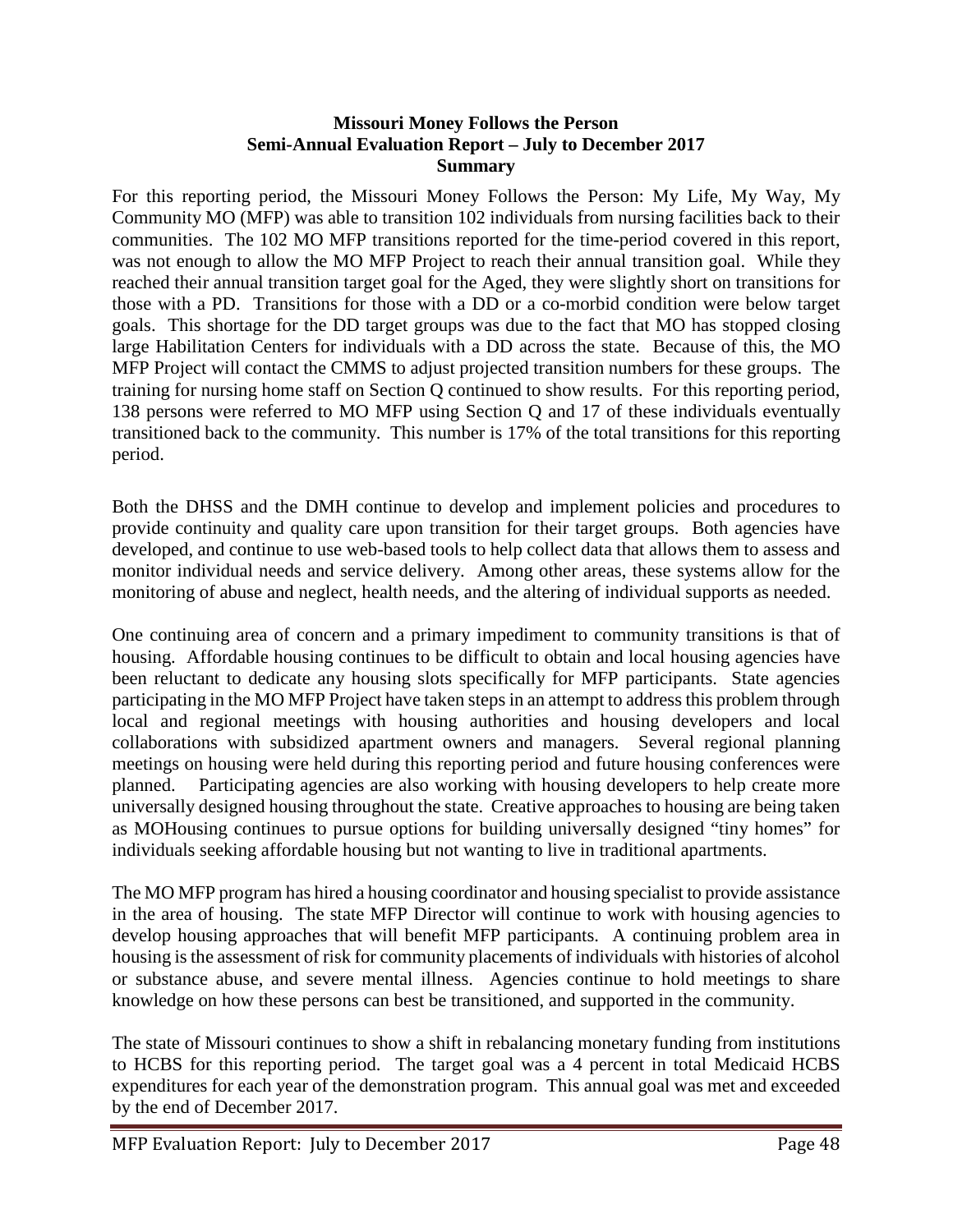**Missouri Money Follows the Person**
**Semi-Annual Evaluation Report – July to December 2017**
**Summary**

For this reporting period, the Missouri Money Follows the Person: My Life, My Way, My Community MO (MFP) was able to transition 102 individuals from nursing facilities back to their communities. The 102 MO MFP transitions reported for the time-period covered in this report, was not enough to allow the MO MFP Project to reach their annual transition goal. While they reached their annual transition target goal for the Aged, they were slightly short on transitions for those with a PD. Transitions for those with a DD or a co-morbid condition were below target goals. This shortage for the DD target groups was due to the fact that MO has stopped closing large Habilitation Centers for individuals with a DD across the state. Because of this, the MO MFP Project will contact the CMMS to adjust projected transition numbers for these groups. The training for nursing home staff on Section Q continued to show results. For this reporting period, 138 persons were referred to MO MFP using Section Q and 17 of these individuals eventually transitioned back to the community. This number is 17% of the total transitions for this reporting period.

Both the DHSS and the DMH continue to develop and implement policies and procedures to provide continuity and quality care upon transition for their target groups. Both agencies have developed, and continue to use web-based tools to help collect data that allows them to assess and monitor individual needs and service delivery. Among other areas, these systems allow for the monitoring of abuse and neglect, health needs, and the altering of individual supports as needed.

One continuing area of concern and a primary impediment to community transitions is that of housing. Affordable housing continues to be difficult to obtain and local housing agencies have been reluctant to dedicate any housing slots specifically for MFP participants. State agencies participating in the MO MFP Project have taken steps in an attempt to address this problem through local and regional meetings with housing authorities and housing developers and local collaborations with subsidized apartment owners and managers. Several regional planning meetings on housing were held during this reporting period and future housing conferences were planned. Participating agencies are also working with housing developers to help create more universally designed housing throughout the state. Creative approaches to housing are being taken as MOHousing continues to pursue options for building universally designed "tiny homes" for individuals seeking affordable housing but not wanting to live in traditional apartments.

The MO MFP program has hired a housing coordinator and housing specialist to provide assistance in the area of housing. The state MFP Director will continue to work with housing agencies to develop housing approaches that will benefit MFP participants. A continuing problem area in housing is the assessment of risk for community placements of individuals with histories of alcohol or substance abuse, and severe mental illness. Agencies continue to hold meetings to share knowledge on how these persons can best be transitioned, and supported in the community.

The state of Missouri continues to show a shift in rebalancing monetary funding from institutions to HCBS for this reporting period. The target goal was a 4 percent in total Medicaid HCBS expenditures for each year of the demonstration program. This annual goal was met and exceeded by the end of December 2017.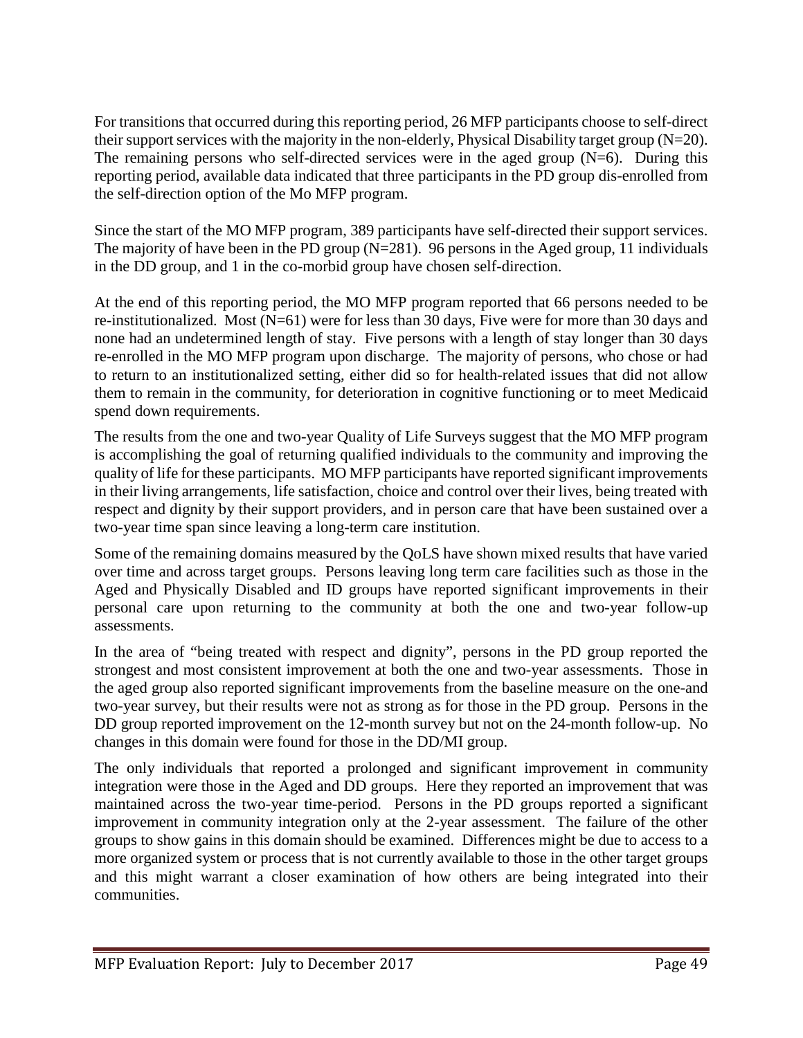For transitions that occurred during this reporting period, 26 MFP participants choose to self-direct their support services with the majority in the non-elderly, Physical Disability target group (N=20). The remaining persons who self-directed services were in the aged group (N=6). During this reporting period, available data indicated that three participants in the PD group dis-enrolled from the self-direction option of the Mo MFP program.

Since the start of the MO MFP program, 389 participants have self-directed their support services. The majority of have been in the PD group (N=281). 96 persons in the Aged group, 11 individuals in the DD group, and 1 in the co-morbid group have chosen self-direction.

At the end of this reporting period, the MO MFP program reported that 66 persons needed to be re-institutionalized. Most (N=61) were for less than 30 days, Five were for more than 30 days and none had an undetermined length of stay. Five persons with a length of stay longer than 30 days re-enrolled in the MO MFP program upon discharge. The majority of persons, who chose or had to return to an institutionalized setting, either did so for health-related issues that did not allow them to remain in the community, for deterioration in cognitive functioning or to meet Medicaid spend down requirements.

The results from the one and two-year Quality of Life Surveys suggest that the MO MFP program is accomplishing the goal of returning qualified individuals to the community and improving the quality of life for these participants. MO MFP participants have reported significant improvements in their living arrangements, life satisfaction, choice and control over their lives, being treated with respect and dignity by their support providers, and in person care that have been sustained over a two-year time span since leaving a long-term care institution.

Some of the remaining domains measured by the QoLS have shown mixed results that have varied over time and across target groups. Persons leaving long term care facilities such as those in the Aged and Physically Disabled and ID groups have reported significant improvements in their personal care upon returning to the community at both the one and two-year follow-up assessments.

In the area of "being treated with respect and dignity", persons in the PD group reported the strongest and most consistent improvement at both the one and two-year assessments. Those in the aged group also reported significant improvements from the baseline measure on the one-and two-year survey, but their results were not as strong as for those in the PD group. Persons in the DD group reported improvement on the 12-month survey but not on the 24-month follow-up. No changes in this domain were found for those in the DD/MI group.

The only individuals that reported a prolonged and significant improvement in community integration were those in the Aged and DD groups. Here they reported an improvement that was maintained across the two-year time-period. Persons in the PD groups reported a significant improvement in community integration only at the 2-year assessment. The failure of the other groups to show gains in this domain should be examined. Differences might be due to access to a more organized system or process that is not currently available to those in the other target groups and this might warrant a closer examination of how others are being integrated into their communities.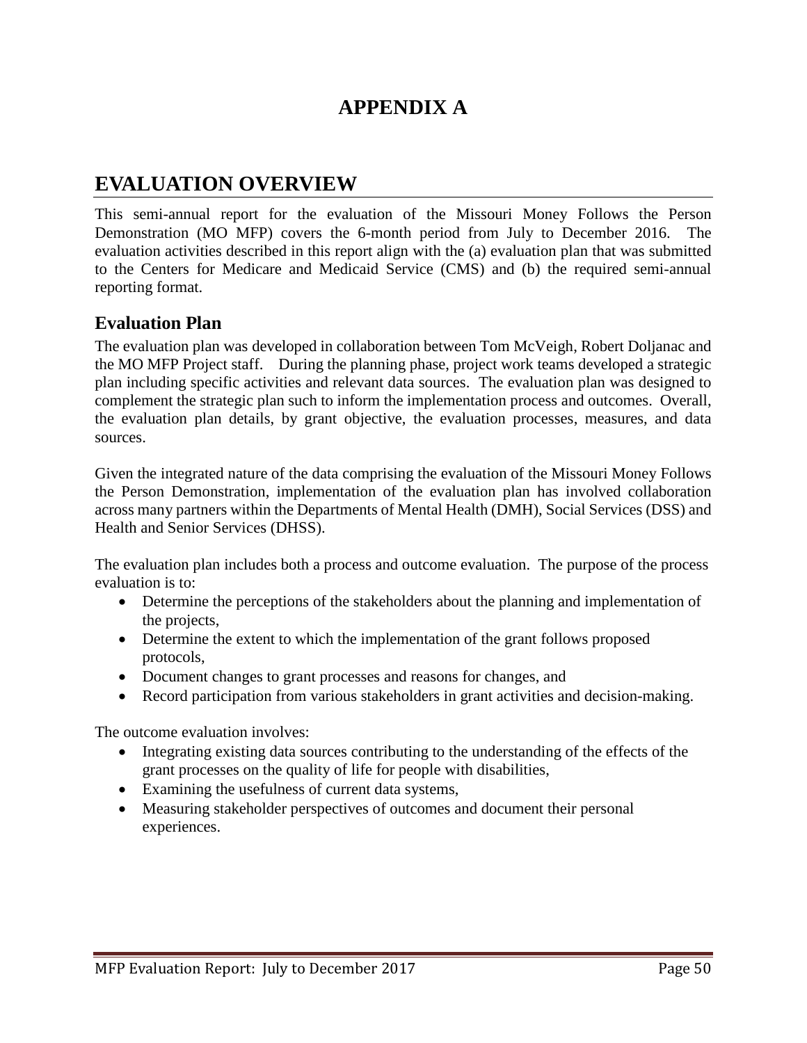# APPENDIX A

## EVALUATION OVERVIEW

This semi-annual report for the evaluation of the Missouri Money Follows the Person Demonstration (MO MFP) covers the 6-month period from July to December 2016. The evaluation activities described in this report align with the (a) evaluation plan that was submitted to the Centers for Medicare and Medicaid Service (CMS) and (b) the required semi-annual reporting format.

### Evaluation Plan

The evaluation plan was developed in collaboration between Tom McVeigh, Robert Doljanac and the MO MFP Project staff. During the planning phase, project work teams developed a strategic plan including specific activities and relevant data sources. The evaluation plan was designed to complement the strategic plan such to inform the implementation process and outcomes. Overall, the evaluation plan details, by grant objective, the evaluation processes, measures, and data sources.

Given the integrated nature of the data comprising the evaluation of the Missouri Money Follows the Person Demonstration, implementation of the evaluation plan has involved collaboration across many partners within the Departments of Mental Health (DMH), Social Services (DSS) and Health and Senior Services (DHSS).

The evaluation plan includes both a process and outcome evaluation. The purpose of the process evaluation is to:

- Determine the perceptions of the stakeholders about the planning and implementation of the projects,
- Determine the extent to which the implementation of the grant follows proposed protocols,
- Document changes to grant processes and reasons for changes, and
- Record participation from various stakeholders in grant activities and decision-making.

The outcome evaluation involves:

- Integrating existing data sources contributing to the understanding of the effects of the grant processes on the quality of life for people with disabilities,
- Examining the usefulness of current data systems,
- Measuring stakeholder perspectives of outcomes and document their personal experiences.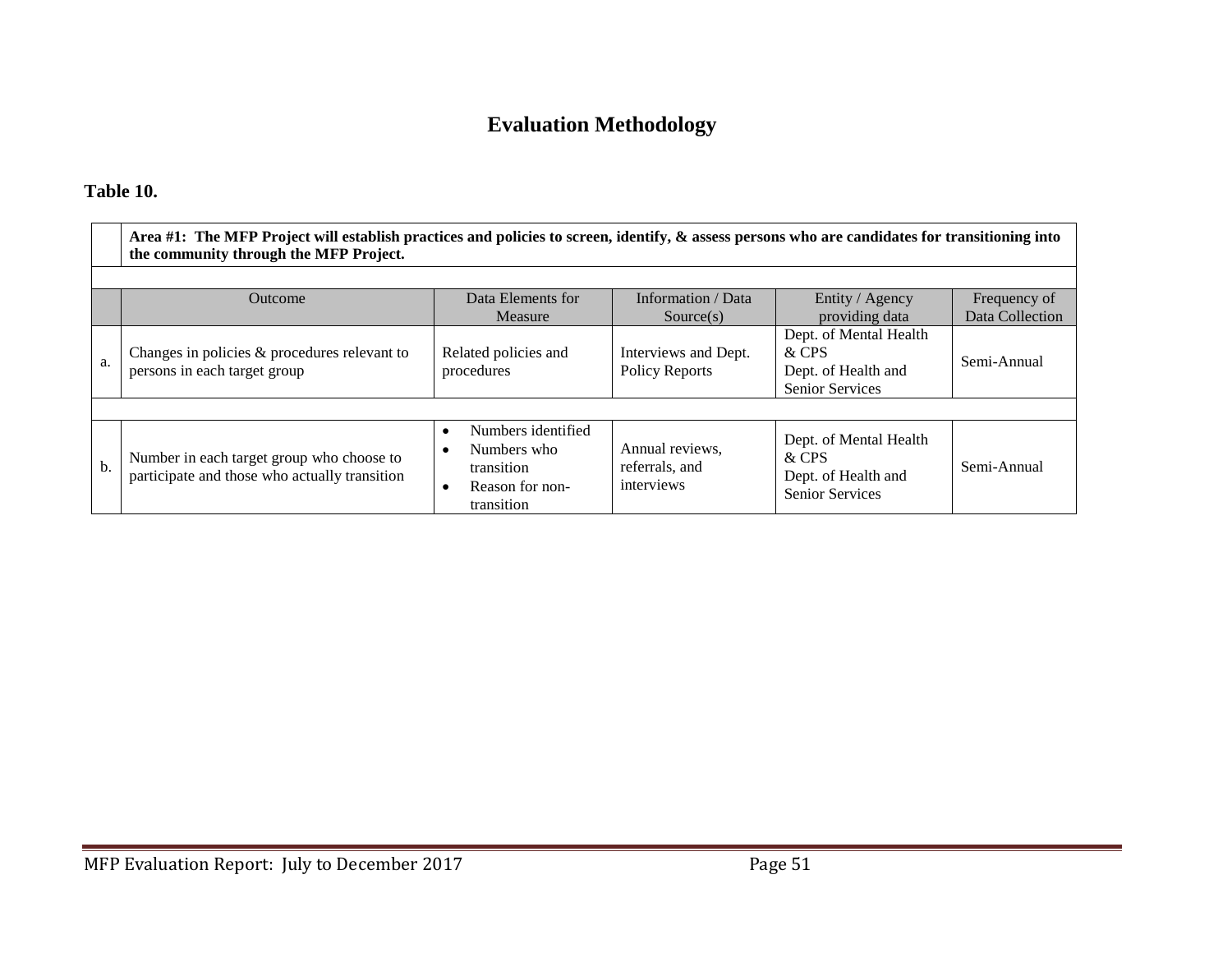# Evaluation Methodology

**Table 10.**

| | **Area #1: The MFP Project will establish practices and policies to screen, identify, & assess persons who are candidates for transitioning into the community through the MFP Project.** | | | | |
|---|---|---|---|---|---|
| | Outcome | Data Elements for Measure | Information / Data Source(s) | Entity / Agency providing data | Frequency of Data Collection |
| a. | Changes in policies & procedures relevant to persons in each target group | Related policies and procedures | Interviews and Dept. Policy Reports | Dept. of Mental Health & CPS<br>Dept. of Health and Senior Services | Semi-Annual |
| b. | Number in each target group who choose to participate and those who actually transition | • Numbers identified<br>• Numbers who transition<br>• Reason for non-transition | Annual reviews, referrals, and interviews | Dept. of Mental Health & CPS<br>Dept. of Health and Senior Services | Semi-Annual |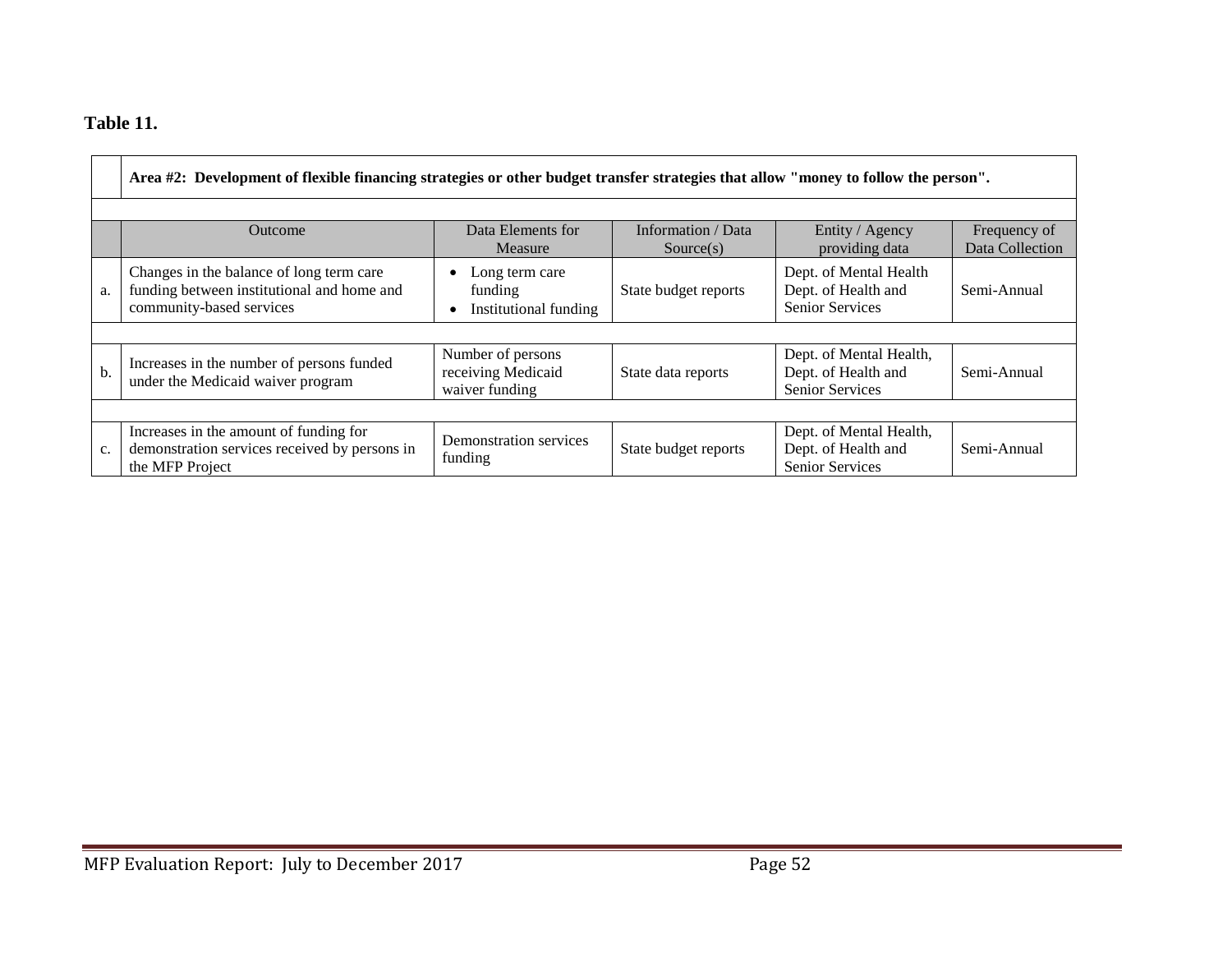**Table 11.**

| | Area #2: Development of flexible financing strategies or other budget transfer strategies that allow "money to follow the person". | | | | |
|---|---|---|---|---|---|
| | Outcome | Data Elements for Measure | Information / Data Source(s) | Entity / Agency providing data | Frequency of Data Collection |
| a. | Changes in the balance of long term care funding between institutional and home and community-based services | • Long term care funding<br>• Institutional funding | State budget reports | Dept. of Mental Health Dept. of Health and Senior Services | Semi-Annual |
| b. | Increases in the number of persons funded under the Medicaid waiver program | Number of persons receiving Medicaid waiver funding | State data reports | Dept. of Mental Health, Dept. of Health and Senior Services | Semi-Annual |
| c. | Increases in the amount of funding for demonstration services received by persons in the MFP Project | Demonstration services funding | State budget reports | Dept. of Mental Health, Dept. of Health and Senior Services | Semi-Annual |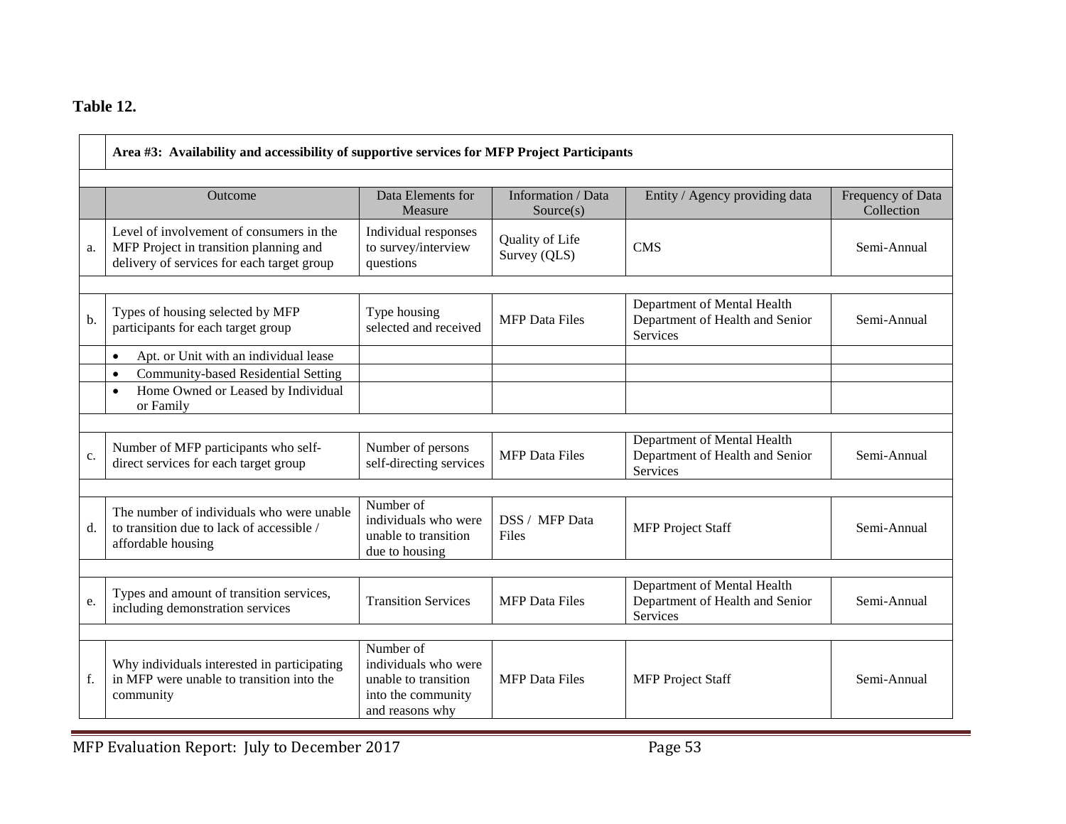**Table 12.**

| | Area #3: Availability and accessibility of supportive services for MFP Project Participants | | | | |
|---|---|---|---|---|---|
| | Outcome | Data Elements for Measure | Information / Data Source(s) | Entity / Agency providing data | Frequency of Data Collection |
| a. | Level of involvement of consumers in the MFP Project in transition planning and delivery of services for each target group | Individual responses to survey/interview questions | Quality of Life Survey (QLS) | CMS | Semi-Annual |
| b. | Types of housing selected by MFP participants for each target group | Type housing selected and received | MFP Data Files | Department of Mental Health Department of Health and Senior Services | Semi-Annual |
| | • Apt. or Unit with an individual lease | | | | |
| | • Community-based Residential Setting | | | | |
| | • Home Owned or Leased by Individual or Family | | | | |
| c. | Number of MFP participants who self-direct services for each target group | Number of persons self-directing services | MFP Data Files | Department of Mental Health Department of Health and Senior Services | Semi-Annual |
| d. | The number of individuals who were unable to transition due to lack of accessible / affordable housing | Number of individuals who were unable to transition due to housing | DSS / MFP Data Files | MFP Project Staff | Semi-Annual |
| e. | Types and amount of transition services, including demonstration services | Transition Services | MFP Data Files | Department of Mental Health Department of Health and Senior Services | Semi-Annual |
| f. | Why individuals interested in participating in MFP were unable to transition into the community | Number of individuals who were unable to transition into the community and reasons why | MFP Data Files | MFP Project Staff | Semi-Annual |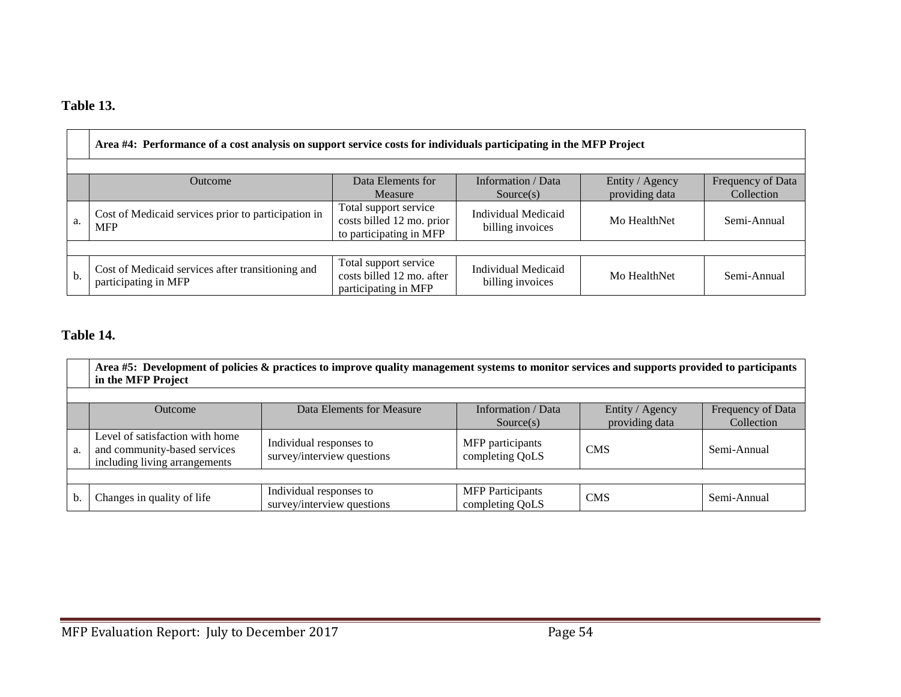**Table 13.**

| | Area #4: Performance of a cost analysis on support service costs for individuals participating in the MFP Project | | | | |
|---|---|---|---|---|---|
| | Outcome | Data Elements for Measure | Information / Data Source(s) | Entity / Agency providing data | Frequency of Data Collection |
| a. | Cost of Medicaid services prior to participation in MFP | Total support service costs billed 12 mo. prior to participating in MFP | Individual Medicaid billing invoices | Mo HealthNet | Semi-Annual |
| b. | Cost of Medicaid services after transitioning and participating in MFP | Total support service costs billed 12 mo. after participating in MFP | Individual Medicaid billing invoices | Mo HealthNet | Semi-Annual |

**Table 14.**

| | Area #5: Development of policies & practices to improve quality management systems to monitor services and supports provided to participants in the MFP Project | | | | |
|---|---|---|---|---|---|
| | Outcome | Data Elements for Measure | Information / Data Source(s) | Entity / Agency providing data | Frequency of Data Collection |
| a. | Level of satisfaction with home and community-based services including living arrangements | Individual responses to survey/interview questions | MFP participants completing QoLS | CMS | Semi-Annual |
| b. | Changes in quality of life | Individual responses to survey/interview questions | MFP Participants completing QoLS | CMS | Semi-Annual |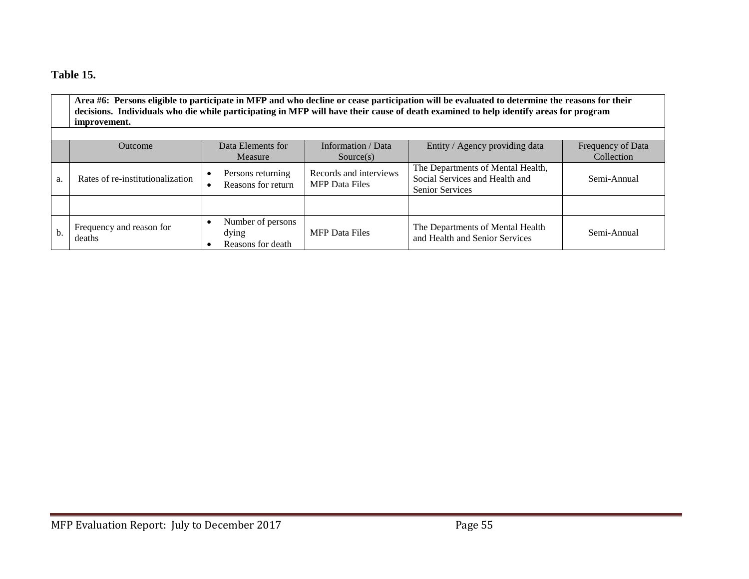**Table 15.**

| | Area #6: Persons eligible to participate in MFP and who decline or cease participation will be evaluated to determine the reasons for their decisions. Individuals who die while participating in MFP will have their cause of death examined to help identify areas for program improvement. | | | | |
|---|---|---|---|---|---|
| | | | | | |
| | Outcome | Data Elements for Measure | Information / Data Source(s) | Entity / Agency providing data | Frequency of Data Collection |
| a. | Rates of re-institutionalization | • Persons returning<br>• Reasons for return | Records and interviews MFP Data Files | The Departments of Mental Health, Social Services and Health and Senior Services | Semi-Annual |
| | | | | | |
| b. | Frequency and reason for deaths | • Number of persons dying<br>• Reasons for death | MFP Data Files | The Departments of Mental Health and Health and Senior Services | Semi-Annual |